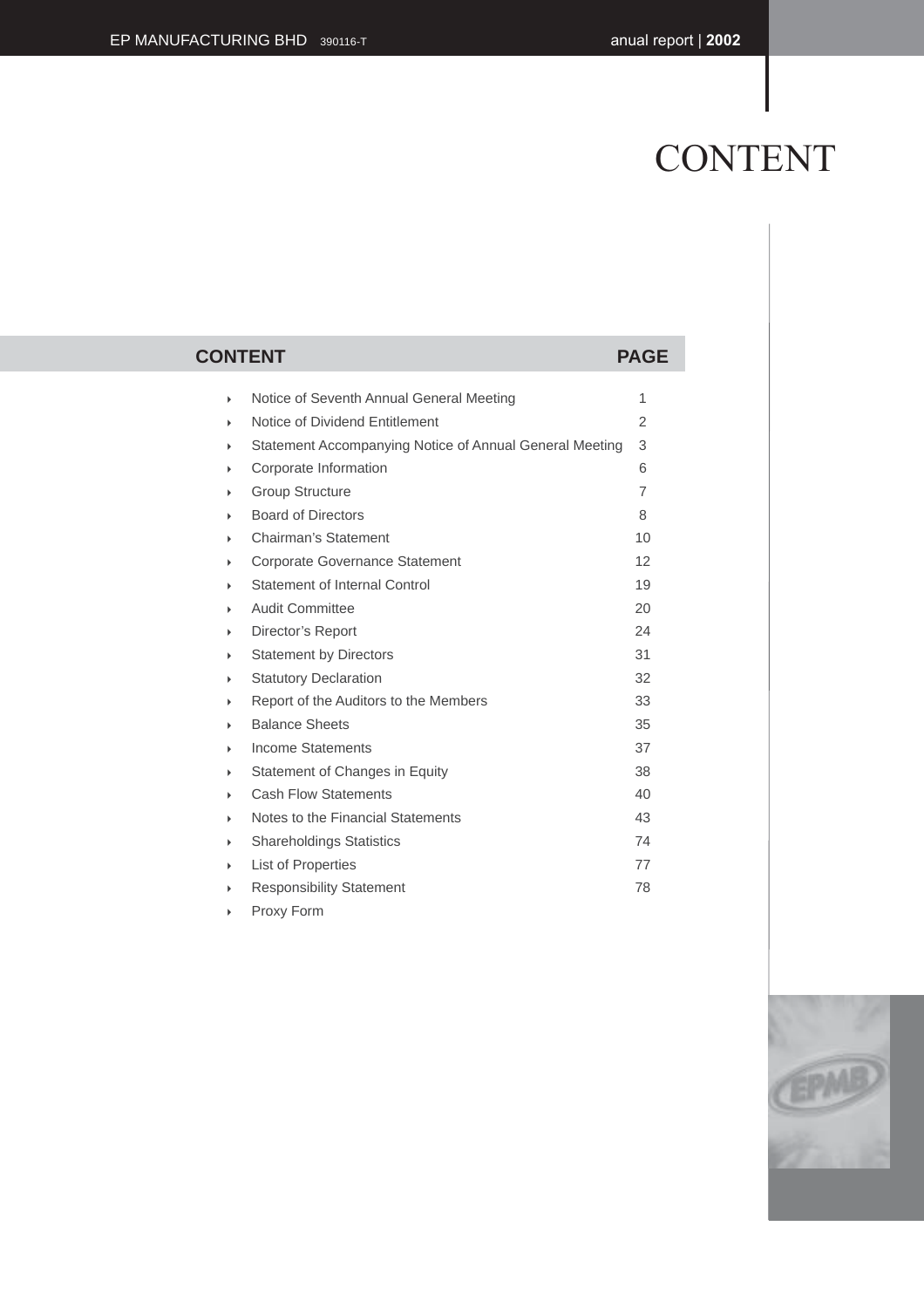# CONTENT

| CONTENT | PAGE |
|---|---|
| Notice of Seventh Annual General Meeting | 1 |
| Notice of Dividend Entitlement | 2 |
| Statement Accompanying Notice of Annual General Meeting | 3 |
| Corporate Information | 6 |
| Group Structure | 7 |
| Board of Directors | 8 |
| Chairman's Statement | 10 |
| Corporate Governance Statement | 12 |
| Statement of Internal Control | 19 |
| Audit Committee | 20 |
| Director's Report | 24 |
| Statement by Directors | 31 |
| Statutory Declaration | 32 |
| Report of the Auditors to the Members | 33 |
| Balance Sheets | 35 |
| Income Statements | 37 |
| Statement of Changes in Equity | 38 |
| Cash Flow Statements | 40 |
| Notes to the Financial Statements | 43 |
| Shareholdings Statistics | 74 |
| List of Properties | 77 |
| Responsibility Statement | 78 |
| Proxy Form | |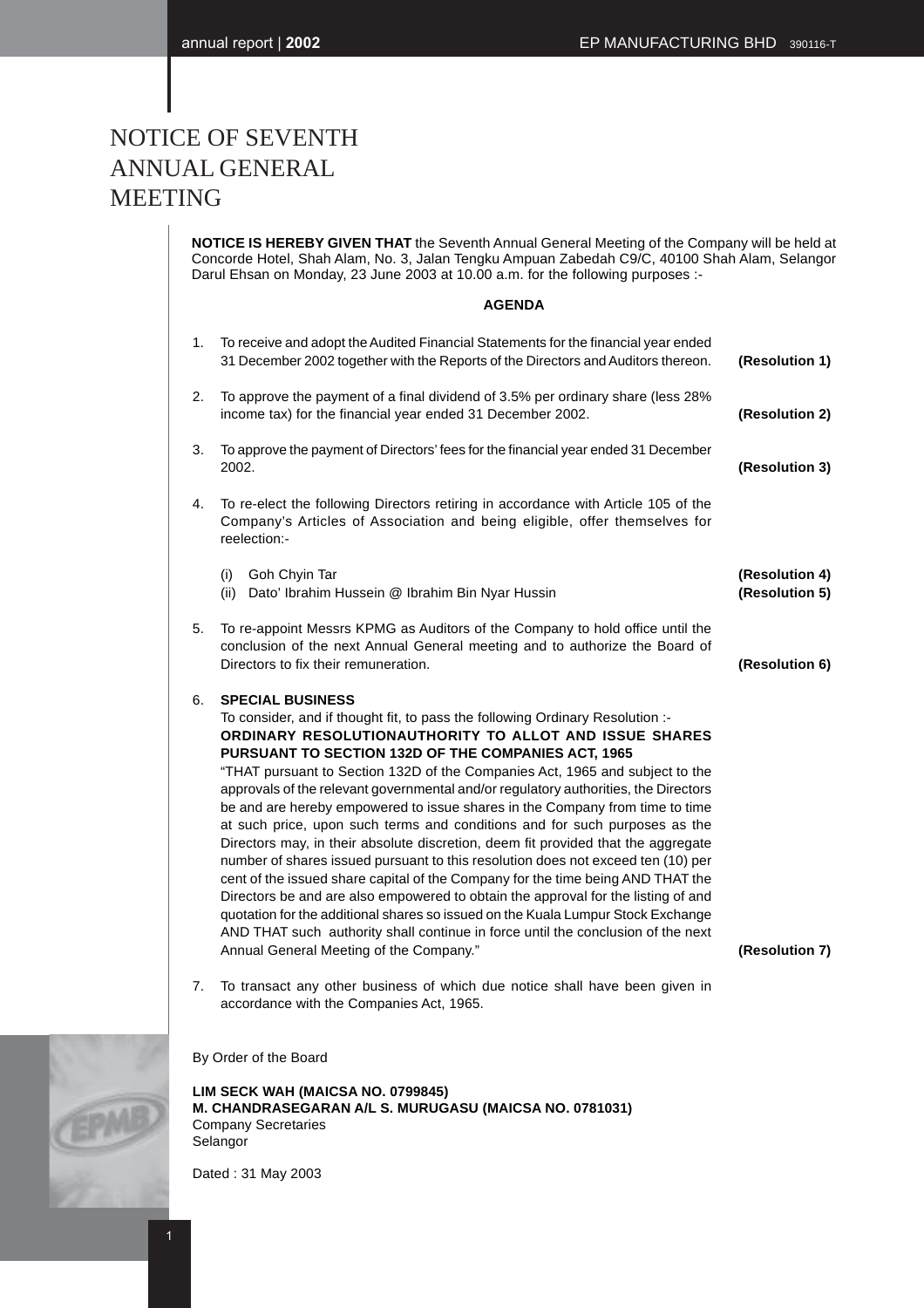# NOTICE OF SEVENTH ANNUAL GENERAL MEETING

**NOTICE IS HEREBY GIVEN THAT** the Seventh Annual General Meeting of the Company will be held at Concorde Hotel, Shah Alam, No. 3, Jalan Tengku Ampuan Zabedah C9/C, 40100 Shah Alam, Selangor Darul Ehsan on Monday, 23 June 2003 at 10.00 a.m. for the following purposes :-

**AGENDA**

1. To receive and adopt the Audited Financial Statements for the financial year ended 31 December 2002 together with the Reports of the Directors and Auditors thereon. **(Resolution 1)**

2. To approve the payment of a final dividend of 3.5% per ordinary share (less 28% income tax) for the financial year ended 31 December 2002. **(Resolution 2)**

3. To approve the payment of Directors' fees for the financial year ended 31 December 2002. **(Resolution 3)**

4. To re-elect the following Directors retiring in accordance with Article 105 of the Company's Articles of Association and being eligible, offer themselves for reelection:-

   (i) Goh Chyin Tar **(Resolution 4)**
   (ii) Dato' Ibrahim Hussein @ Ibrahim Bin Nyar Hussin **(Resolution 5)**

5. To re-appoint Messrs KPMG as Auditors of the Company to hold office until the conclusion of the next Annual General meeting and to authorize the Board of Directors to fix their remuneration. **(Resolution 6)**

6. **SPECIAL BUSINESS**
   To consider, and if thought fit, to pass the following Ordinary Resolution :-
   **ORDINARY RESOLUTIONAUTHORITY TO ALLOT AND ISSUE SHARES PURSUANT TO SECTION 132D OF THE COMPANIES ACT, 1965**
   "THAT pursuant to Section 132D of the Companies Act, 1965 and subject to the approvals of the relevant governmental and/or regulatory authorities, the Directors be and are hereby empowered to issue shares in the Company from time to time at such price, upon such terms and conditions and for such purposes as the Directors may, in their absolute discretion, deem fit provided that the aggregate number of shares issued pursuant to this resolution does not exceed ten (10) per cent of the issued share capital of the Company for the time being AND THAT the Directors be and are also empowered to obtain the approval for the listing of and quotation for the additional shares so issued on the Kuala Lumpur Stock Exchange AND THAT such authority shall continue in force until the conclusion of the next Annual General Meeting of the Company." **(Resolution 7)**

7. To transact any other business of which due notice shall have been given in accordance with the Companies Act, 1965.

By Order of the Board

**LIM SECK WAH (MAICSA NO. 0799845)**
**M. CHANDRASEGARAN A/L S. MURUGASU (MAICSA NO. 0781031)**
Company Secretaries
Selangor

Dated : 31 May 2003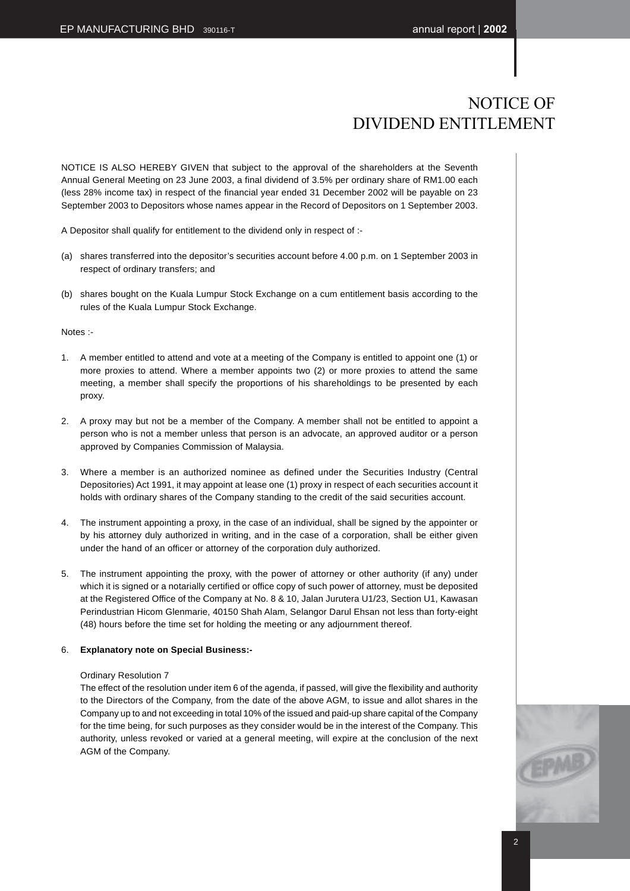# NOTICE OF DIVIDEND ENTITLEMENT

NOTICE IS ALSO HEREBY GIVEN that subject to the approval of the shareholders at the Seventh Annual General Meeting on 23 June 2003, a final dividend of 3.5% per ordinary share of RM1.00 each (less 28% income tax) in respect of the financial year ended 31 December 2002 will be payable on 23 September 2003 to Depositors whose names appear in the Record of Depositors on 1 September 2003.

A Depositor shall qualify for entitlement to the dividend only in respect of :-

(a) shares transferred into the depositor's securities account before 4.00 p.m. on 1 September 2003 in respect of ordinary transfers; and

(b) shares bought on the Kuala Lumpur Stock Exchange on a cum entitlement basis according to the rules of the Kuala Lumpur Stock Exchange.

Notes :-

1. A member entitled to attend and vote at a meeting of the Company is entitled to appoint one (1) or more proxies to attend. Where a member appoints two (2) or more proxies to attend the same meeting, a member shall specify the proportions of his shareholdings to be presented by each proxy.

2. A proxy may but not be a member of the Company. A member shall not be entitled to appoint a person who is not a member unless that person is an advocate, an approved auditor or a person approved by Companies Commission of Malaysia.

3. Where a member is an authorized nominee as defined under the Securities Industry (Central Depositories) Act 1991, it may appoint at lease one (1) proxy in respect of each securities account it holds with ordinary shares of the Company standing to the credit of the said securities account.

4. The instrument appointing a proxy, in the case of an individual, shall be signed by the appointer or by his attorney duly authorized in writing, and in the case of a corporation, shall be either given under the hand of an officer or attorney of the corporation duly authorized.

5. The instrument appointing the proxy, with the power of attorney or other authority (if any) under which it is signed or a notarially certified or office copy of such power of attorney, must be deposited at the Registered Office of the Company at No. 8 & 10, Jalan Jurutera U1/23, Section U1, Kawasan Perindustrian Hicom Glenmarie, 40150 Shah Alam, Selangor Darul Ehsan not less than forty-eight (48) hours before the time set for holding the meeting or any adjournment thereof.

6. **Explanatory note on Special Business:-**

   Ordinary Resolution 7
   The effect of the resolution under item 6 of the agenda, if passed, will give the flexibility and authority to the Directors of the Company, from the date of the above AGM, to issue and allot shares in the Company up to and not exceeding in total 10% of the issued and paid-up share capital of the Company for the time being, for such purposes as they consider would be in the interest of the Company. This authority, unless revoked or varied at a general meeting, will expire at the conclusion of the next AGM of the Company.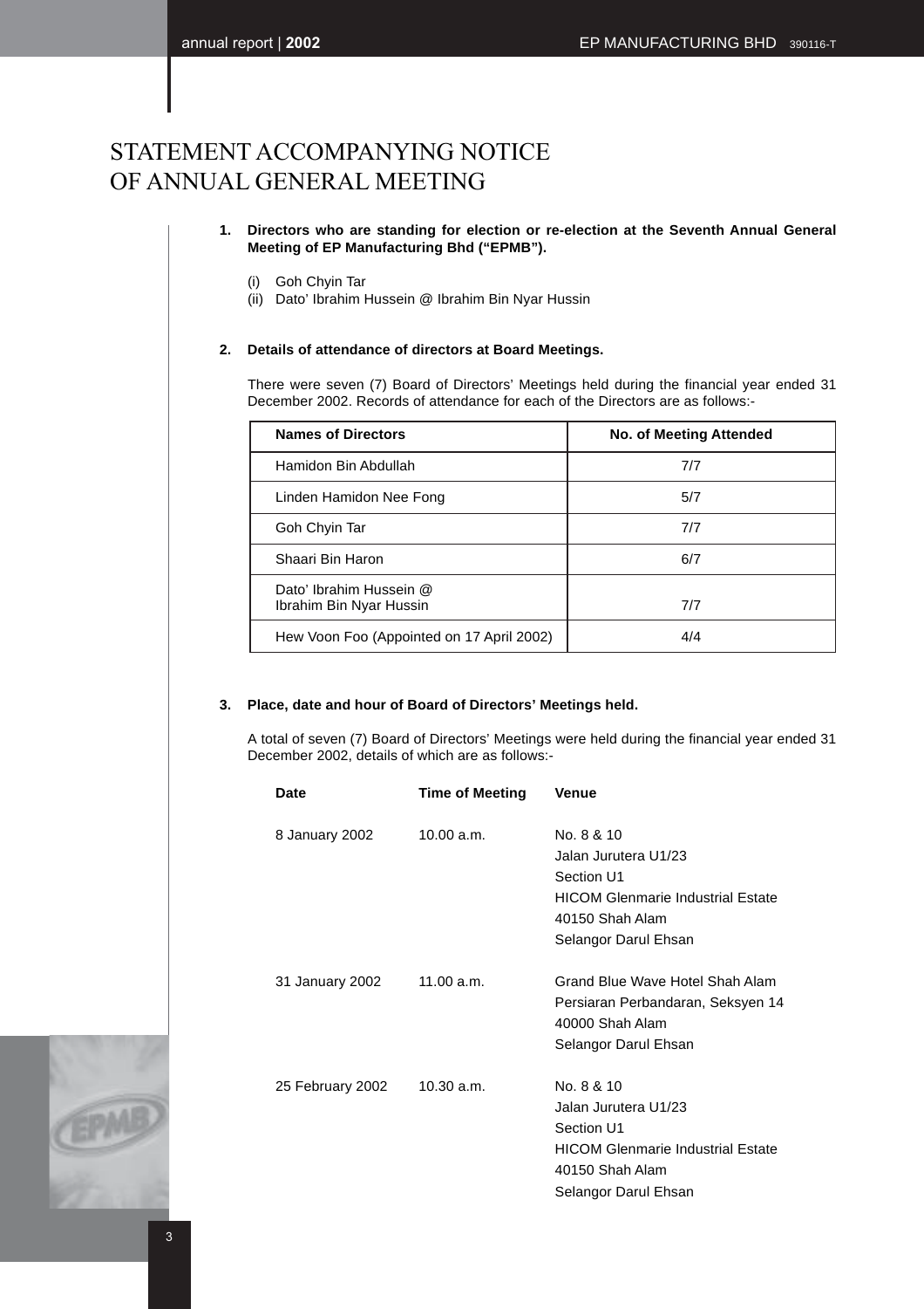# STATEMENT ACCOMPANYING NOTICE OF ANNUAL GENERAL MEETING

**1. Directors who are standing for election or re-election at the Seventh Annual General Meeting of EP Manufacturing Bhd ("EPMB").**

(i) Goh Chyin Tar
(ii) Dato' Ibrahim Hussein @ Ibrahim Bin Nyar Hussin

**2. Details of attendance of directors at Board Meetings.**

There were seven (7) Board of Directors' Meetings held during the financial year ended 31 December 2002. Records of attendance for each of the Directors are as follows:-

| Names of Directors | No. of Meeting Attended |
|---|---|
| Hamidon Bin Abdullah | 7/7 |
| Linden Hamidon Nee Fong | 5/7 |
| Goh Chyin Tar | 7/7 |
| Shaari Bin Haron | 6/7 |
| Dato' Ibrahim Hussein @ Ibrahim Bin Nyar Hussin | 7/7 |
| Hew Voon Foo (Appointed on 17 April 2002) | 4/4 |

**3. Place, date and hour of Board of Directors' Meetings held.**

A total of seven (7) Board of Directors' Meetings were held during the financial year ended 31 December 2002, details of which are as follows:-

| Date | Time of Meeting | Venue |
|---|---|---|
| 8 January 2002 | 10.00 a.m. | No. 8 & 10<br>Jalan Jurutera U1/23<br>Section U1<br>HICOM Glenmarie Industrial Estate<br>40150 Shah Alam<br>Selangor Darul Ehsan |
| 31 January 2002 | 11.00 a.m. | Grand Blue Wave Hotel Shah Alam<br>Persiaran Perbandaran, Seksyen 14<br>40000 Shah Alam<br>Selangor Darul Ehsan |
| 25 February 2002 | 10.30 a.m. | No. 8 & 10<br>Jalan Jurutera U1/23<br>Section U1<br>HICOM Glenmarie Industrial Estate<br>40150 Shah Alam<br>Selangor Darul Ehsan |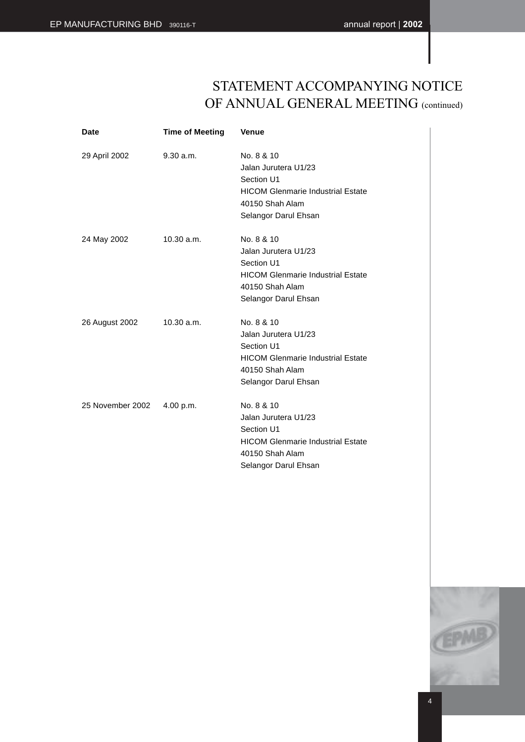# STATEMENT ACCOMPANYING NOTICE OF ANNUAL GENERAL MEETING (continued)

| Date | Time of Meeting | Venue |
|---|---|---|
| 29 April 2002 | 9.30 a.m. | No. 8 & 10<br>Jalan Jurutera U1/23<br>Section U1<br>HICOM Glenmarie Industrial Estate<br>40150 Shah Alam<br>Selangor Darul Ehsan |
| 24 May 2002 | 10.30 a.m. | No. 8 & 10<br>Jalan Jurutera U1/23<br>Section U1<br>HICOM Glenmarie Industrial Estate<br>40150 Shah Alam<br>Selangor Darul Ehsan |
| 26 August 2002 | 10.30 a.m. | No. 8 & 10<br>Jalan Jurutera U1/23<br>Section U1<br>HICOM Glenmarie Industrial Estate<br>40150 Shah Alam<br>Selangor Darul Ehsan |
| 25 November 2002 | 4.00 p.m. | No. 8 & 10<br>Jalan Jurutera U1/23<br>Section U1<br>HICOM Glenmarie Industrial Estate<br>40150 Shah Alam<br>Selangor Darul Ehsan |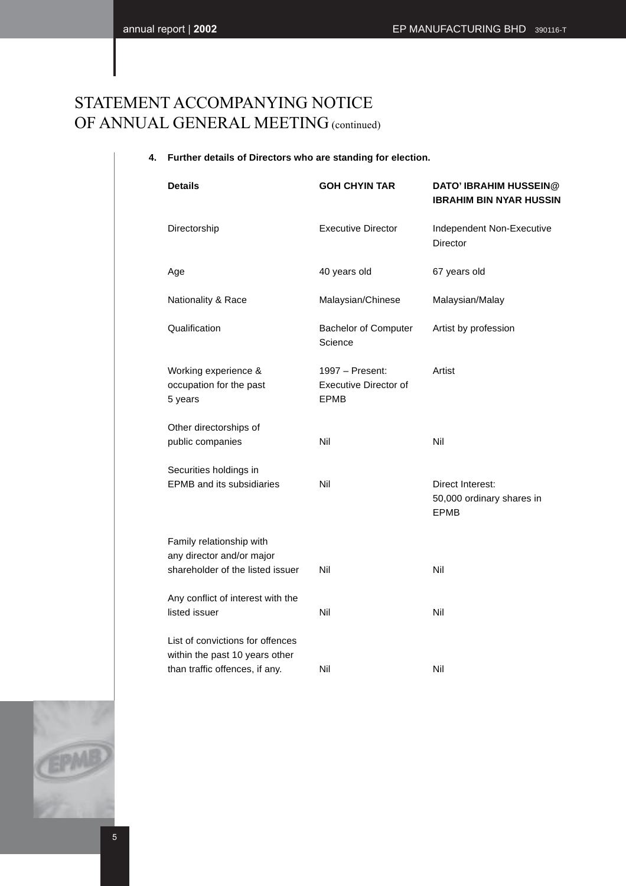# STATEMENT ACCOMPANYING NOTICE OF ANNUAL GENERAL MEETING (continued)

**4. Further details of Directors who are standing for election.**

| **Details** | **GOH CHYIN TAR** | **DATO' IBRAHIM HUSSEIN@ IBRAHIM BIN NYAR HUSSIN** |
|---|---|---|
| Directorship | Executive Director | Independent Non-Executive Director |
| Age | 40 years old | 67 years old |
| Nationality & Race | Malaysian/Chinese | Malaysian/Malay |
| Qualification | Bachelor of Computer Science | Artist by profession |
| Working experience & occupation for the past 5 years | 1997 – Present: Executive Director of EPMB | Artist |
| Other directorships of public companies | Nil | Nil |
| Securities holdings in EPMB and its subsidiaries | Nil | Direct Interest: 50,000 ordinary shares in EPMB |
| Family relationship with any director and/or major shareholder of the listed issuer | Nil | Nil |
| Any conflict of interest with the listed issuer | Nil | Nil |
| List of convictions for offences within the past 10 years other than traffic offences, if any. | Nil | Nil |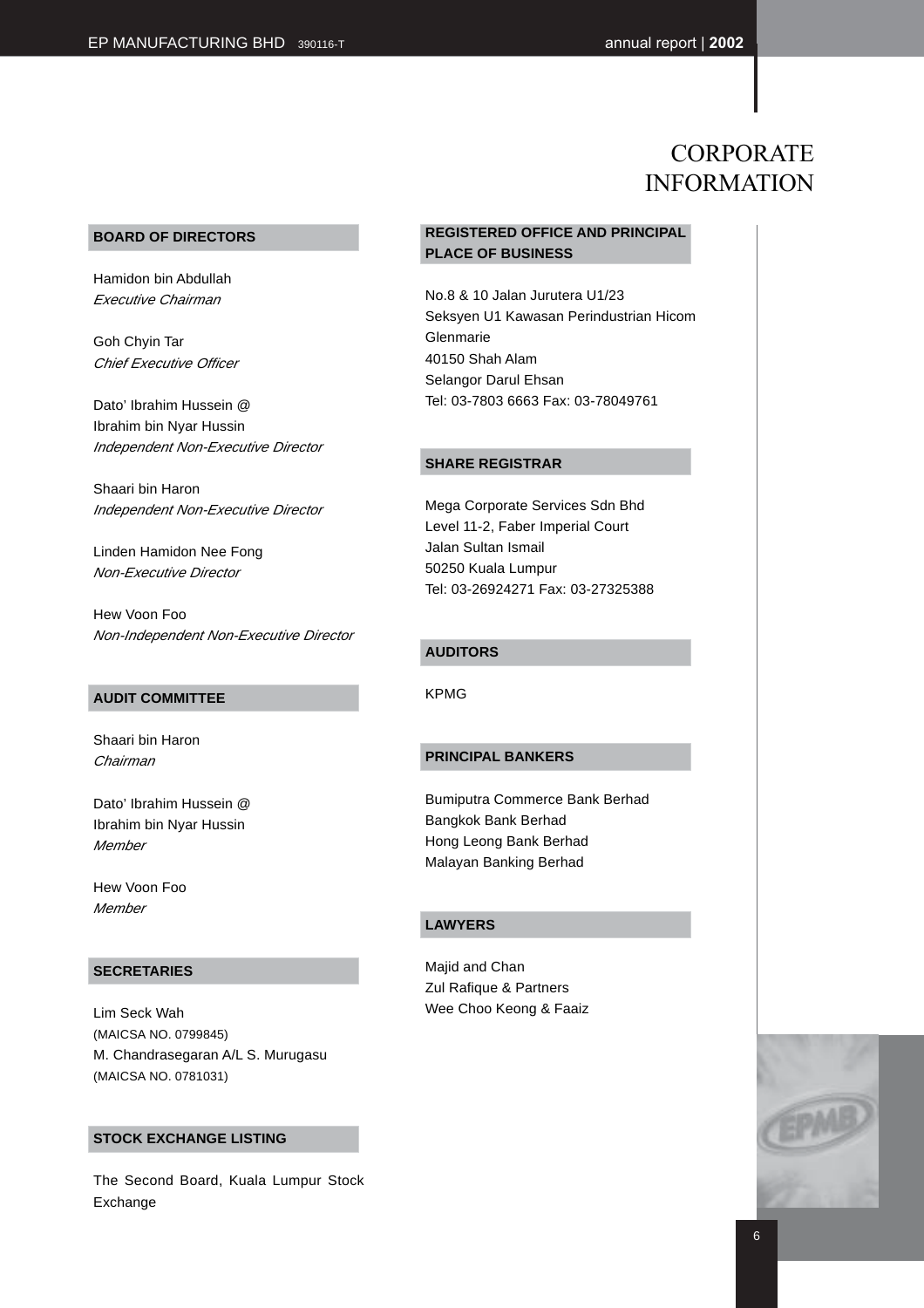# CORPORATE INFORMATION

## BOARD OF DIRECTORS

Hamidon bin Abdullah
*Executive Chairman*

Goh Chyin Tar
*Chief Executive Officer*

Dato' Ibrahim Hussein @
Ibrahim bin Nyar Hussin
*Independent Non-Executive Director*

Shaari bin Haron
*Independent Non-Executive Director*

Linden Hamidon Nee Fong
*Non-Executive Director*

Hew Voon Foo
*Non-Independent Non-Executive Director*

## AUDIT COMMITTEE

Shaari bin Haron
*Chairman*

Dato' Ibrahim Hussein @
Ibrahim bin Nyar Hussin
*Member*

Hew Voon Foo
*Member*

## SECRETARIES

Lim Seck Wah
(MAICSA NO. 0799845)
M. Chandrasegaran A/L S. Murugasu
(MAICSA NO. 0781031)

## STOCK EXCHANGE LISTING

The Second Board, Kuala Lumpur Stock Exchange

## REGISTERED OFFICE AND PRINCIPAL PLACE OF BUSINESS

No.8 & 10 Jalan Jurutera U1/23
Seksyen U1 Kawasan Perindustrian Hicom
Glenmarie
40150 Shah Alam
Selangor Darul Ehsan
Tel: 03-7803 6663 Fax: 03-78049761

## SHARE REGISTRAR

Mega Corporate Services Sdn Bhd
Level 11-2, Faber Imperial Court
Jalan Sultan Ismail
50250 Kuala Lumpur
Tel: 03-26924271 Fax: 03-27325388

## AUDITORS

KPMG

## PRINCIPAL BANKERS

Bumiputra Commerce Bank Berhad
Bangkok Bank Berhad
Hong Leong Bank Berhad
Malayan Banking Berhad

## LAWYERS

Majid and Chan
Zul Rafique & Partners
Wee Choo Keong & Faaiz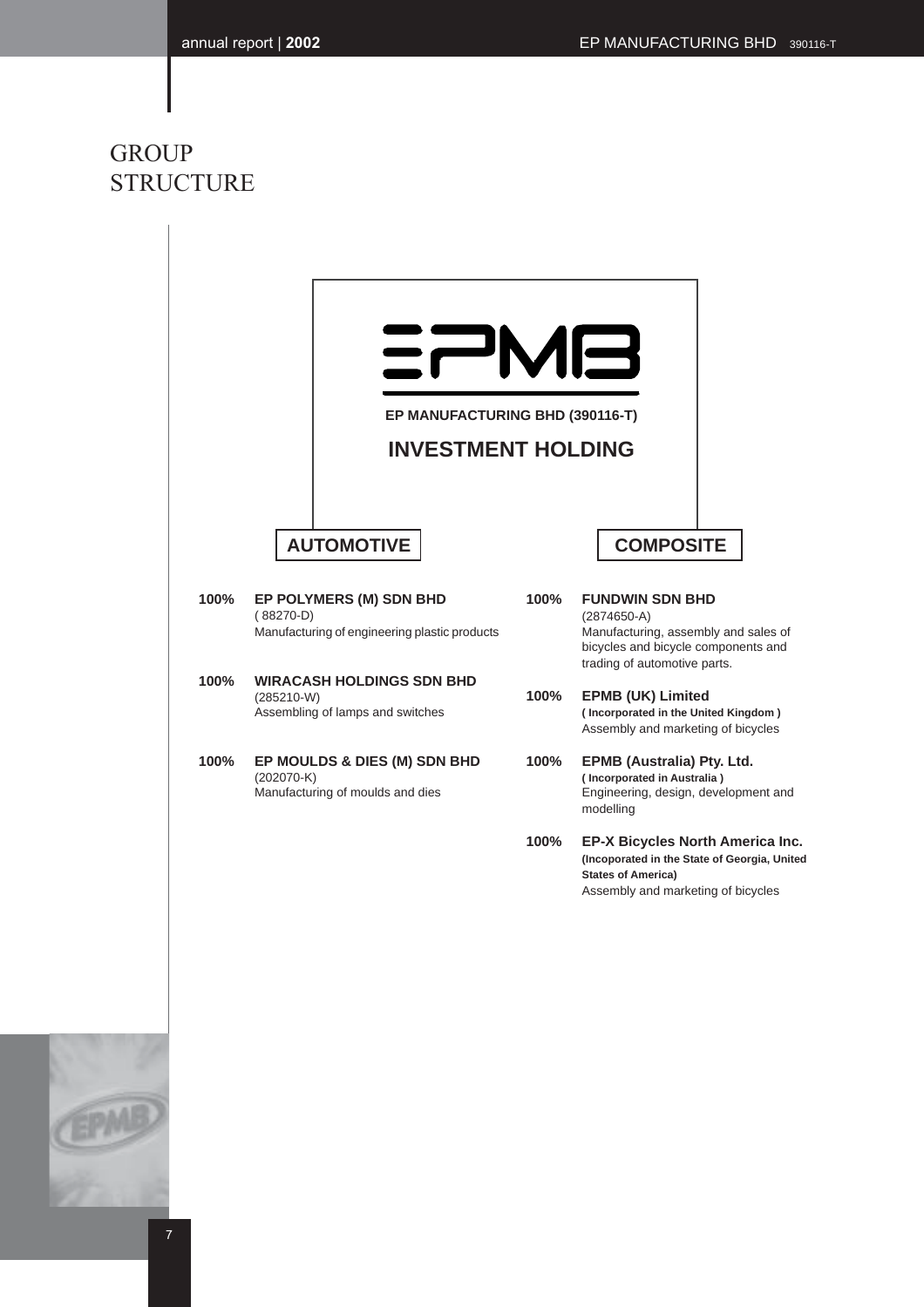# GROUP STRUCTURE

**EP MANUFACTURING BHD (390116-T)**

## INVESTMENT HOLDING

### AUTOMOTIVE

**100%** **EP POLYMERS (M) SDN BHD**
( 88270-D)
Manufacturing of engineering plastic products

**100%** **WIRACASH HOLDINGS SDN BHD**
(285210-W)
Assembling of lamps and switches

**100%** **EP MOULDS & DIES (M) SDN BHD**
(202070-K)
Manufacturing of moulds and dies

### COMPOSITE

**100%** **FUNDWIN SDN BHD**
(2874650-A)
Manufacturing, assembly and sales of bicycles and bicycle components and trading of automotive parts.

**100%** **EPMB (UK) Limited**
**( Incorporated in the United Kingdom )**
Assembly and marketing of bicycles

**100%** **EPMB (Australia) Pty. Ltd.**
**( Incorporated in Australia )**
Engineering, design, development and modelling

**100%** **EP-X Bicycles North America Inc.**
**(Incoporated in the State of Georgia, United States of America)**
Assembly and marketing of bicycles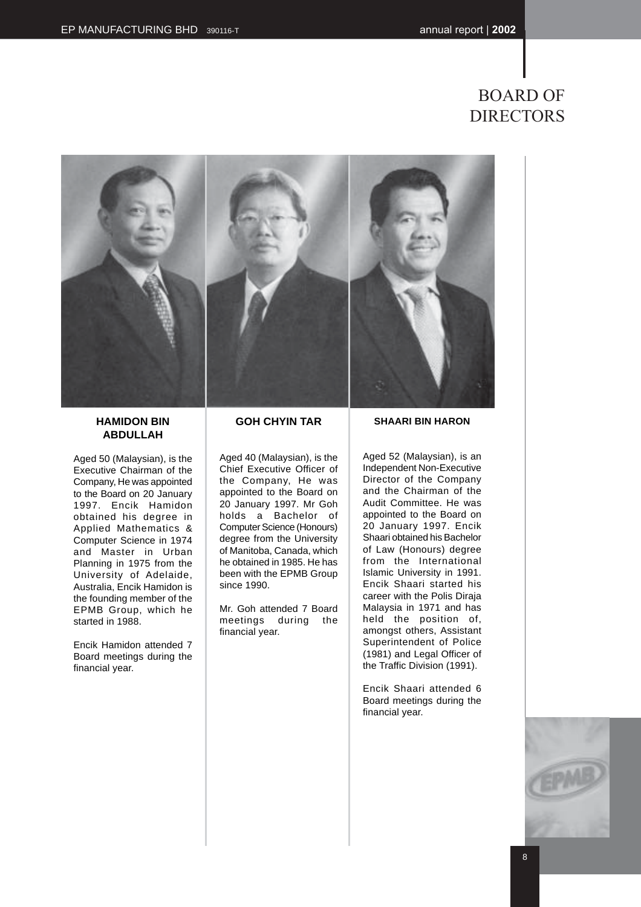# BOARD OF DIRECTORS

### HAMIDON BIN ABDULLAH

Aged 50 (Malaysian), is the Executive Chairman of the Company, He was appointed to the Board on 20 January 1997. Encik Hamidon obtained his degree in Applied Mathematics & Computer Science in 1974 and Master in Urban Planning in 1975 from the University of Adelaide, Australia, Encik Hamidon is the founding member of the EPMB Group, which he started in 1988.

Encik Hamidon attended 7 Board meetings during the financial year.

### GOH CHYIN TAR

Aged 40 (Malaysian), is the Chief Executive Officer of the Company, He was appointed to the Board on 20 January 1997. Mr Goh holds a Bachelor of Computer Science (Honours) degree from the University of Manitoba, Canada, which he obtained in 1985. He has been with the EPMB Group since 1990.

Mr. Goh attended 7 Board meetings during the financial year.

### SHAARI BIN HARON

Aged 52 (Malaysian), is an Independent Non-Executive Director of the Company and the Chairman of the Audit Committee. He was appointed to the Board on 20 January 1997. Encik Shaari obtained his Bachelor of Law (Honours) degree from the International Islamic University in 1991. Encik Shaari started his career with the Polis Diraja Malaysia in 1971 and has held the position of, amongst others, Assistant Superintendent of Police (1981) and Legal Officer of the Traffic Division (1991).

Encik Shaari attended 6 Board meetings during the financial year.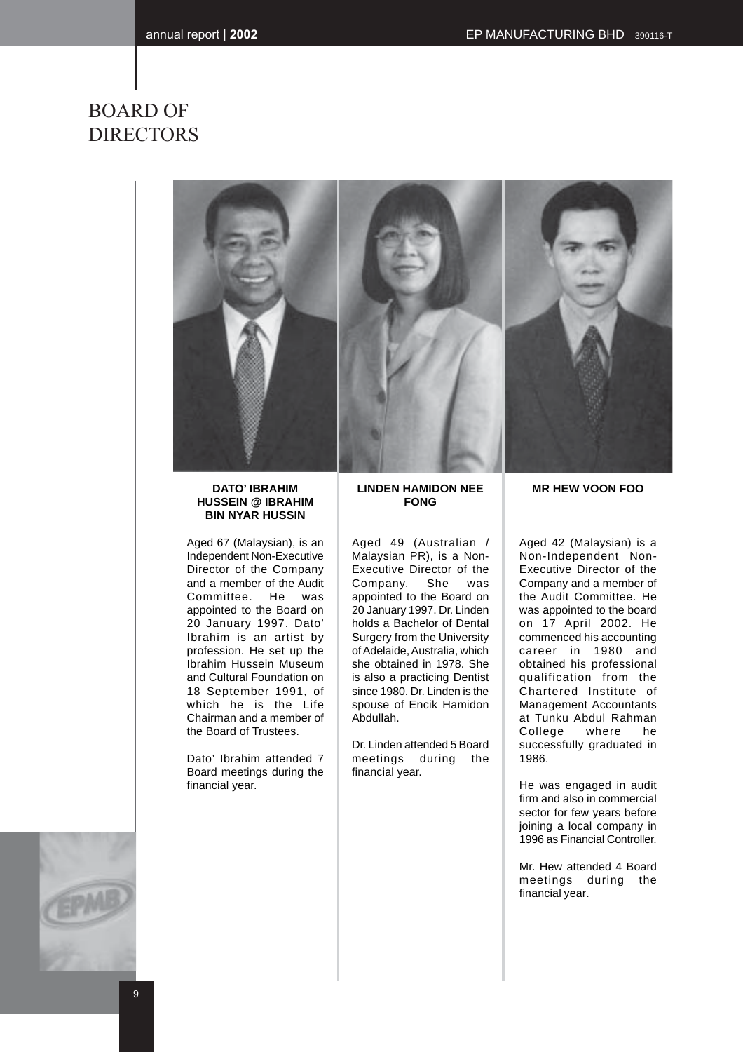# BOARD OF DIRECTORS

### DATO' IBRAHIM HUSSEIN @ IBRAHIM BIN NYAR HUSSIN

Aged 67 (Malaysian), is an Independent Non-Executive Director of the Company and a member of the Audit Committee. He was appointed to the Board on 20 January 1997. Dato' Ibrahim is an artist by profession. He set up the Ibrahim Hussein Museum and Cultural Foundation on 18 September 1991, of which he is the Life Chairman and a member of the Board of Trustees.

Dato' Ibrahim attended 7 Board meetings during the financial year.

### LINDEN HAMIDON NEE FONG

Aged 49 (Australian / Malaysian PR), is a Non-Executive Director of the Company. She was appointed to the Board on 20 January 1997. Dr. Linden holds a Bachelor of Dental Surgery from the University of Adelaide, Australia, which she obtained in 1978. She is also a practicing Dentist since 1980. Dr. Linden is the spouse of Encik Hamidon Abdullah.

Dr. Linden attended 5 Board meetings during the financial year.

### MR HEW VOON FOO

Aged 42 (Malaysian) is a Non-Independent Non-Executive Director of the Company and a member of the Audit Committee. He was appointed to the board on 17 April 2002. He commenced his accounting career in 1980 and obtained his professional qualification from the Chartered Institute of Management Accountants at Tunku Abdul Rahman College where he successfully graduated in 1986.

He was engaged in audit firm and also in commercial sector for few years before joining a local company in 1996 as Financial Controller.

Mr. Hew attended 4 Board meetings during the financial year.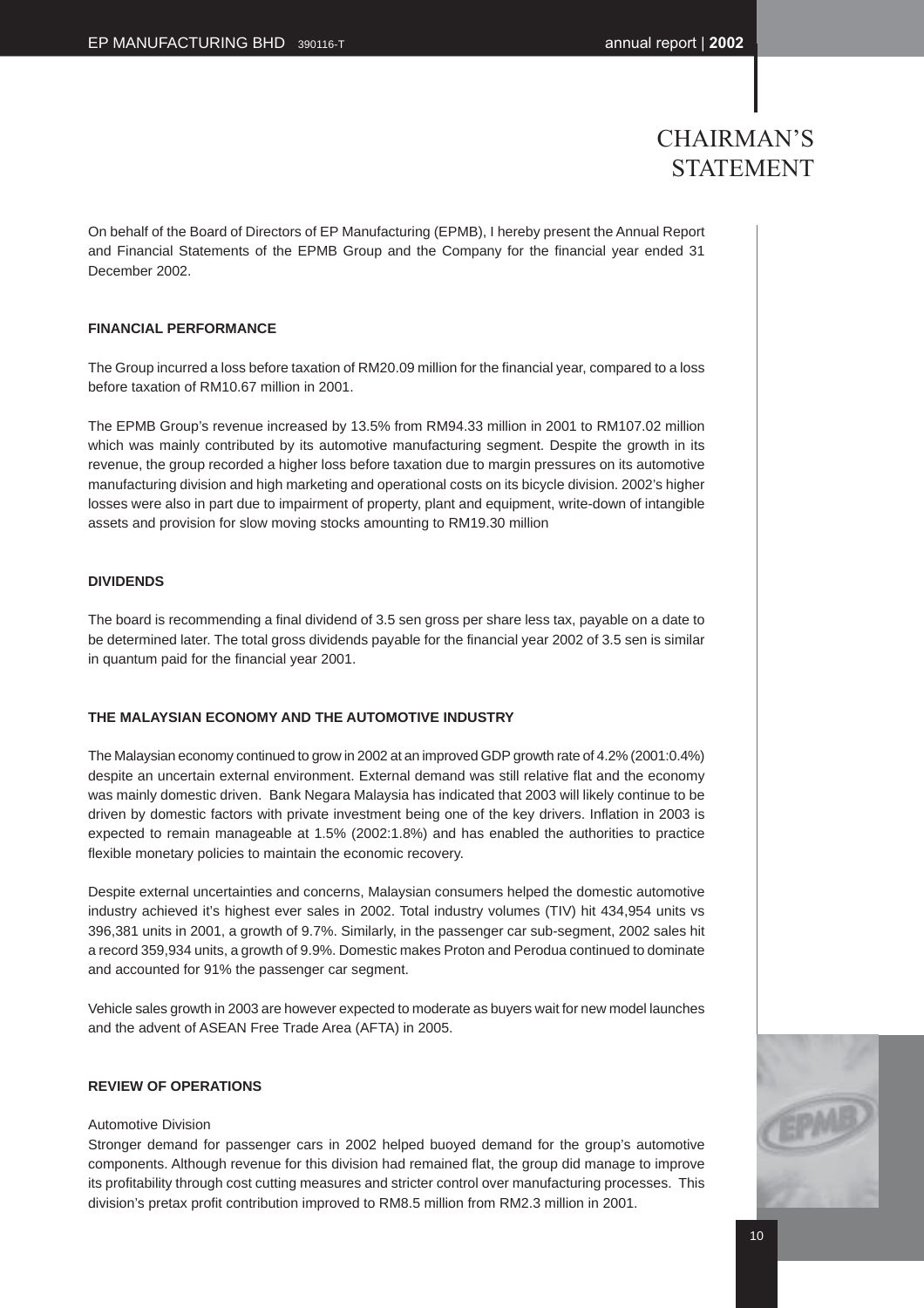# CHAIRMAN'S STATEMENT

On behalf of the Board of Directors of EP Manufacturing (EPMB), I hereby present the Annual Report and Financial Statements of the EPMB Group and the Company for the financial year ended 31 December 2002.

### FINANCIAL PERFORMANCE

The Group incurred a loss before taxation of RM20.09 million for the financial year, compared to a loss before taxation of RM10.67 million in 2001.

The EPMB Group's revenue increased by 13.5% from RM94.33 million in 2001 to RM107.02 million which was mainly contributed by its automotive manufacturing segment. Despite the growth in its revenue, the group recorded a higher loss before taxation due to margin pressures on its automotive manufacturing division and high marketing and operational costs on its bicycle division. 2002's higher losses were also in part due to impairment of property, plant and equipment, write-down of intangible assets and provision for slow moving stocks amounting to RM19.30 million

### DIVIDENDS

The board is recommending a final dividend of 3.5 sen gross per share less tax, payable on a date to be determined later. The total gross dividends payable for the financial year 2002 of 3.5 sen is similar in quantum paid for the financial year 2001.

### THE MALAYSIAN ECONOMY AND THE AUTOMOTIVE INDUSTRY

The Malaysian economy continued to grow in 2002 at an improved GDP growth rate of 4.2% (2001:0.4%) despite an uncertain external environment. External demand was still relative flat and the economy was mainly domestic driven. Bank Negara Malaysia has indicated that 2003 will likely continue to be driven by domestic factors with private investment being one of the key drivers. Inflation in 2003 is expected to remain manageable at 1.5% (2002:1.8%) and has enabled the authorities to practice flexible monetary policies to maintain the economic recovery.

Despite external uncertainties and concerns, Malaysian consumers helped the domestic automotive industry achieved it's highest ever sales in 2002. Total industry volumes (TIV) hit 434,954 units vs 396,381 units in 2001, a growth of 9.7%. Similarly, in the passenger car sub-segment, 2002 sales hit a record 359,934 units, a growth of 9.9%. Domestic makes Proton and Perodua continued to dominate and accounted for 91% the passenger car segment.

Vehicle sales growth in 2003 are however expected to moderate as buyers wait for new model launches and the advent of ASEAN Free Trade Area (AFTA) in 2005.

### REVIEW OF OPERATIONS

Automotive Division

Stronger demand for passenger cars in 2002 helped buoyed demand for the group's automotive components. Although revenue for this division had remained flat, the group did manage to improve its profitability through cost cutting measures and stricter control over manufacturing processes. This division's pretax profit contribution improved to RM8.5 million from RM2.3 million in 2001.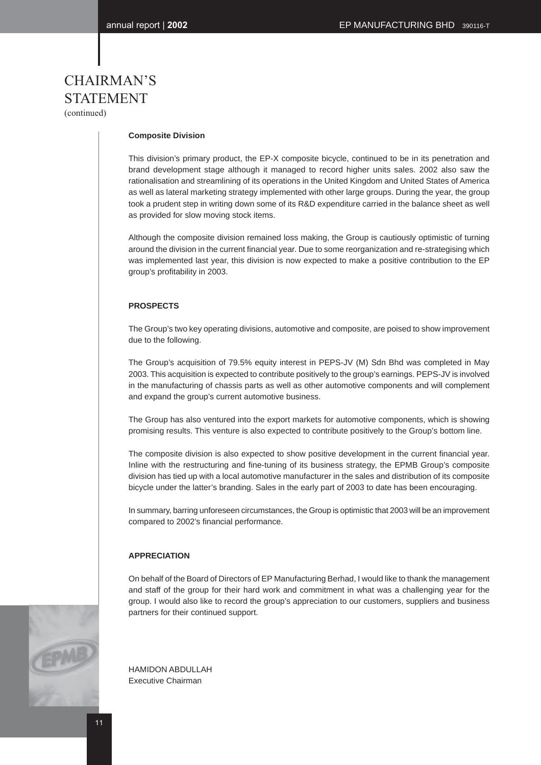# CHAIRMAN'S STATEMENT
(continued)

**Composite Division**

This division's primary product, the EP-X composite bicycle, continued to be in its penetration and brand development stage although it managed to record higher units sales. 2002 also saw the rationalisation and streamlining of its operations in the United Kingdom and United States of America as well as lateral marketing strategy implemented with other large groups. During the year, the group took a prudent step in writing down some of its R&D expenditure carried in the balance sheet as well as provided for slow moving stock items.

Although the composite division remained loss making, the Group is cautiously optimistic of turning around the division in the current financial year. Due to some reorganization and re-strategising which was implemented last year, this division is now expected to make a positive contribution to the EP group's profitability in 2003.

**PROSPECTS**

The Group's two key operating divisions, automotive and composite, are poised to show improvement due to the following.

The Group's acquisition of 79.5% equity interest in PEPS-JV (M) Sdn Bhd was completed in May 2003. This acquisition is expected to contribute positively to the group's earnings. PEPS-JV is involved in the manufacturing of chassis parts as well as other automotive components and will complement and expand the group's current automotive business.

The Group has also ventured into the export markets for automotive components, which is showing promising results. This venture is also expected to contribute positively to the Group's bottom line.

The composite division is also expected to show positive development in the current financial year. Inline with the restructuring and fine-tuning of its business strategy, the EPMB Group's composite division has tied up with a local automotive manufacturer in the sales and distribution of its composite bicycle under the latter's branding. Sales in the early part of 2003 to date has been encouraging.

In summary, barring unforeseen circumstances, the Group is optimistic that 2003 will be an improvement compared to 2002's financial performance.

**APPRECIATION**

On behalf of the Board of Directors of EP Manufacturing Berhad, I would like to thank the management and staff of the group for their hard work and commitment in what was a challenging year for the group. I would also like to record the group's appreciation to our customers, suppliers and business partners for their continued support.

HAMIDON ABDULLAH
Executive Chairman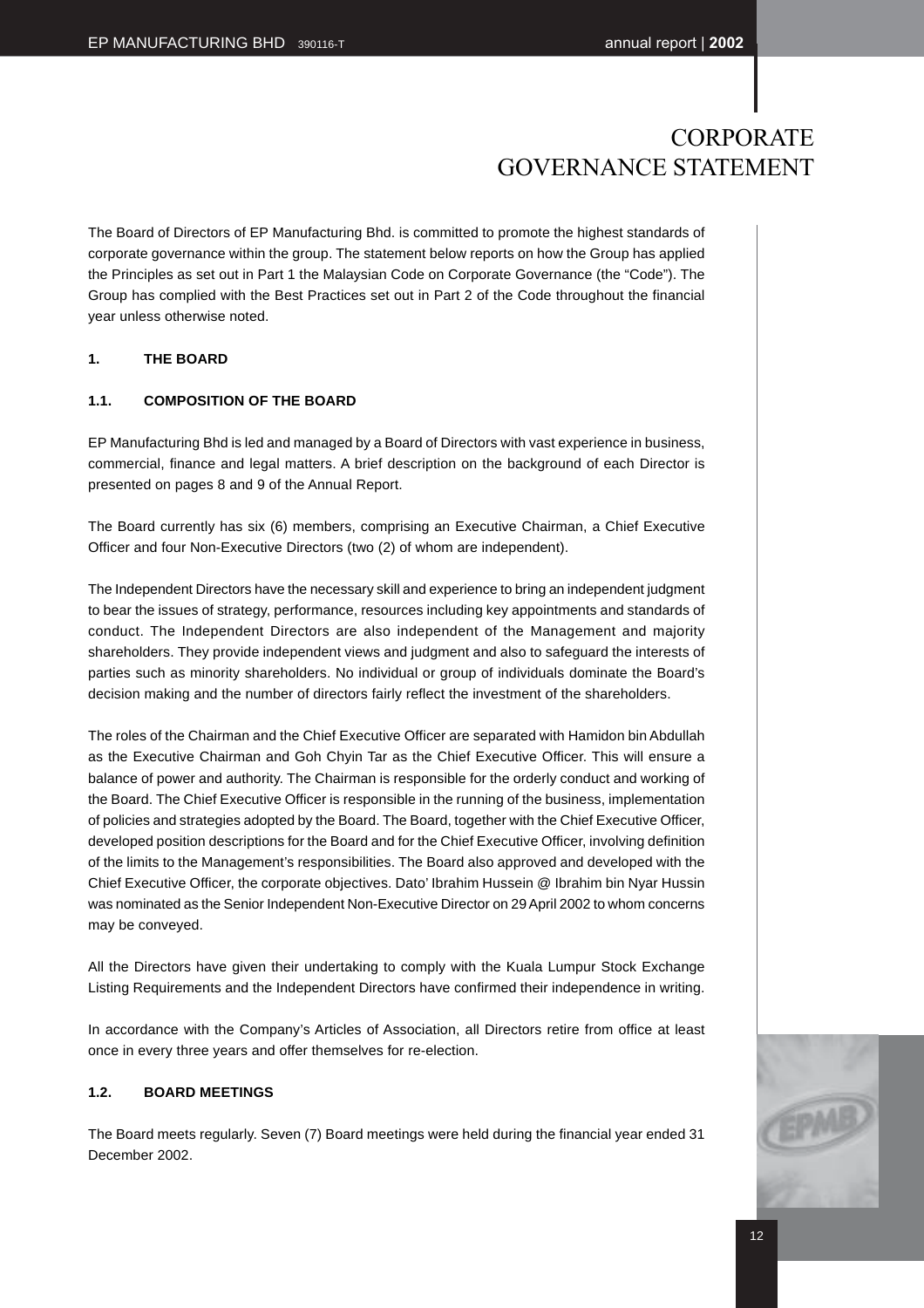# CORPORATE GOVERNANCE STATEMENT

The Board of Directors of EP Manufacturing Bhd. is committed to promote the highest standards of corporate governance within the group. The statement below reports on how the Group has applied the Principles as set out in Part 1 the Malaysian Code on Corporate Governance (the "Code"). The Group has complied with the Best Practices set out in Part 2 of the Code throughout the financial year unless otherwise noted.

## 1. THE BOARD

### 1.1. COMPOSITION OF THE BOARD

EP Manufacturing Bhd is led and managed by a Board of Directors with vast experience in business, commercial, finance and legal matters. A brief description on the background of each Director is presented on pages 8 and 9 of the Annual Report.

The Board currently has six (6) members, comprising an Executive Chairman, a Chief Executive Officer and four Non-Executive Directors (two (2) of whom are independent).

The Independent Directors have the necessary skill and experience to bring an independent judgment to bear the issues of strategy, performance, resources including key appointments and standards of conduct. The Independent Directors are also independent of the Management and majority shareholders. They provide independent views and judgment and also to safeguard the interests of parties such as minority shareholders. No individual or group of individuals dominate the Board's decision making and the number of directors fairly reflect the investment of the shareholders.

The roles of the Chairman and the Chief Executive Officer are separated with Hamidon bin Abdullah as the Executive Chairman and Goh Chyin Tar as the Chief Executive Officer. This will ensure a balance of power and authority. The Chairman is responsible for the orderly conduct and working of the Board. The Chief Executive Officer is responsible in the running of the business, implementation of policies and strategies adopted by the Board. The Board, together with the Chief Executive Officer, developed position descriptions for the Board and for the Chief Executive Officer, involving definition of the limits to the Management's responsibilities. The Board also approved and developed with the Chief Executive Officer, the corporate objectives. Dato' Ibrahim Hussein @ Ibrahim bin Nyar Hussin was nominated as the Senior Independent Non-Executive Director on 29 April 2002 to whom concerns may be conveyed.

All the Directors have given their undertaking to comply with the Kuala Lumpur Stock Exchange Listing Requirements and the Independent Directors have confirmed their independence in writing.

In accordance with the Company's Articles of Association, all Directors retire from office at least once in every three years and offer themselves for re-election.

### 1.2. BOARD MEETINGS

The Board meets regularly. Seven (7) Board meetings were held during the financial year ended 31 December 2002.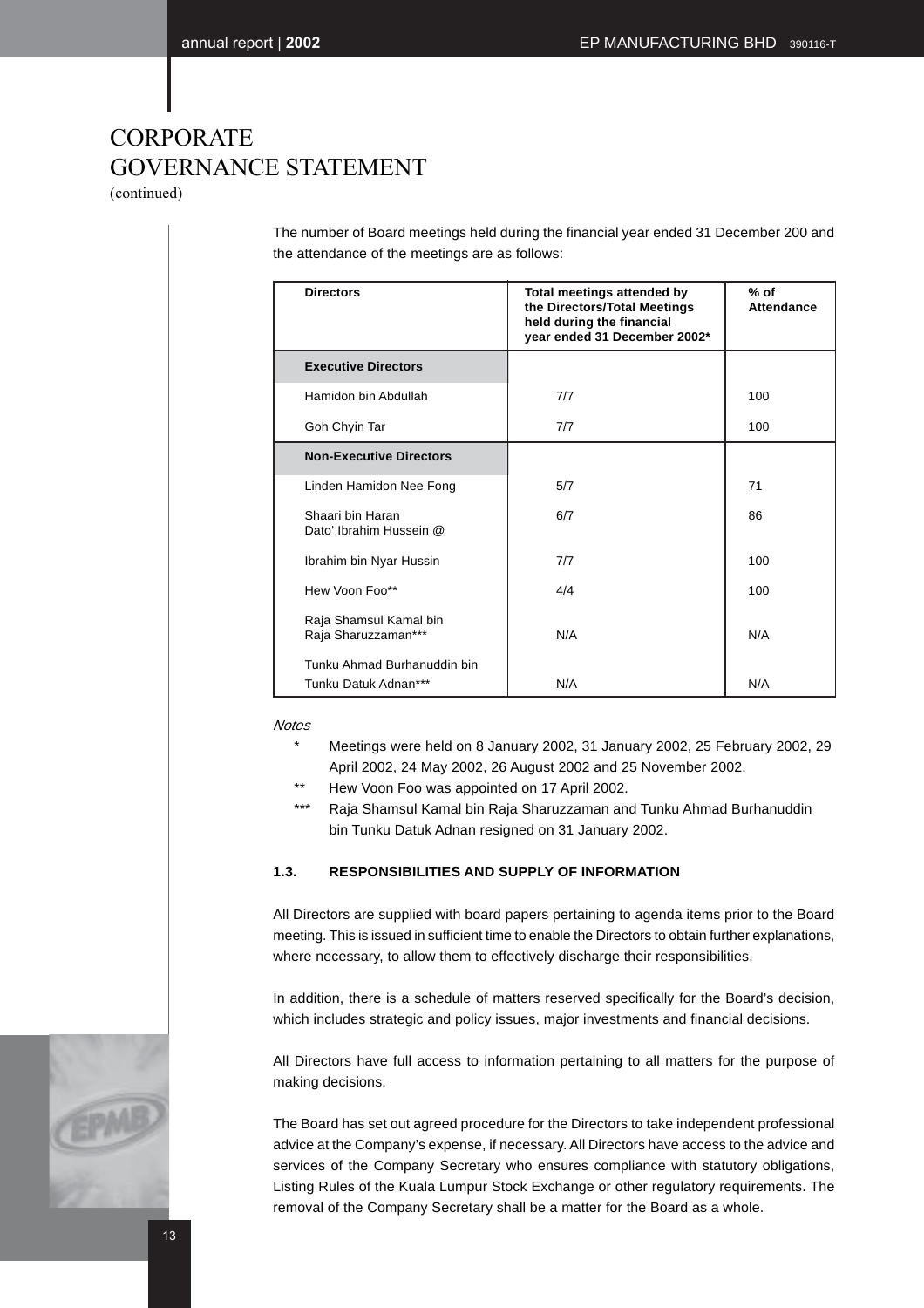# CORPORATE GOVERNANCE STATEMENT

(continued)

The number of Board meetings held during the financial year ended 31 December 200 and the attendance of the meetings are as follows:

| Directors | Total meetings attended by the Directors/Total Meetings held during the financial year ended 31 December 2002* | % of Attendance |
|---|---|---|
| **Executive Directors** | | |
| Hamidon bin Abdullah | 7/7 | 100 |
| Goh Chyin Tar | 7/7 | 100 |
| **Non-Executive Directors** | | |
| Linden Hamidon Nee Fong | 5/7 | 71 |
| Shaari bin Haran Dato' Ibrahim Hussein @ | 6/7 | 86 |
| Ibrahim bin Nyar Hussin | 7/7 | 100 |
| Hew Voon Foo** | 4/4 | 100 |
| Raja Shamsul Kamal bin Raja Sharuzzaman*** | N/A | N/A |
| Tunku Ahmad Burhanuddin bin Tunku Datuk Adnan*** | N/A | N/A |

*Notes*

- \* Meetings were held on 8 January 2002, 31 January 2002, 25 February 2002, 29 April 2002, 24 May 2002, 26 August 2002 and 25 November 2002.
- \*\* Hew Voon Foo was appointed on 17 April 2002.
- \*\*\* Raja Shamsul Kamal bin Raja Sharuzzaman and Tunku Ahmad Burhanuddin bin Tunku Datuk Adnan resigned on 31 January 2002.

### 1.3. RESPONSIBILITIES AND SUPPLY OF INFORMATION

All Directors are supplied with board papers pertaining to agenda items prior to the Board meeting. This is issued in sufficient time to enable the Directors to obtain further explanations, where necessary, to allow them to effectively discharge their responsibilities.

In addition, there is a schedule of matters reserved specifically for the Board's decision, which includes strategic and policy issues, major investments and financial decisions.

All Directors have full access to information pertaining to all matters for the purpose of making decisions.

The Board has set out agreed procedure for the Directors to take independent professional advice at the Company's expense, if necessary. All Directors have access to the advice and services of the Company Secretary who ensures compliance with statutory obligations, Listing Rules of the Kuala Lumpur Stock Exchange or other regulatory requirements. The removal of the Company Secretary shall be a matter for the Board as a whole.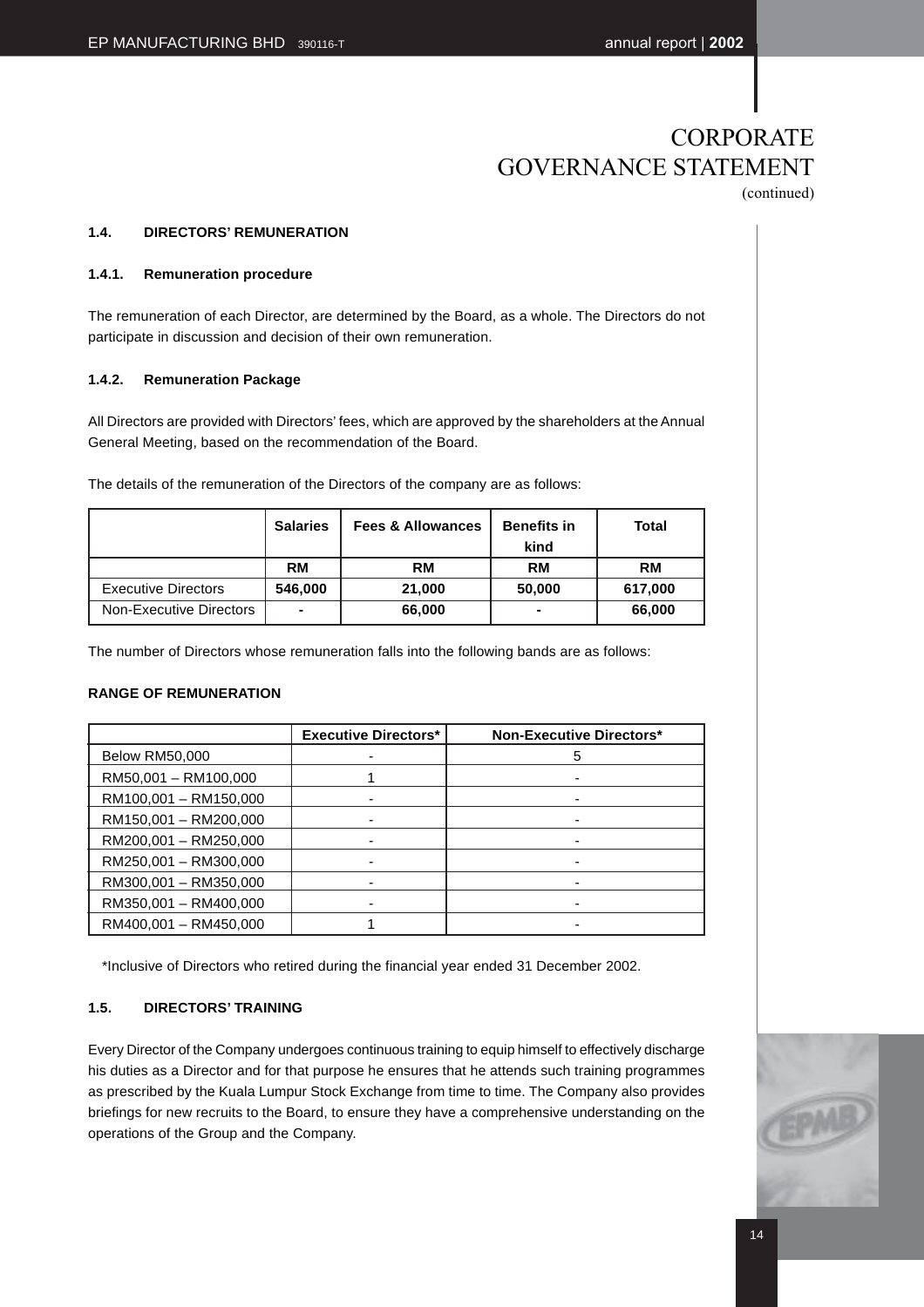# CORPORATE GOVERNANCE STATEMENT

(continued)

### 1.4. DIRECTORS' REMUNERATION

#### 1.4.1. Remuneration procedure

The remuneration of each Director, are determined by the Board, as a whole. The Directors do not participate in discussion and decision of their own remuneration.

#### 1.4.2. Remuneration Package

All Directors are provided with Directors' fees, which are approved by the shareholders at the Annual General Meeting, based on the recommendation of the Board.

The details of the remuneration of the Directors of the company are as follows:

| | Salaries | Fees & Allowances | Benefits in kind | Total |
|---|---|---|---|---|
| | **RM** | **RM** | **RM** | **RM** |
| Executive Directors | **546,000** | **21,000** | **50,000** | **617,000** |
| Non-Executive Directors | **-** | **66,000** | **-** | **66,000** |

The number of Directors whose remuneration falls into the following bands are as follows:

**RANGE OF REMUNERATION**

| | Executive Directors* | Non-Executive Directors* |
|---|---|---|
| Below RM50,000 | - | 5 |
| RM50,001 – RM100,000 | 1 | - |
| RM100,001 – RM150,000 | - | - |
| RM150,001 – RM200,000 | - | - |
| RM200,001 – RM250,000 | - | - |
| RM250,001 – RM300,000 | - | - |
| RM300,001 – RM350,000 | - | - |
| RM350,001 – RM400,000 | - | - |
| RM400,001 – RM450,000 | 1 | - |

*Inclusive of Directors who retired during the financial year ended 31 December 2002.

### 1.5. DIRECTORS' TRAINING

Every Director of the Company undergoes continuous training to equip himself to effectively discharge his duties as a Director and for that purpose he ensures that he attends such training programmes as prescribed by the Kuala Lumpur Stock Exchange from time to time. The Company also provides briefings for new recruits to the Board, to ensure they have a comprehensive understanding on the operations of the Group and the Company.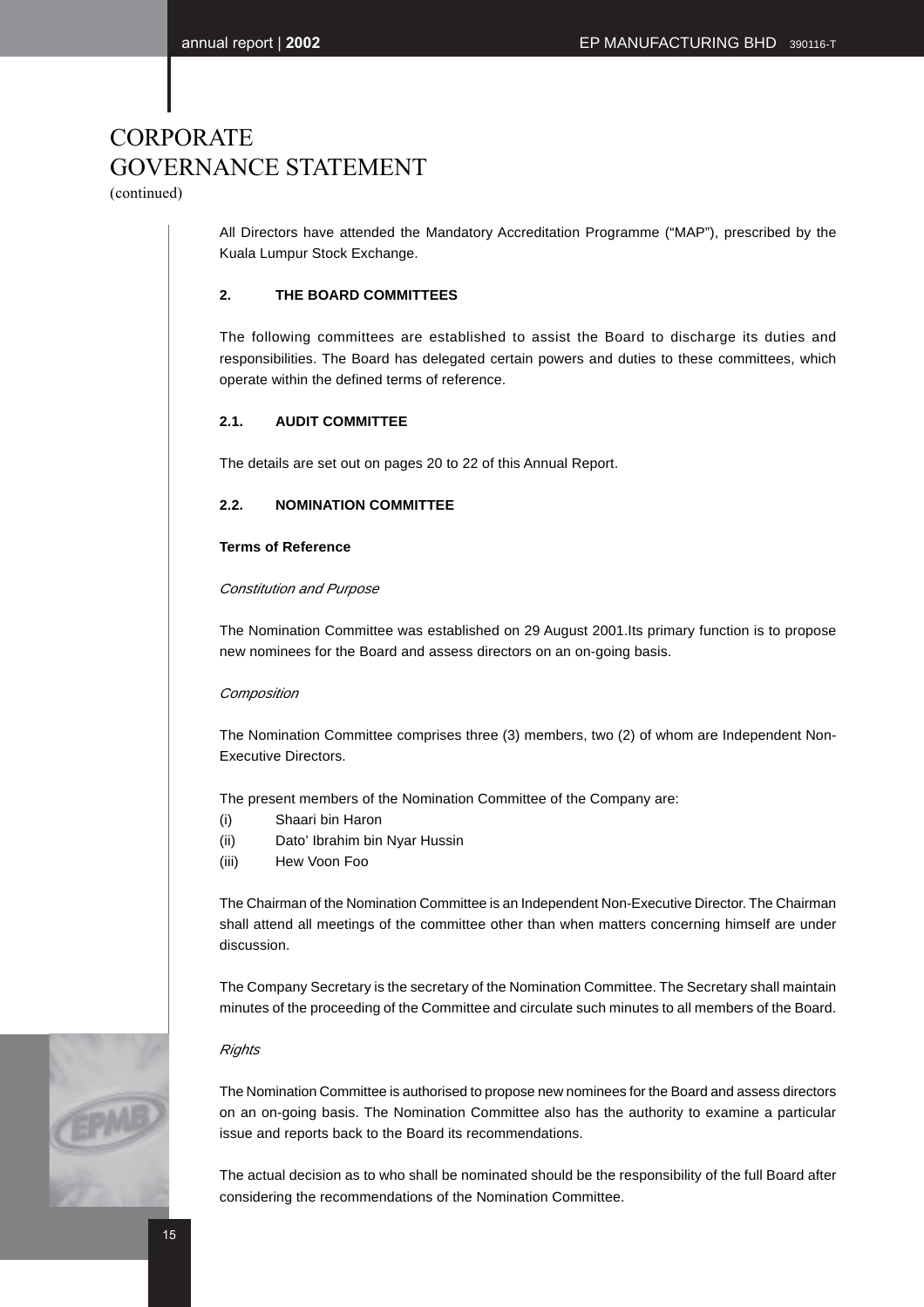# CORPORATE GOVERNANCE STATEMENT

(continued)

All Directors have attended the Mandatory Accreditation Programme ("MAP"), prescribed by the Kuala Lumpur Stock Exchange.

## 2. THE BOARD COMMITTEES

The following committees are established to assist the Board to discharge its duties and responsibilities. The Board has delegated certain powers and duties to these committees, which operate within the defined terms of reference.

### 2.1. AUDIT COMMITTEE

The details are set out on pages 20 to 22 of this Annual Report.

### 2.2. NOMINATION COMMITTEE

**Terms of Reference**

*Constitution and Purpose*

The Nomination Committee was established on 29 August 2001.Its primary function is to propose new nominees for the Board and assess directors on an on-going basis.

*Composition*

The Nomination Committee comprises three (3) members, two (2) of whom are Independent Non-Executive Directors.

The present members of the Nomination Committee of the Company are:

(i) Shaari bin Haron
(ii) Dato' Ibrahim bin Nyar Hussin
(iii) Hew Voon Foo

The Chairman of the Nomination Committee is an Independent Non-Executive Director. The Chairman shall attend all meetings of the committee other than when matters concerning himself are under discussion.

The Company Secretary is the secretary of the Nomination Committee. The Secretary shall maintain minutes of the proceeding of the Committee and circulate such minutes to all members of the Board.

*Rights*

The Nomination Committee is authorised to propose new nominees for the Board and assess directors on an on-going basis. The Nomination Committee also has the authority to examine a particular issue and reports back to the Board its recommendations.

The actual decision as to who shall be nominated should be the responsibility of the full Board after considering the recommendations of the Nomination Committee.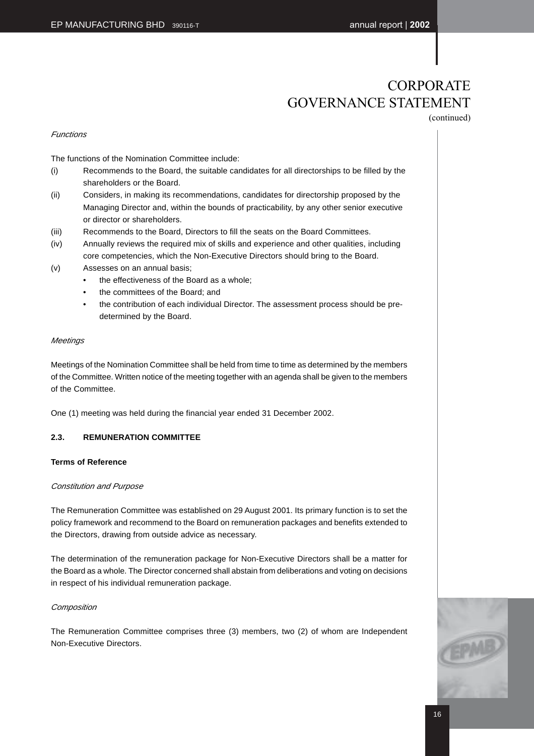# CORPORATE GOVERNANCE STATEMENT

(continued)

*Functions*

The functions of the Nomination Committee include:

(i) Recommends to the Board, the suitable candidates for all directorships to be filled by the shareholders or the Board.

(ii) Considers, in making its recommendations, candidates for directorship proposed by the Managing Director and, within the bounds of practicability, by any other senior executive or director or shareholders.

(iii) Recommends to the Board, Directors to fill the seats on the Board Committees.

(iv) Annually reviews the required mix of skills and experience and other qualities, including core competencies, which the Non-Executive Directors should bring to the Board.

(v) Assesses on an annual basis;
- the effectiveness of the Board as a whole;
- the committees of the Board; and
- the contribution of each individual Director. The assessment process should be pre-determined by the Board.

*Meetings*

Meetings of the Nomination Committee shall be held from time to time as determined by the members of the Committee. Written notice of the meeting together with an agenda shall be given to the members of the Committee.

One (1) meeting was held during the financial year ended 31 December 2002.

### 2.3. REMUNERATION COMMITTEE

**Terms of Reference**

*Constitution and Purpose*

The Remuneration Committee was established on 29 August 2001. Its primary function is to set the policy framework and recommend to the Board on remuneration packages and benefits extended to the Directors, drawing from outside advice as necessary.

The determination of the remuneration package for Non-Executive Directors shall be a matter for the Board as a whole. The Director concerned shall abstain from deliberations and voting on decisions in respect of his individual remuneration package.

*Composition*

The Remuneration Committee comprises three (3) members, two (2) of whom are Independent Non-Executive Directors.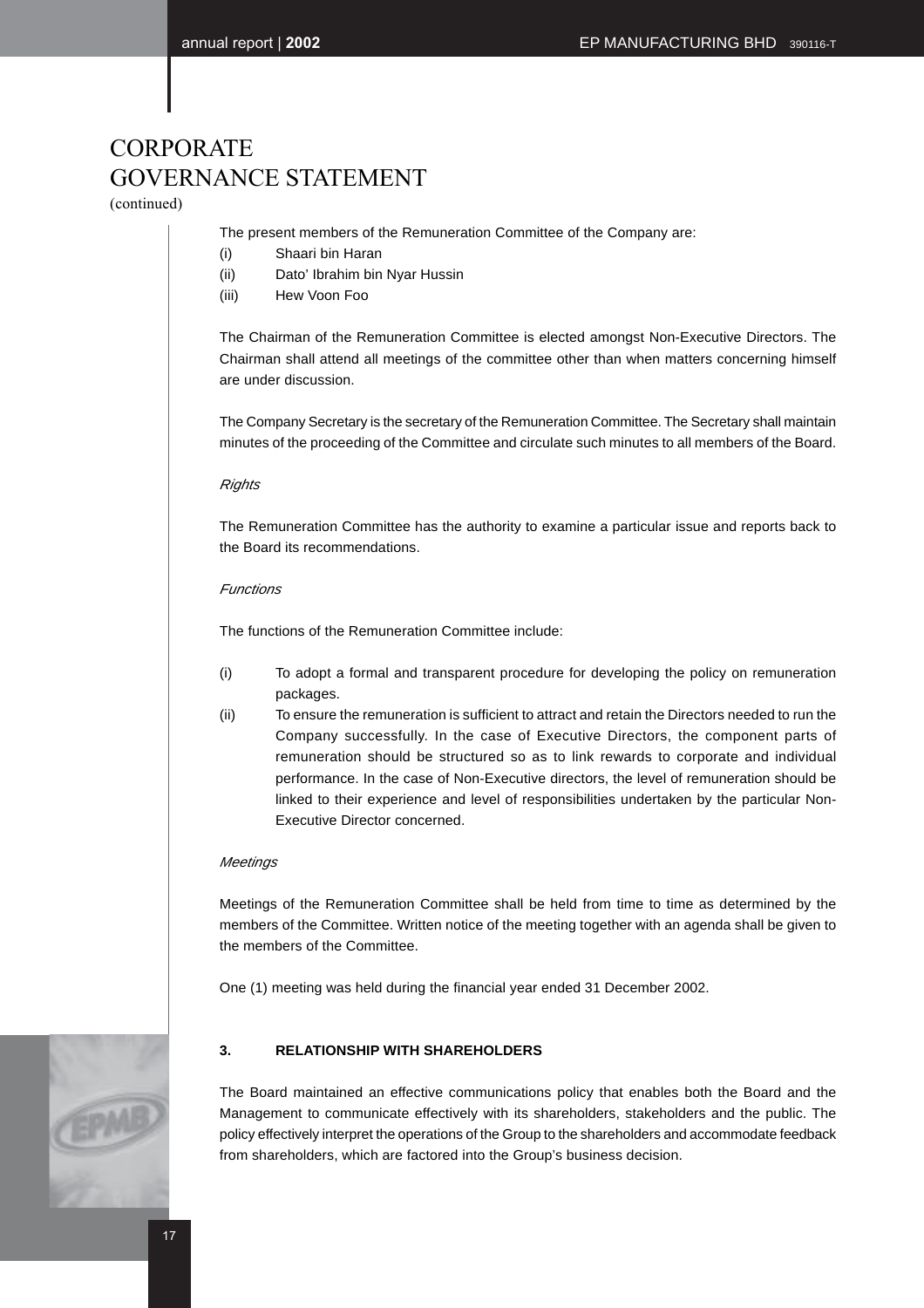# CORPORATE GOVERNANCE STATEMENT

(continued)

The present members of the Remuneration Committee of the Company are:

(i) Shaari bin Haran
(ii) Dato' Ibrahim bin Nyar Hussin
(iii) Hew Voon Foo

The Chairman of the Remuneration Committee is elected amongst Non-Executive Directors. The Chairman shall attend all meetings of the committee other than when matters concerning himself are under discussion.

The Company Secretary is the secretary of the Remuneration Committee. The Secretary shall maintain minutes of the proceeding of the Committee and circulate such minutes to all members of the Board.

*Rights*

The Remuneration Committee has the authority to examine a particular issue and reports back to the Board its recommendations.

*Functions*

The functions of the Remuneration Committee include:

(i) To adopt a formal and transparent procedure for developing the policy on remuneration packages.
(ii) To ensure the remuneration is sufficient to attract and retain the Directors needed to run the Company successfully. In the case of Executive Directors, the component parts of remuneration should be structured so as to link rewards to corporate and individual performance. In the case of Non-Executive directors, the level of remuneration should be linked to their experience and level of responsibilities undertaken by the particular Non-Executive Director concerned.

*Meetings*

Meetings of the Remuneration Committee shall be held from time to time as determined by the members of the Committee. Written notice of the meeting together with an agenda shall be given to the members of the Committee.

One (1) meeting was held during the financial year ended 31 December 2002.

**3. RELATIONSHIP WITH SHAREHOLDERS**

The Board maintained an effective communications policy that enables both the Board and the Management to communicate effectively with its shareholders, stakeholders and the public. The policy effectively interpret the operations of the Group to the shareholders and accommodate feedback from shareholders, which are factored into the Group's business decision.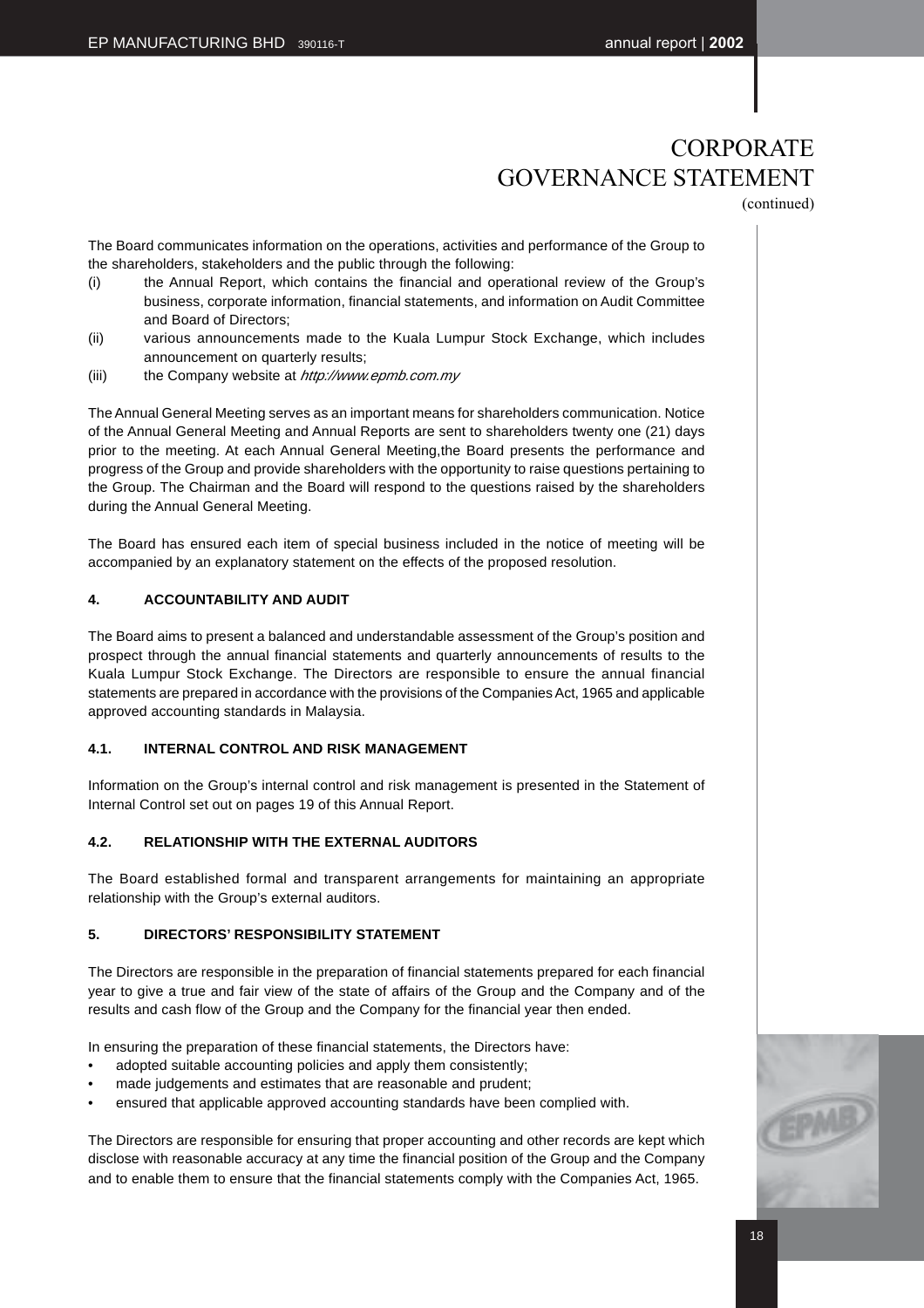# CORPORATE GOVERNANCE STATEMENT

(continued)

The Board communicates information on the operations, activities and performance of the Group to the shareholders, stakeholders and the public through the following:

(i) the Annual Report, which contains the financial and operational review of the Group's business, corporate information, financial statements, and information on Audit Committee and Board of Directors;

(ii) various announcements made to the Kuala Lumpur Stock Exchange, which includes announcement on quarterly results;

(iii) the Company website at *http://www.epmb.com.my*

The Annual General Meeting serves as an important means for shareholders communication. Notice of the Annual General Meeting and Annual Reports are sent to shareholders twenty one (21) days prior to the meeting. At each Annual General Meeting,the Board presents the performance and progress of the Group and provide shareholders with the opportunity to raise questions pertaining to the Group. The Chairman and the Board will respond to the questions raised by the shareholders during the Annual General Meeting.

The Board has ensured each item of special business included in the notice of meeting will be accompanied by an explanatory statement on the effects of the proposed resolution.

### 4. ACCOUNTABILITY AND AUDIT

The Board aims to present a balanced and understandable assessment of the Group's position and prospect through the annual financial statements and quarterly announcements of results to the Kuala Lumpur Stock Exchange. The Directors are responsible to ensure the annual financial statements are prepared in accordance with the provisions of the Companies Act, 1965 and applicable approved accounting standards in Malaysia.

### 4.1. INTERNAL CONTROL AND RISK MANAGEMENT

Information on the Group's internal control and risk management is presented in the Statement of Internal Control set out on pages 19 of this Annual Report.

### 4.2. RELATIONSHIP WITH THE EXTERNAL AUDITORS

The Board established formal and transparent arrangements for maintaining an appropriate relationship with the Group's external auditors.

### 5. DIRECTORS' RESPONSIBILITY STATEMENT

The Directors are responsible in the preparation of financial statements prepared for each financial year to give a true and fair view of the state of affairs of the Group and the Company and of the results and cash flow of the Group and the Company for the financial year then ended.

In ensuring the preparation of these financial statements, the Directors have:

- adopted suitable accounting policies and apply them consistently;
- made judgements and estimates that are reasonable and prudent;
- ensured that applicable approved accounting standards have been complied with.

The Directors are responsible for ensuring that proper accounting and other records are kept which disclose with reasonable accuracy at any time the financial position of the Group and the Company and to enable them to ensure that the financial statements comply with the Companies Act, 1965.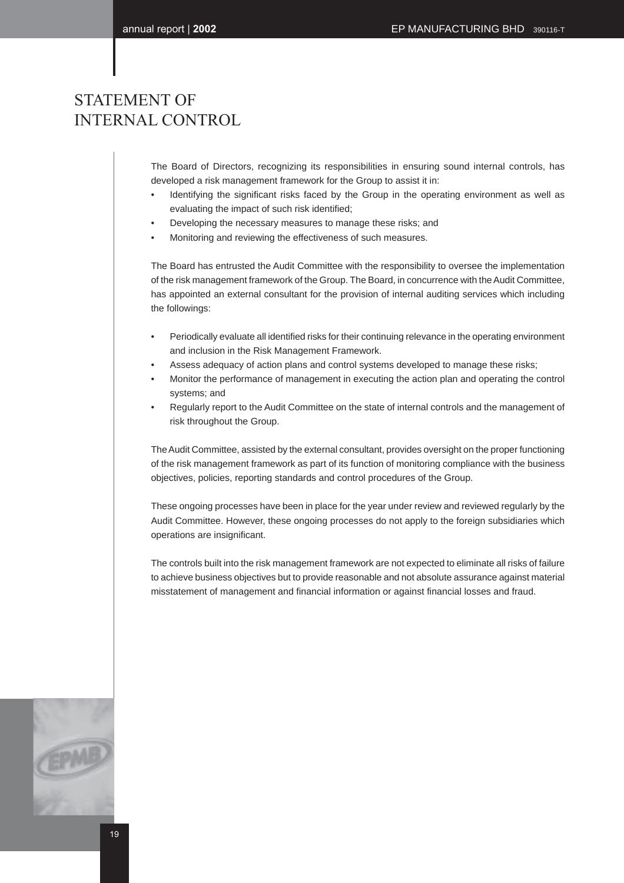# STATEMENT OF INTERNAL CONTROL

The Board of Directors, recognizing its responsibilities in ensuring sound internal controls, has developed a risk management framework for the Group to assist it in:

- Identifying the significant risks faced by the Group in the operating environment as well as evaluating the impact of such risk identified;
- Developing the necessary measures to manage these risks; and
- Monitoring and reviewing the effectiveness of such measures.

The Board has entrusted the Audit Committee with the responsibility to oversee the implementation of the risk management framework of the Group. The Board, in concurrence with the Audit Committee, has appointed an external consultant for the provision of internal auditing services which including the followings:

- Periodically evaluate all identified risks for their continuing relevance in the operating environment and inclusion in the Risk Management Framework.
- Assess adequacy of action plans and control systems developed to manage these risks;
- Monitor the performance of management in executing the action plan and operating the control systems; and
- Regularly report to the Audit Committee on the state of internal controls and the management of risk throughout the Group.

The Audit Committee, assisted by the external consultant, provides oversight on the proper functioning of the risk management framework as part of its function of monitoring compliance with the business objectives, policies, reporting standards and control procedures of the Group.

These ongoing processes have been in place for the year under review and reviewed regularly by the Audit Committee. However, these ongoing processes do not apply to the foreign subsidiaries which operations are insignificant.

The controls built into the risk management framework are not expected to eliminate all risks of failure to achieve business objectives but to provide reasonable and not absolute assurance against material misstatement of management and financial information or against financial losses and fraud.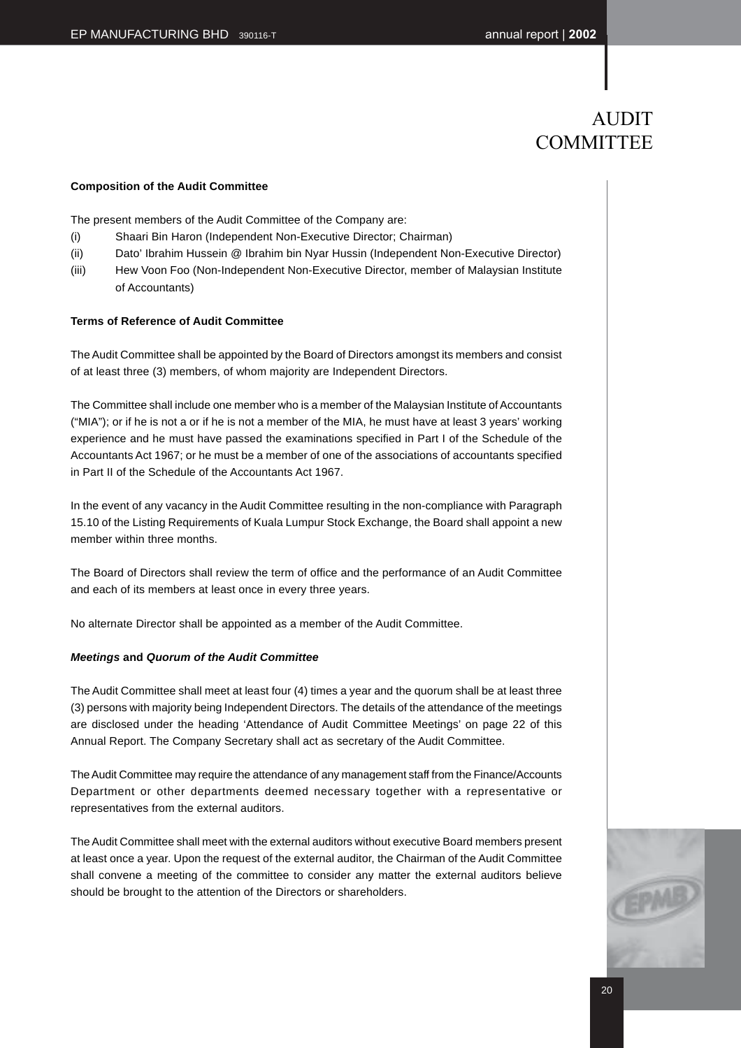# AUDIT COMMITTEE

**Composition of the Audit Committee**

The present members of the Audit Committee of the Company are:

(i) Shaari Bin Haron (Independent Non-Executive Director; Chairman)

(ii) Dato' Ibrahim Hussein @ Ibrahim bin Nyar Hussin (Independent Non-Executive Director)

(iii) Hew Voon Foo (Non-Independent Non-Executive Director, member of Malaysian Institute of Accountants)

**Terms of Reference of Audit Committee**

The Audit Committee shall be appointed by the Board of Directors amongst its members and consist of at least three (3) members, of whom majority are Independent Directors.

The Committee shall include one member who is a member of the Malaysian Institute of Accountants ("MIA"); or if he is not a or if he is not a member of the MIA, he must have at least 3 years' working experience and he must have passed the examinations specified in Part I of the Schedule of the Accountants Act 1967; or he must be a member of one of the associations of accountants specified in Part II of the Schedule of the Accountants Act 1967.

In the event of any vacancy in the Audit Committee resulting in the non-compliance with Paragraph 15.10 of the Listing Requirements of Kuala Lumpur Stock Exchange, the Board shall appoint a new member within three months.

The Board of Directors shall review the term of office and the performance of an Audit Committee and each of its members at least once in every three years.

No alternate Director shall be appointed as a member of the Audit Committee.

***Meetings* and *Quorum of the Audit Committee***

The Audit Committee shall meet at least four (4) times a year and the quorum shall be at least three (3) persons with majority being Independent Directors. The details of the attendance of the meetings are disclosed under the heading 'Attendance of Audit Committee Meetings' on page 22 of this Annual Report. The Company Secretary shall act as secretary of the Audit Committee.

The Audit Committee may require the attendance of any management staff from the Finance/Accounts Department or other departments deemed necessary together with a representative or representatives from the external auditors.

The Audit Committee shall meet with the external auditors without executive Board members present at least once a year. Upon the request of the external auditor, the Chairman of the Audit Committee shall convene a meeting of the committee to consider any matter the external auditors believe should be brought to the attention of the Directors or shareholders.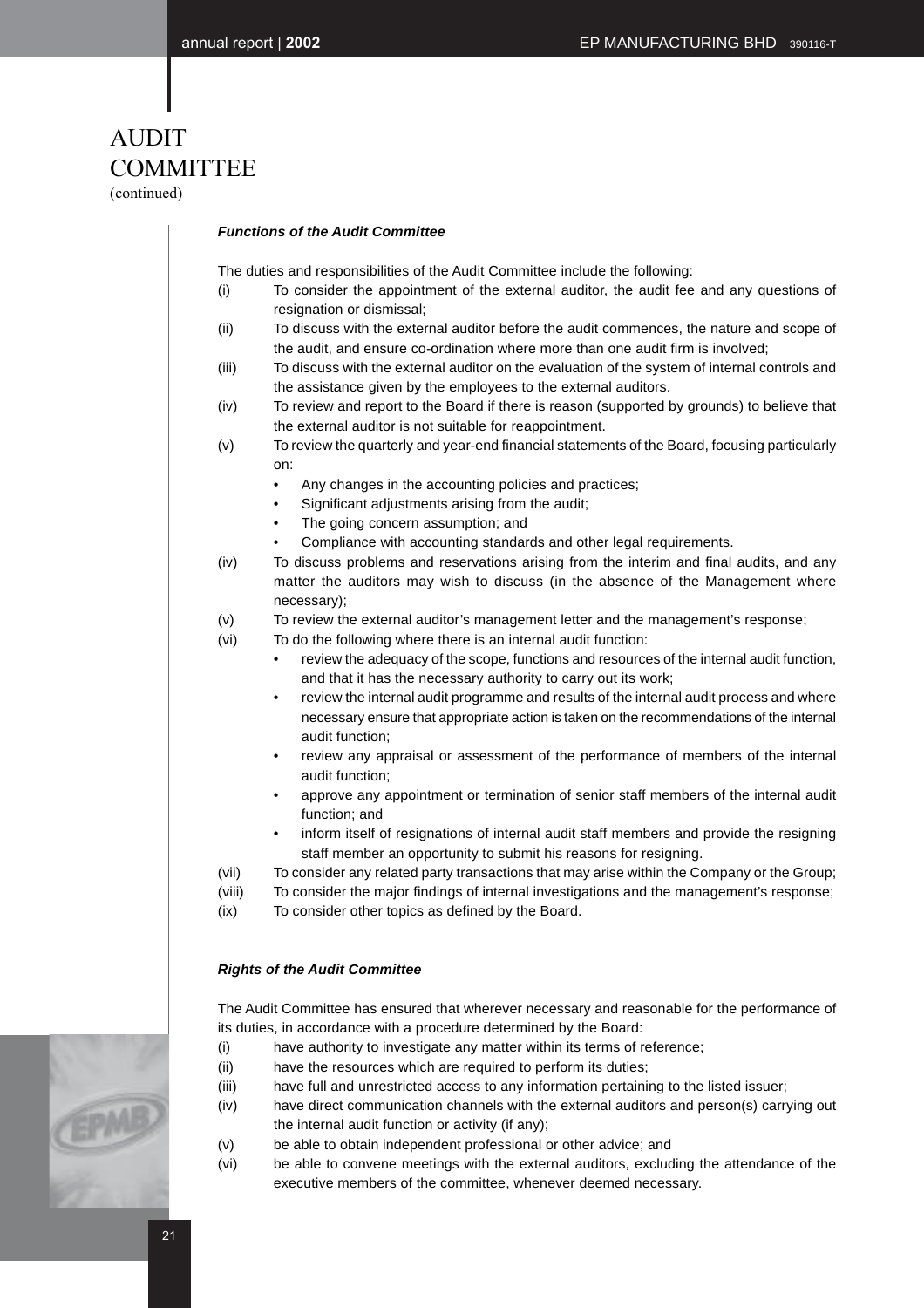# AUDIT COMMITTEE
(continued)

***Functions of the Audit Committee***

The duties and responsibilities of the Audit Committee include the following:

(i) To consider the appointment of the external auditor, the audit fee and any questions of resignation or dismissal;

(ii) To discuss with the external auditor before the audit commences, the nature and scope of the audit, and ensure co-ordination where more than one audit firm is involved;

(iii) To discuss with the external auditor on the evaluation of the system of internal controls and the assistance given by the employees to the external auditors.

(iv) To review and report to the Board if there is reason (supported by grounds) to believe that the external auditor is not suitable for reappointment.

(v) To review the quarterly and year-end financial statements of the Board, focusing particularly on:
- Any changes in the accounting policies and practices;
- Significant adjustments arising from the audit;
- The going concern assumption; and
- Compliance with accounting standards and other legal requirements.

(iv) To discuss problems and reservations arising from the interim and final audits, and any matter the auditors may wish to discuss (in the absence of the Management where necessary);

(v) To review the external auditor's management letter and the management's response;

(vi) To do the following where there is an internal audit function:
- review the adequacy of the scope, functions and resources of the internal audit function, and that it has the necessary authority to carry out its work;
- review the internal audit programme and results of the internal audit process and where necessary ensure that appropriate action is taken on the recommendations of the internal audit function;
- review any appraisal or assessment of the performance of members of the internal audit function;
- approve any appointment or termination of senior staff members of the internal audit function; and
- inform itself of resignations of internal audit staff members and provide the resigning staff member an opportunity to submit his reasons for resigning.

(vii) To consider any related party transactions that may arise within the Company or the Group;

(viii) To consider the major findings of internal investigations and the management's response;

(ix) To consider other topics as defined by the Board.

***Rights of the Audit Committee***

The Audit Committee has ensured that wherever necessary and reasonable for the performance of its duties, in accordance with a procedure determined by the Board:

(i) have authority to investigate any matter within its terms of reference;

(ii) have the resources which are required to perform its duties;

(iii) have full and unrestricted access to any information pertaining to the listed issuer;

(iv) have direct communication channels with the external auditors and person(s) carrying out the internal audit function or activity (if any);

(v) be able to obtain independent professional or other advice; and

(vi) be able to convene meetings with the external auditors, excluding the attendance of the executive members of the committee, whenever deemed necessary.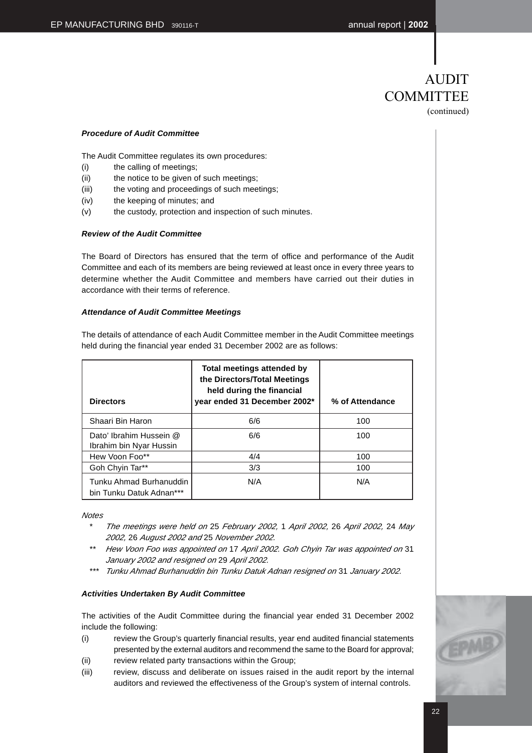# AUDIT COMMITTEE
(continued)

***Procedure of Audit Committee***

The Audit Committee regulates its own procedures:

(i) the calling of meetings;
(ii) the notice to be given of such meetings;
(iii) the voting and proceedings of such meetings;
(iv) the keeping of minutes; and
(v) the custody, protection and inspection of such minutes.

***Review of the Audit Committee***

The Board of Directors has ensured that the term of office and performance of the Audit Committee and each of its members are being reviewed at least once in every three years to determine whether the Audit Committee and members have carried out their duties in accordance with their terms of reference.

***Attendance of Audit Committee Meetings***

The details of attendance of each Audit Committee member in the Audit Committee meetings held during the financial year ended 31 December 2002 are as follows:

| Directors | Total meetings attended by the Directors/Total Meetings held during the financial year ended 31 December 2002* | % of Attendance |
|---|---|---|
| Shaari Bin Haron | 6/6 | 100 |
| Dato' Ibrahim Hussein @ Ibrahim bin Nyar Hussin | 6/6 | 100 |
| Hew Voon Foo** | 4/4 | 100 |
| Goh Chyin Tar** | 3/3 | 100 |
| Tunku Ahmad Burhanuddin bin Tunku Datuk Adnan*** | N/A | N/A |

*Notes*

\* *The meetings were held on 25 February 2002, 1 April 2002, 26 April 2002, 24 May 2002, 26 August 2002 and 25 November 2002.*

\** *Hew Voon Foo was appointed on 17 April 2002. Goh Chyin Tar was appointed on 31 January 2002 and resigned on 29 April 2002.*

\*** *Tunku Ahmad Burhanuddin bin Tunku Datuk Adnan resigned on 31 January 2002.*

***Activities Undertaken By Audit Committee***

The activities of the Audit Committee during the financial year ended 31 December 2002 include the following:

(i) review the Group's quarterly financial results, year end audited financial statements presented by the external auditors and recommend the same to the Board for approval;
(ii) review related party transactions within the Group;
(iii) review, discuss and deliberate on issues raised in the audit report by the internal auditors and reviewed the effectiveness of the Group's system of internal controls.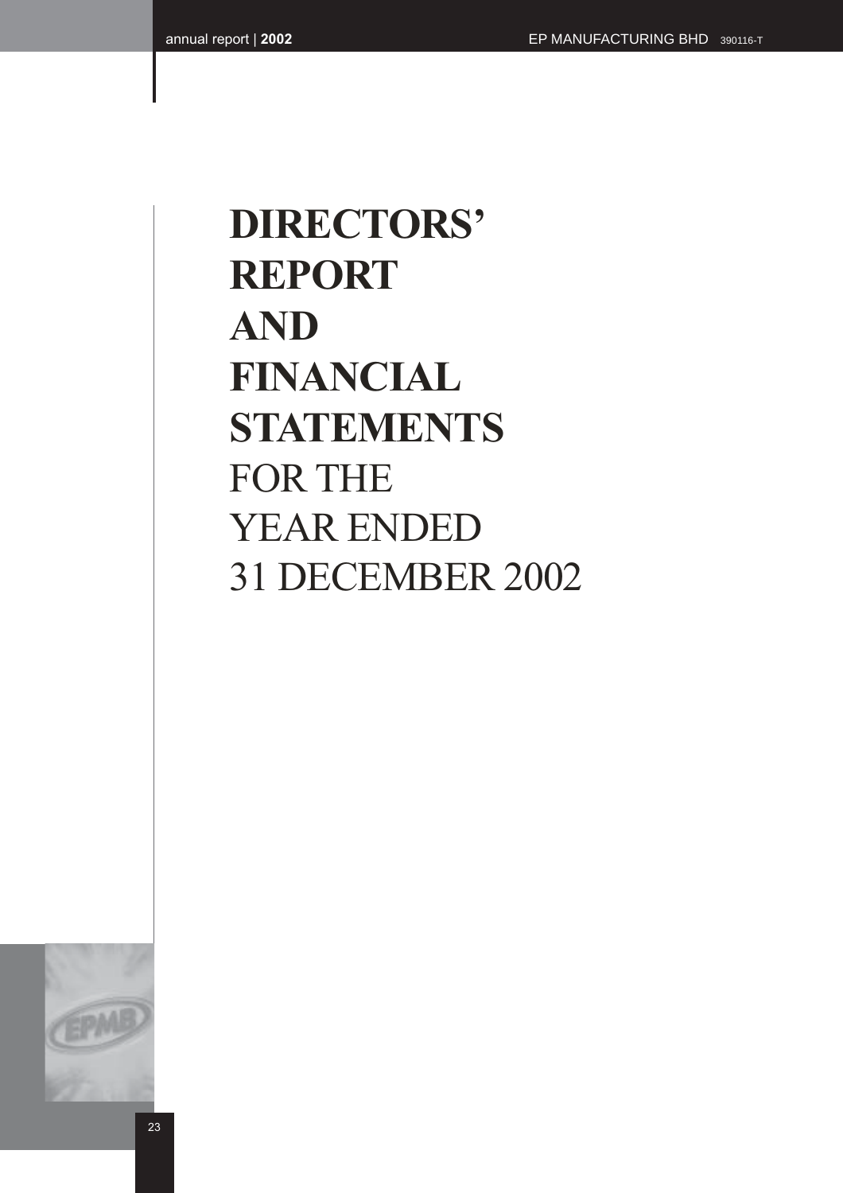# DIRECTORS' REPORT AND FINANCIAL STATEMENTS FOR THE YEAR ENDED 31 DECEMBER 2002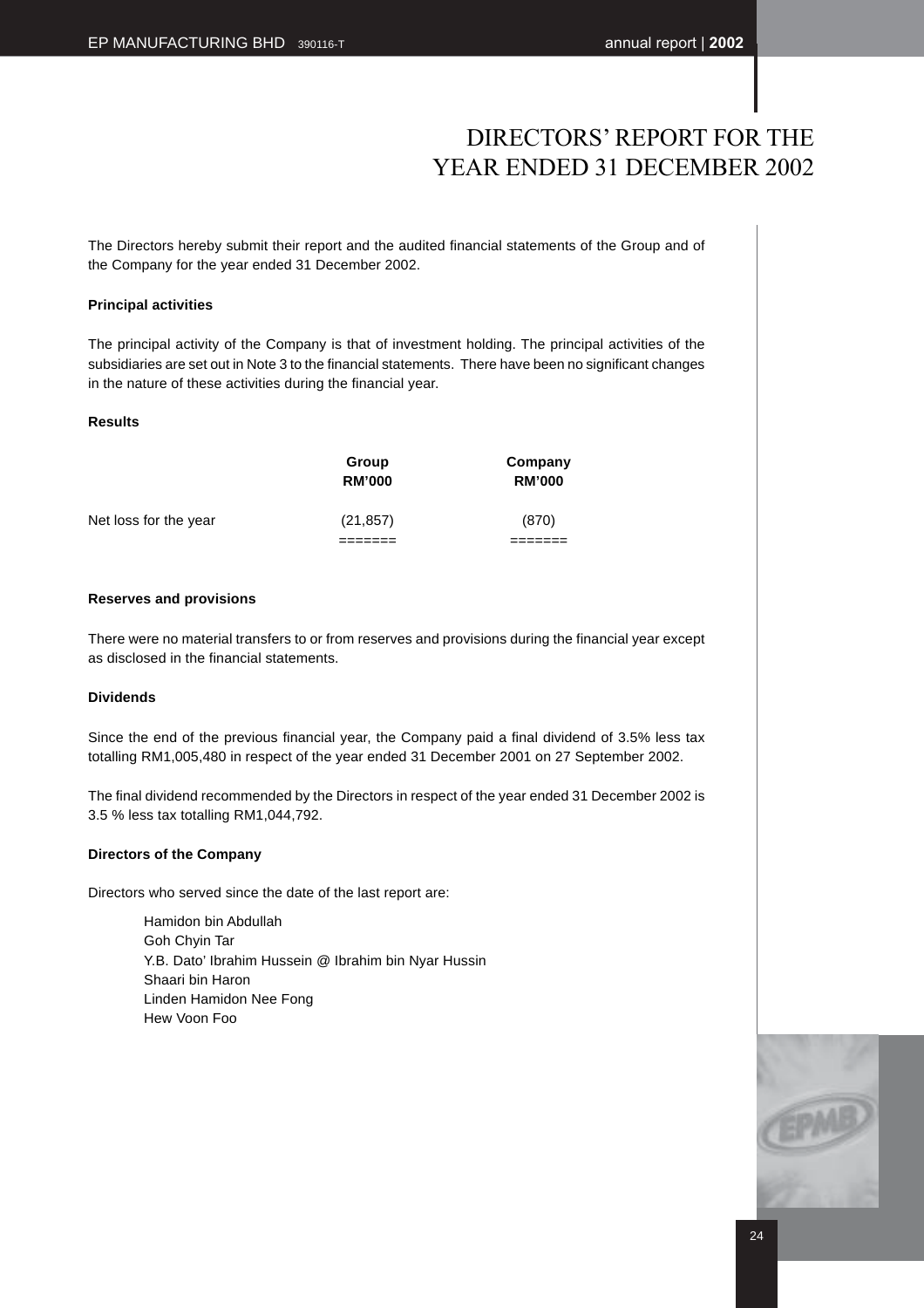# DIRECTORS' REPORT FOR THE YEAR ENDED 31 DECEMBER 2002

The Directors hereby submit their report and the audited financial statements of the Group and of the Company for the year ended 31 December 2002.

### Principal activities

The principal activity of the Company is that of investment holding. The principal activities of the subsidiaries are set out in Note 3 to the financial statements. There have been no significant changes in the nature of these activities during the financial year.

### Results

| | Group RM'000 | Company RM'000 |
|---|---|---|
| Net loss for the year | (21,857) | (870) |
| | ======= | ======= |

### Reserves and provisions

There were no material transfers to or from reserves and provisions during the financial year except as disclosed in the financial statements.

### Dividends

Since the end of the previous financial year, the Company paid a final dividend of 3.5% less tax totalling RM1,005,480 in respect of the year ended 31 December 2001 on 27 September 2002.

The final dividend recommended by the Directors in respect of the year ended 31 December 2002 is 3.5 % less tax totalling RM1,044,792.

### Directors of the Company

Directors who served since the date of the last report are:

Hamidon bin Abdullah
Goh Chyin Tar
Y.B. Dato' Ibrahim Hussein @ Ibrahim bin Nyar Hussin
Shaari bin Haron
Linden Hamidon Nee Fong
Hew Voon Foo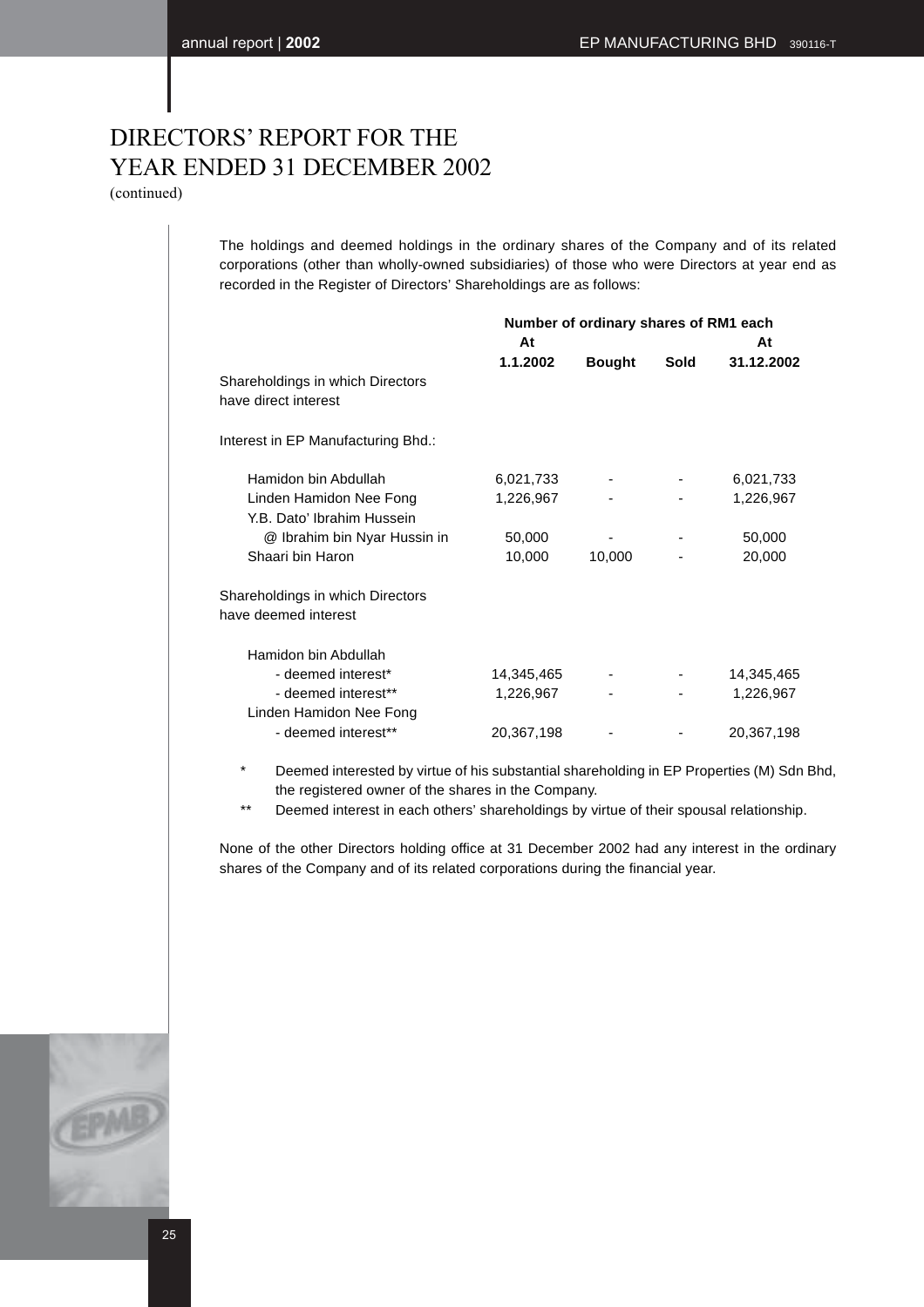# DIRECTORS' REPORT FOR THE YEAR ENDED 31 DECEMBER 2002

(continued)

The holdings and deemed holdings in the ordinary shares of the Company and of its related corporations (other than wholly-owned subsidiaries) of those who were Directors at year end as recorded in the Register of Directors' Shareholdings are as follows:

| | Number of ordinary shares of RM1 each | | | |
|---|---|---|---|---|
| | **At 1.1.2002** | **Bought** | **Sold** | **At 31.12.2002** |
| Shareholdings in which Directors have direct interest | | | | |
| Interest in EP Manufacturing Bhd.: | | | | |
| Hamidon bin Abdullah | 6,021,733 | - | - | 6,021,733 |
| Linden Hamidon Nee Fong | 1,226,967 | - | - | 1,226,967 |
| Y.B. Dato' Ibrahim Hussein @ Ibrahim bin Nyar Hussin in | 50,000 | - | - | 50,000 |
| Shaari bin Haron | 10,000 | 10,000 | - | 20,000 |
| Shareholdings in which Directors have deemed interest | | | | |
| Hamidon bin Abdullah | | | | |
| - deemed interest* | 14,345,465 | - | - | 14,345,465 |
| - deemed interest** | 1,226,967 | - | - | 1,226,967 |
| Linden Hamidon Nee Fong | | | | |
| - deemed interest** | 20,367,198 | - | - | 20,367,198 |

\* Deemed interested by virtue of his substantial shareholding in EP Properties (M) Sdn Bhd, the registered owner of the shares in the Company.

\*\* Deemed interest in each others' shareholdings by virtue of their spousal relationship.

None of the other Directors holding office at 31 December 2002 had any interest in the ordinary shares of the Company and of its related corporations during the financial year.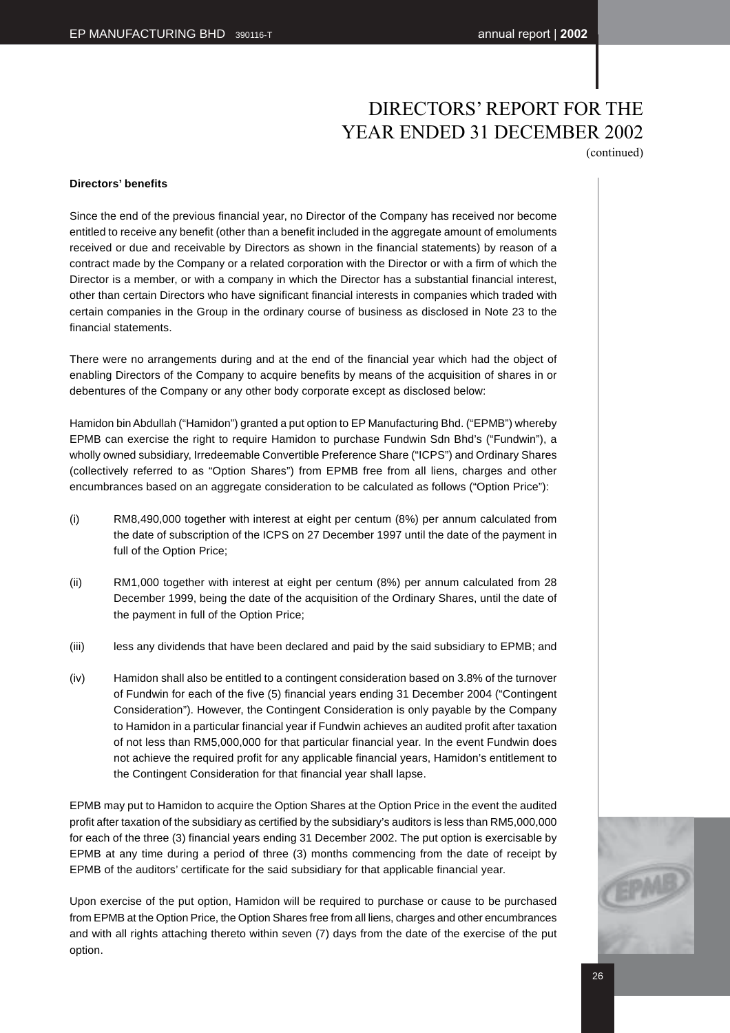# DIRECTORS' REPORT FOR THE YEAR ENDED 31 DECEMBER 2002

(continued)

**Directors' benefits**

Since the end of the previous financial year, no Director of the Company has received nor become entitled to receive any benefit (other than a benefit included in the aggregate amount of emoluments received or due and receivable by Directors as shown in the financial statements) by reason of a contract made by the Company or a related corporation with the Director or with a firm of which the Director is a member, or with a company in which the Director has a substantial financial interest, other than certain Directors who have significant financial interests in companies which traded with certain companies in the Group in the ordinary course of business as disclosed in Note 23 to the financial statements.

There were no arrangements during and at the end of the financial year which had the object of enabling Directors of the Company to acquire benefits by means of the acquisition of shares in or debentures of the Company or any other body corporate except as disclosed below:

Hamidon bin Abdullah ("Hamidon") granted a put option to EP Manufacturing Bhd. ("EPMB") whereby EPMB can exercise the right to require Hamidon to purchase Fundwin Sdn Bhd's ("Fundwin"), a wholly owned subsidiary, Irredeemable Convertible Preference Share ("ICPS") and Ordinary Shares (collectively referred to as "Option Shares") from EPMB free from all liens, charges and other encumbrances based on an aggregate consideration to be calculated as follows ("Option Price"):

(i) RM8,490,000 together with interest at eight per centum (8%) per annum calculated from the date of subscription of the ICPS on 27 December 1997 until the date of the payment in full of the Option Price;

(ii) RM1,000 together with interest at eight per centum (8%) per annum calculated from 28 December 1999, being the date of the acquisition of the Ordinary Shares, until the date of the payment in full of the Option Price;

(iii) less any dividends that have been declared and paid by the said subsidiary to EPMB; and

(iv) Hamidon shall also be entitled to a contingent consideration based on 3.8% of the turnover of Fundwin for each of the five (5) financial years ending 31 December 2004 ("Contingent Consideration"). However, the Contingent Consideration is only payable by the Company to Hamidon in a particular financial year if Fundwin achieves an audited profit after taxation of not less than RM5,000,000 for that particular financial year. In the event Fundwin does not achieve the required profit for any applicable financial years, Hamidon's entitlement to the Contingent Consideration for that financial year shall lapse.

EPMB may put to Hamidon to acquire the Option Shares at the Option Price in the event the audited profit after taxation of the subsidiary as certified by the subsidiary's auditors is less than RM5,000,000 for each of the three (3) financial years ending 31 December 2002. The put option is exercisable by EPMB at any time during a period of three (3) months commencing from the date of receipt by EPMB of the auditors' certificate for the said subsidiary for that applicable financial year.

Upon exercise of the put option, Hamidon will be required to purchase or cause to be purchased from EPMB at the Option Price, the Option Shares free from all liens, charges and other encumbrances and with all rights attaching thereto within seven (7) days from the date of the exercise of the put option.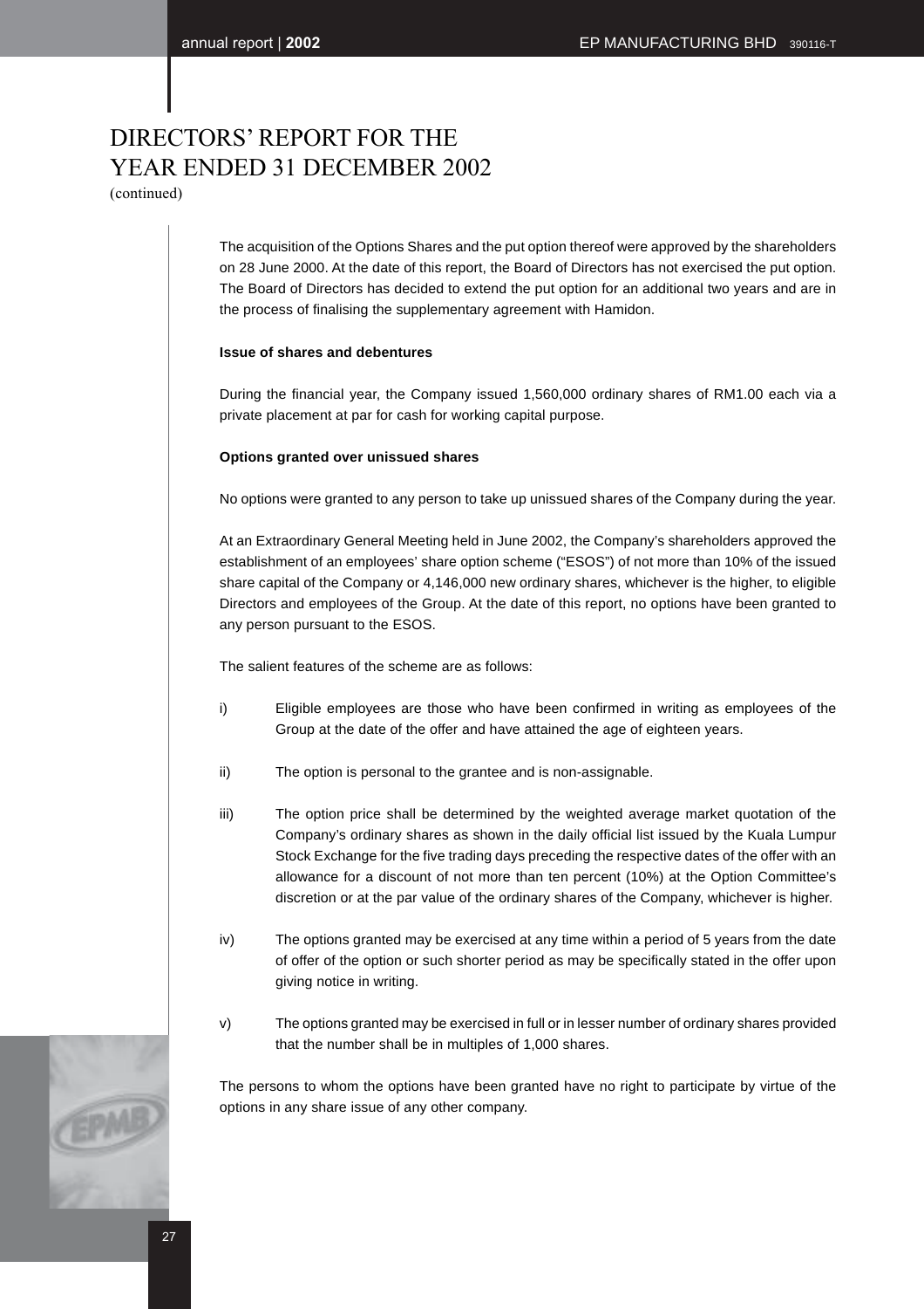# DIRECTORS' REPORT FOR THE YEAR ENDED 31 DECEMBER 2002

(continued)

The acquisition of the Options Shares and the put option thereof were approved by the shareholders on 28 June 2000. At the date of this report, the Board of Directors has not exercised the put option. The Board of Directors has decided to extend the put option for an additional two years and are in the process of finalising the supplementary agreement with Hamidon.

**Issue of shares and debentures**

During the financial year, the Company issued 1,560,000 ordinary shares of RM1.00 each via a private placement at par for cash for working capital purpose.

**Options granted over unissued shares**

No options were granted to any person to take up unissued shares of the Company during the year.

At an Extraordinary General Meeting held in June 2002, the Company's shareholders approved the establishment of an employees' share option scheme ("ESOS") of not more than 10% of the issued share capital of the Company or 4,146,000 new ordinary shares, whichever is the higher, to eligible Directors and employees of the Group. At the date of this report, no options have been granted to any person pursuant to the ESOS.

The salient features of the scheme are as follows:

i) Eligible employees are those who have been confirmed in writing as employees of the Group at the date of the offer and have attained the age of eighteen years.

ii) The option is personal to the grantee and is non-assignable.

iii) The option price shall be determined by the weighted average market quotation of the Company's ordinary shares as shown in the daily official list issued by the Kuala Lumpur Stock Exchange for the five trading days preceding the respective dates of the offer with an allowance for a discount of not more than ten percent (10%) at the Option Committee's discretion or at the par value of the ordinary shares of the Company, whichever is higher.

iv) The options granted may be exercised at any time within a period of 5 years from the date of offer of the option or such shorter period as may be specifically stated in the offer upon giving notice in writing.

v) The options granted may be exercised in full or in lesser number of ordinary shares provided that the number shall be in multiples of 1,000 shares.

The persons to whom the options have been granted have no right to participate by virtue of the options in any share issue of any other company.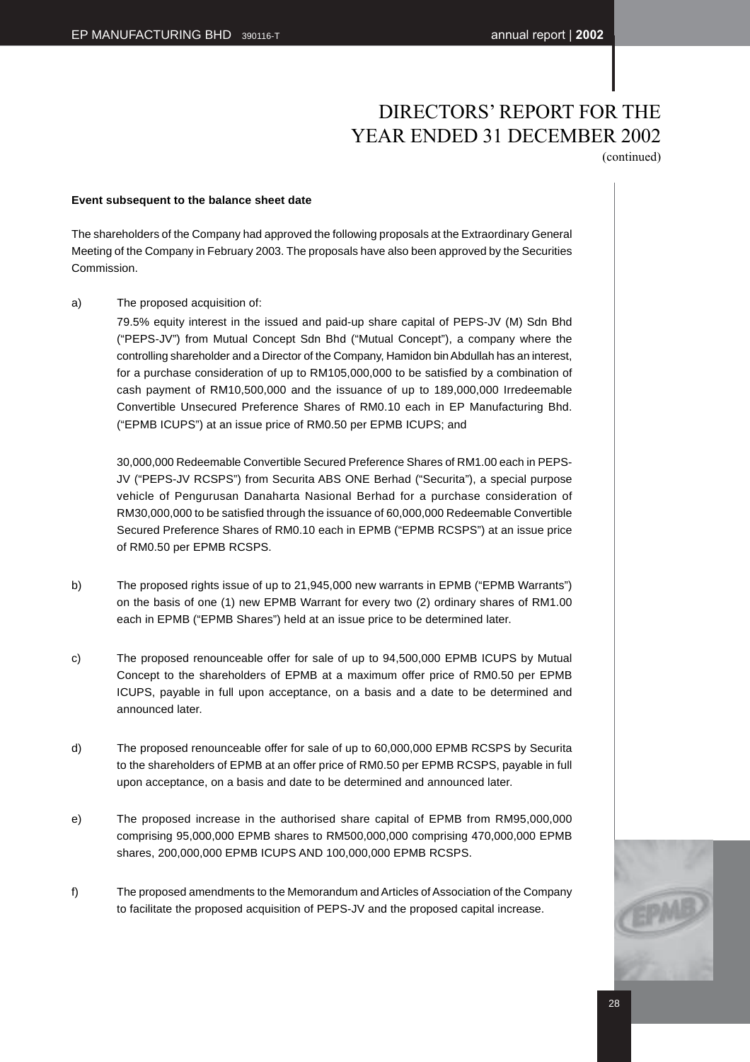# DIRECTORS' REPORT FOR THE YEAR ENDED 31 DECEMBER 2002

(continued)

**Event subsequent to the balance sheet date**

The shareholders of the Company had approved the following proposals at the Extraordinary General Meeting of the Company in February 2003. The proposals have also been approved by the Securities Commission.

a) The proposed acquisition of:

   79.5% equity interest in the issued and paid-up share capital of PEPS-JV (M) Sdn Bhd ("PEPS-JV") from Mutual Concept Sdn Bhd ("Mutual Concept"), a company where the controlling shareholder and a Director of the Company, Hamidon bin Abdullah has an interest, for a purchase consideration of up to RM105,000,000 to be satisfied by a combination of cash payment of RM10,500,000 and the issuance of up to 189,000,000 Irredeemable Convertible Unsecured Preference Shares of RM0.10 each in EP Manufacturing Bhd. ("EPMB ICUPS") at an issue price of RM0.50 per EPMB ICUPS; and

   30,000,000 Redeemable Convertible Secured Preference Shares of RM1.00 each in PEPS-JV ("PEPS-JV RCSPS") from Securita ABS ONE Berhad ("Securita"), a special purpose vehicle of Pengurusan Danaharta Nasional Berhad for a purchase consideration of RM30,000,000 to be satisfied through the issuance of 60,000,000 Redeemable Convertible Secured Preference Shares of RM0.10 each in EPMB ("EPMB RCSPS") at an issue price of RM0.50 per EPMB RCSPS.

b) The proposed rights issue of up to 21,945,000 new warrants in EPMB ("EPMB Warrants") on the basis of one (1) new EPMB Warrant for every two (2) ordinary shares of RM1.00 each in EPMB ("EPMB Shares") held at an issue price to be determined later.

c) The proposed renounceable offer for sale of up to 94,500,000 EPMB ICUPS by Mutual Concept to the shareholders of EPMB at a maximum offer price of RM0.50 per EPMB ICUPS, payable in full upon acceptance, on a basis and a date to be determined and announced later.

d) The proposed renounceable offer for sale of up to 60,000,000 EPMB RCSPS by Securita to the shareholders of EPMB at an offer price of RM0.50 per EPMB RCSPS, payable in full upon acceptance, on a basis and date to be determined and announced later.

e) The proposed increase in the authorised share capital of EPMB from RM95,000,000 comprising 95,000,000 EPMB shares to RM500,000,000 comprising 470,000,000 EPMB shares, 200,000,000 EPMB ICUPS AND 100,000,000 EPMB RCSPS.

f) The proposed amendments to the Memorandum and Articles of Association of the Company to facilitate the proposed acquisition of PEPS-JV and the proposed capital increase.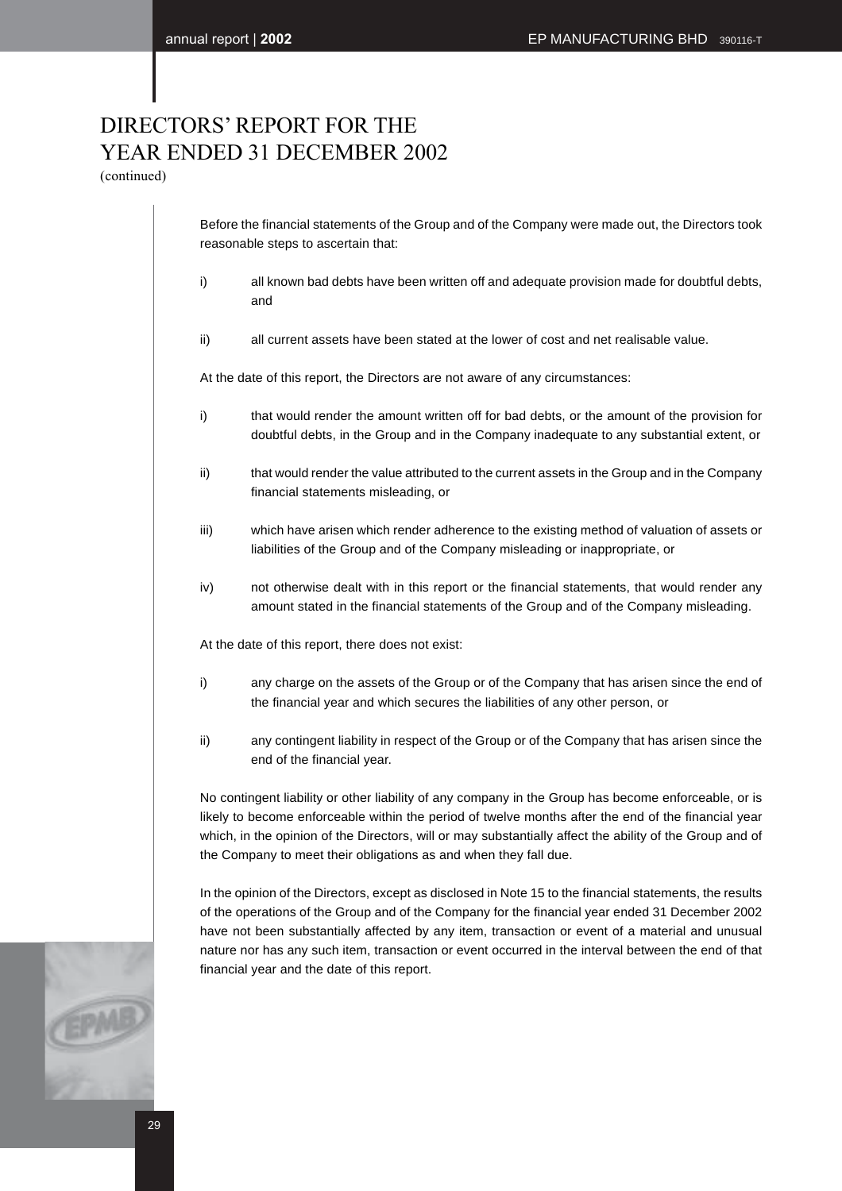# DIRECTORS' REPORT FOR THE YEAR ENDED 31 DECEMBER 2002
(continued)

Before the financial statements of the Group and of the Company were made out, the Directors took reasonable steps to ascertain that:

i) all known bad debts have been written off and adequate provision made for doubtful debts, and

ii) all current assets have been stated at the lower of cost and net realisable value.

At the date of this report, the Directors are not aware of any circumstances:

i) that would render the amount written off for bad debts, or the amount of the provision for doubtful debts, in the Group and in the Company inadequate to any substantial extent, or

ii) that would render the value attributed to the current assets in the Group and in the Company financial statements misleading, or

iii) which have arisen which render adherence to the existing method of valuation of assets or liabilities of the Group and of the Company misleading or inappropriate, or

iv) not otherwise dealt with in this report or the financial statements, that would render any amount stated in the financial statements of the Group and of the Company misleading.

At the date of this report, there does not exist:

i) any charge on the assets of the Group or of the Company that has arisen since the end of the financial year and which secures the liabilities of any other person, or

ii) any contingent liability in respect of the Group or of the Company that has arisen since the end of the financial year.

No contingent liability or other liability of any company in the Group has become enforceable, or is likely to become enforceable within the period of twelve months after the end of the financial year which, in the opinion of the Directors, will or may substantially affect the ability of the Group and of the Company to meet their obligations as and when they fall due.

In the opinion of the Directors, except as disclosed in Note 15 to the financial statements, the results of the operations of the Group and of the Company for the financial year ended 31 December 2002 have not been substantially affected by any item, transaction or event of a material and unusual nature nor has any such item, transaction or event occurred in the interval between the end of that financial year and the date of this report.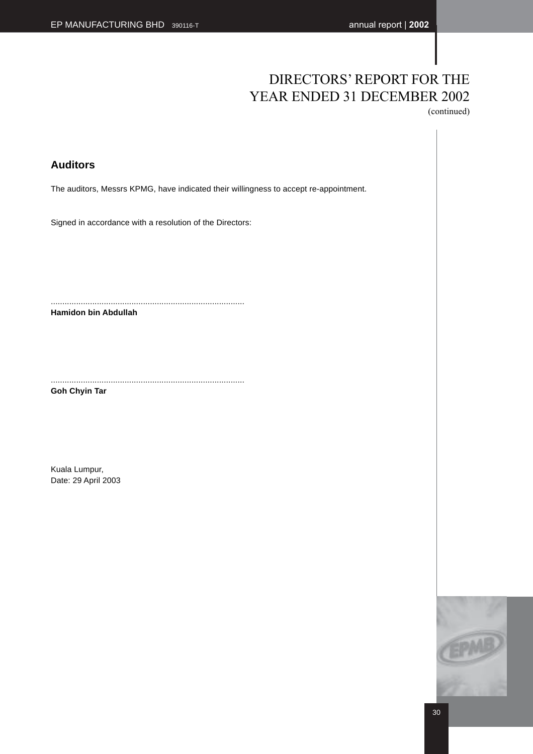# DIRECTORS' REPORT FOR THE YEAR ENDED 31 DECEMBER 2002

(continued)

## Auditors

The auditors, Messrs KPMG, have indicated their willingness to accept re-appointment.

Signed in accordance with a resolution of the Directors:

...................................................................................

**Hamidon bin Abdullah**

...................................................................................

**Goh Chyin Tar**

Kuala Lumpur,

Date: 29 April 2003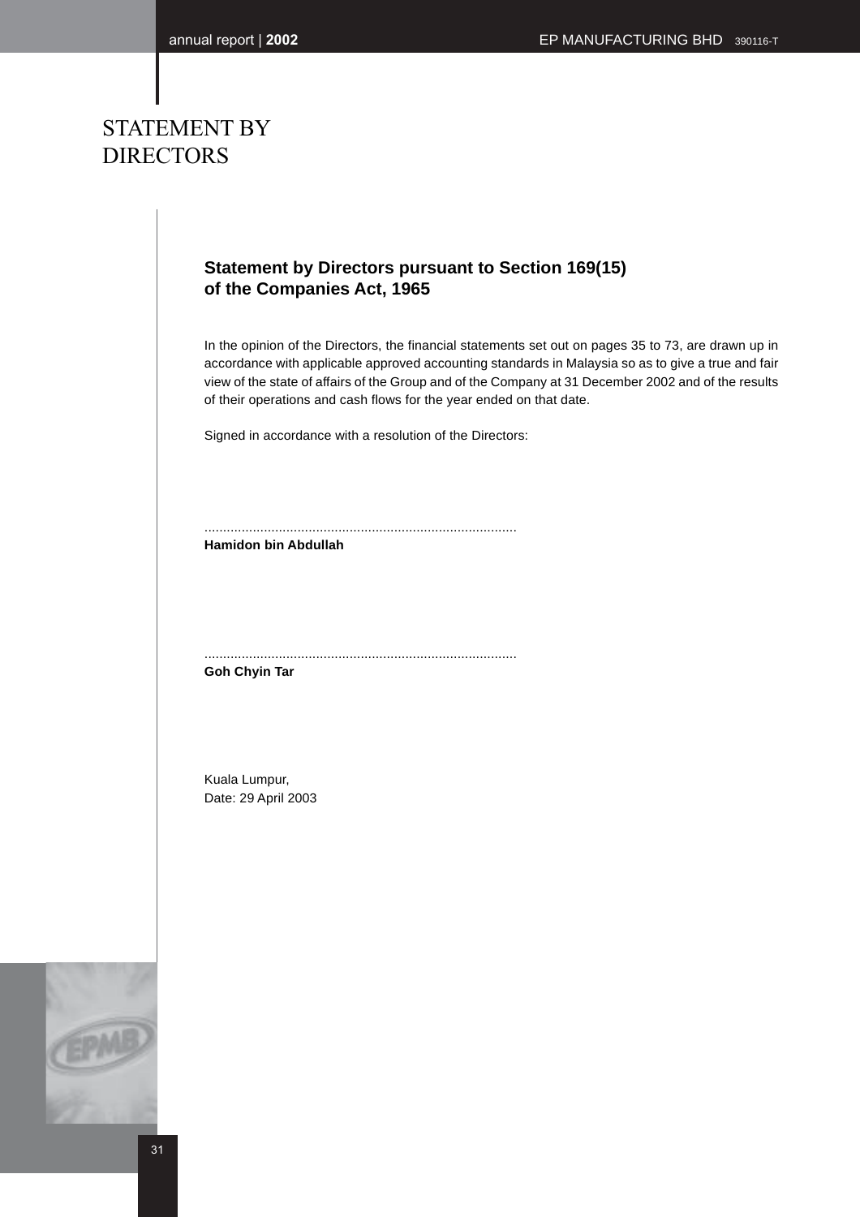# STATEMENT BY DIRECTORS

## Statement by Directors pursuant to Section 169(15) of the Companies Act, 1965

In the opinion of the Directors, the financial statements set out on pages 35 to 73, are drawn up in accordance with applicable approved accounting standards in Malaysia so as to give a true and fair view of the state of affairs of the Group and of the Company at 31 December 2002 and of the results of their operations and cash flows for the year ended on that date.

Signed in accordance with a resolution of the Directors:

....................................................................................
**Hamidon bin Abdullah**

....................................................................................
**Goh Chyin Tar**

Kuala Lumpur,
Date: 29 April 2003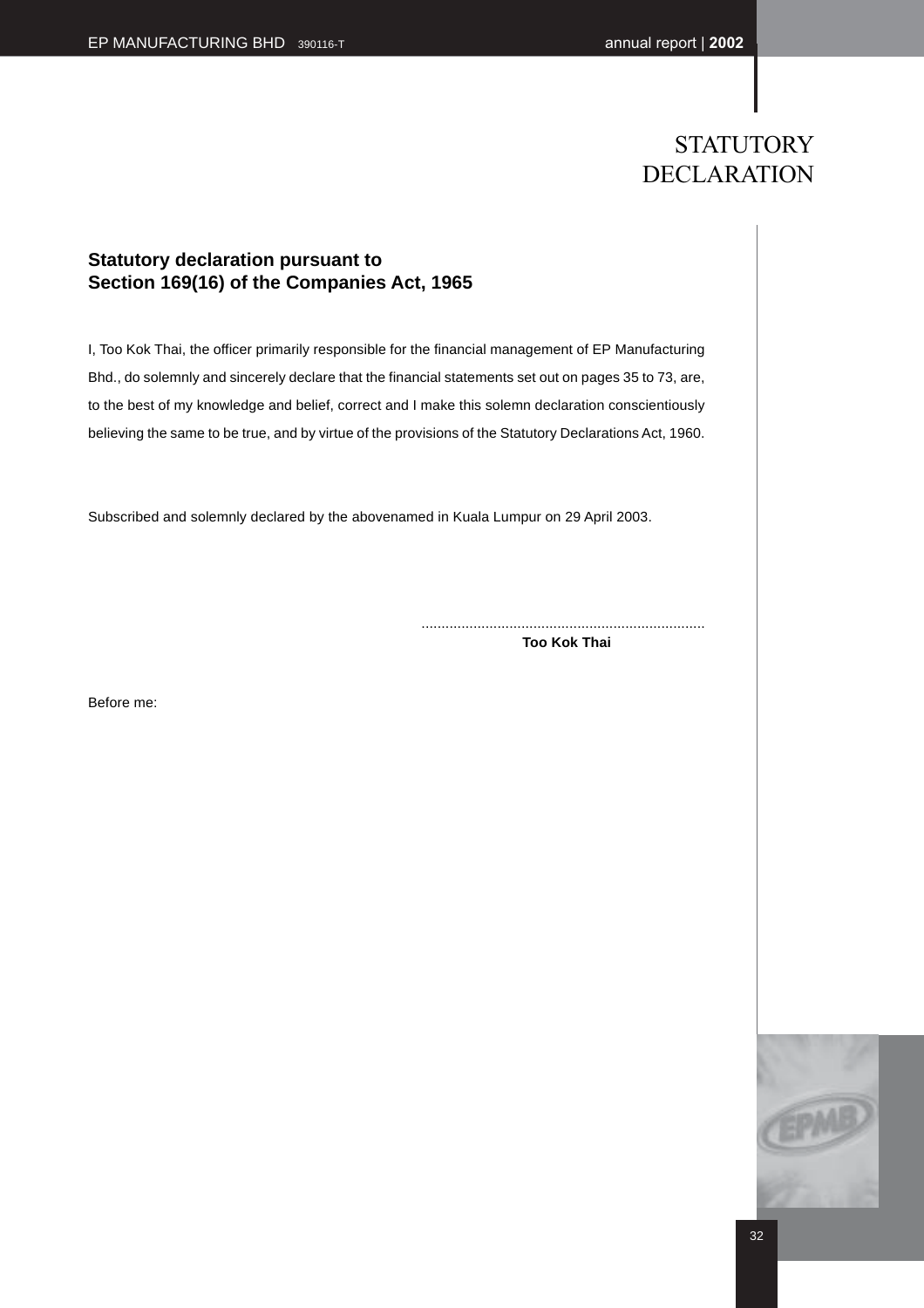# STATUTORY DECLARATION

## Statutory declaration pursuant to Section 169(16) of the Companies Act, 1965

I, Too Kok Thai, the officer primarily responsible for the financial management of EP Manufacturing Bhd., do solemnly and sincerely declare that the financial statements set out on pages 35 to 73, are, to the best of my knowledge and belief, correct and I make this solemn declaration conscientiously believing the same to be true, and by virtue of the provisions of the Statutory Declarations Act, 1960.

Subscribed and solemnly declared by the abovenamed in Kuala Lumpur on 29 April 2003.

.......................................................................
**Too Kok Thai**

Before me: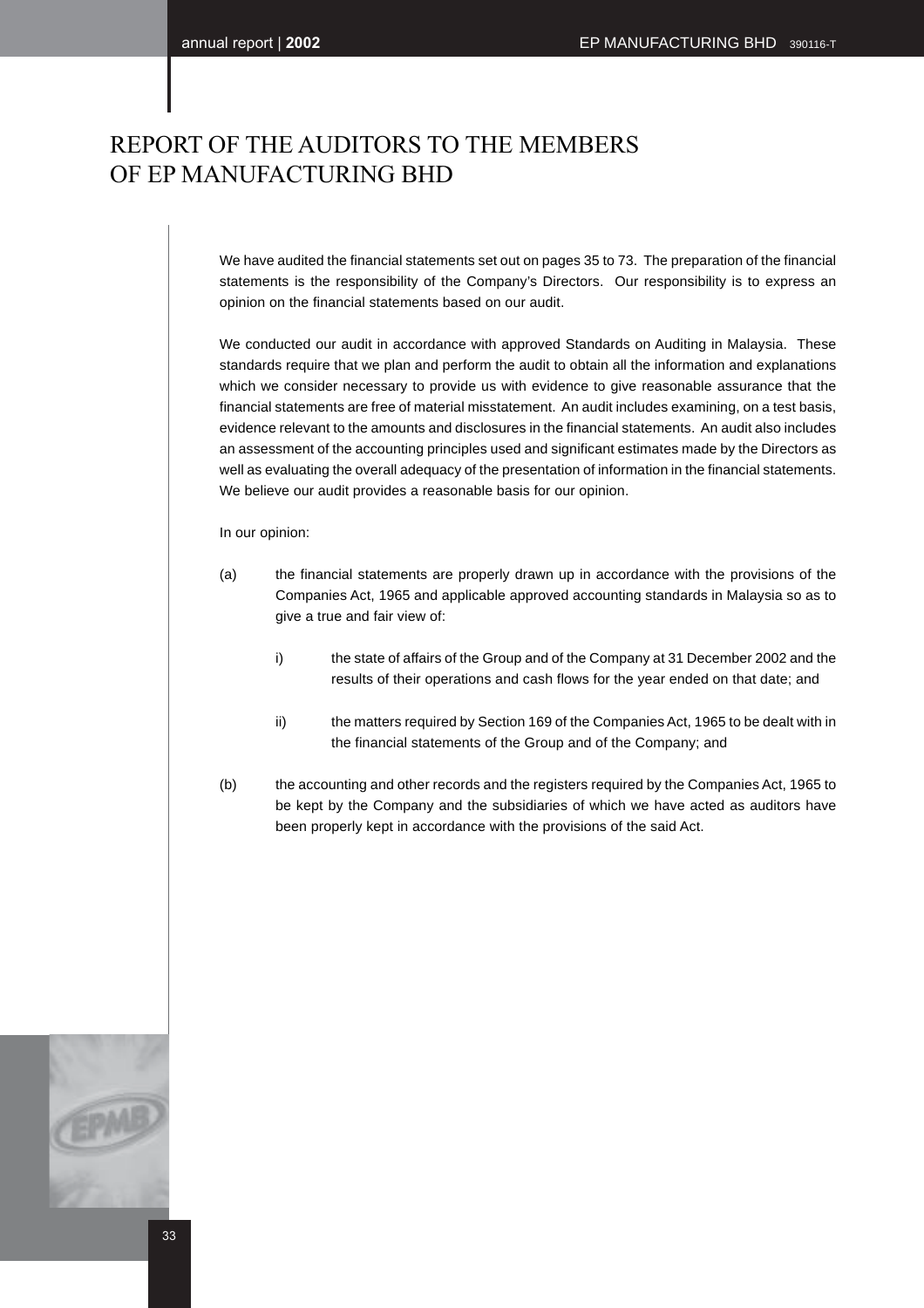# REPORT OF THE AUDITORS TO THE MEMBERS OF EP MANUFACTURING BHD

We have audited the financial statements set out on pages 35 to 73. The preparation of the financial statements is the responsibility of the Company's Directors. Our responsibility is to express an opinion on the financial statements based on our audit.

We conducted our audit in accordance with approved Standards on Auditing in Malaysia. These standards require that we plan and perform the audit to obtain all the information and explanations which we consider necessary to provide us with evidence to give reasonable assurance that the financial statements are free of material misstatement. An audit includes examining, on a test basis, evidence relevant to the amounts and disclosures in the financial statements. An audit also includes an assessment of the accounting principles used and significant estimates made by the Directors as well as evaluating the overall adequacy of the presentation of information in the financial statements. We believe our audit provides a reasonable basis for our opinion.

In our opinion:

(a) the financial statements are properly drawn up in accordance with the provisions of the Companies Act, 1965 and applicable approved accounting standards in Malaysia so as to give a true and fair view of:

  i) the state of affairs of the Group and of the Company at 31 December 2002 and the results of their operations and cash flows for the year ended on that date; and

  ii) the matters required by Section 169 of the Companies Act, 1965 to be dealt with in the financial statements of the Group and of the Company; and

(b) the accounting and other records and the registers required by the Companies Act, 1965 to be kept by the Company and the subsidiaries of which we have acted as auditors have been properly kept in accordance with the provisions of the said Act.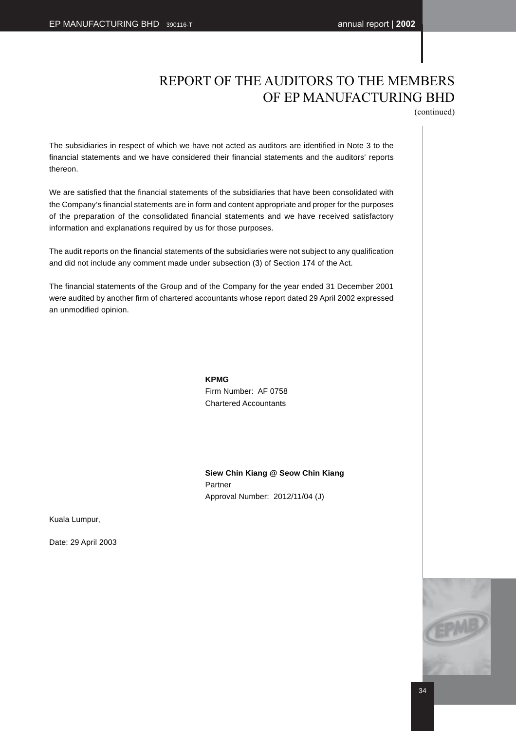# REPORT OF THE AUDITORS TO THE MEMBERS OF EP MANUFACTURING BHD

(continued)

The subsidiaries in respect of which we have not acted as auditors are identified in Note 3 to the financial statements and we have considered their financial statements and the auditors' reports thereon.

We are satisfied that the financial statements of the subsidiaries that have been consolidated with the Company's financial statements are in form and content appropriate and proper for the purposes of the preparation of the consolidated financial statements and we have received satisfactory information and explanations required by us for those purposes.

The audit reports on the financial statements of the subsidiaries were not subject to any qualification and did not include any comment made under subsection (3) of Section 174 of the Act.

The financial statements of the Group and of the Company for the year ended 31 December 2001 were audited by another firm of chartered accountants whose report dated 29 April 2002 expressed an unmodified opinion.

**KPMG**
Firm Number: AF 0758
Chartered Accountants

**Siew Chin Kiang @ Seow Chin Kiang**
Partner
Approval Number: 2012/11/04 (J)

Kuala Lumpur,

Date: 29 April 2003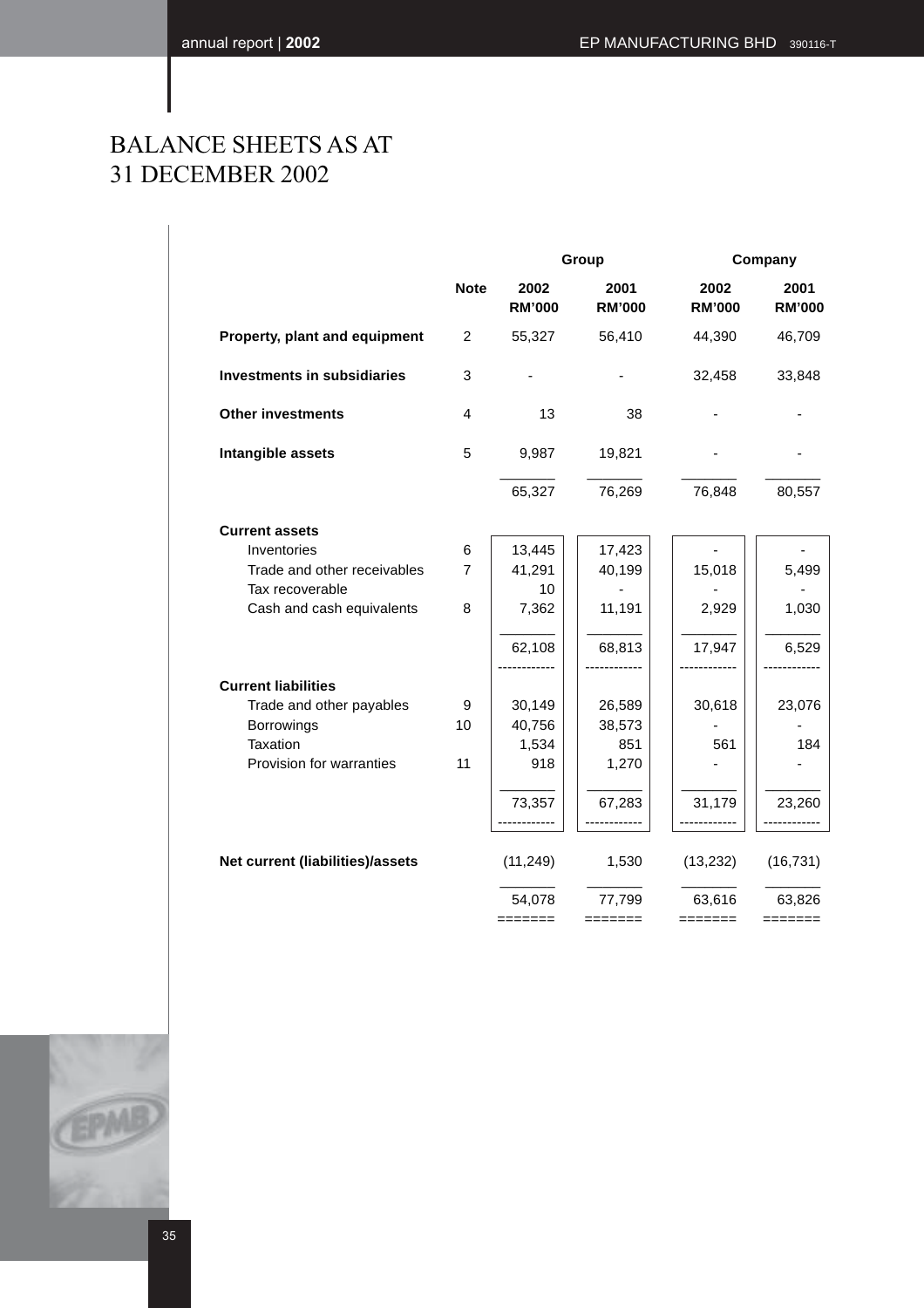# BALANCE SHEETS AS AT 31 DECEMBER 2002

| | Note | Group | | Company | |
|---|---|---|---|---|---|
| | | 2002 RM'000 | 2001 RM'000 | 2002 RM'000 | 2001 RM'000 |
| **Property, plant and equipment** | 2 | 55,327 | 56,410 | 44,390 | 46,709 |
| **Investments in subsidiaries** | 3 | - | - | 32,458 | 33,848 |
| **Other investments** | 4 | 13 | 38 | - | - |
| **Intangible assets** | 5 | 9,987 | 19,821 | - | - |
| | | 65,327 | 76,269 | 76,848 | 80,557 |
| **Current assets** | | | | | |
| Inventories | 6 | 13,445 | 17,423 | - | - |
| Trade and other receivables | 7 | 41,291 | 40,199 | 15,018 | 5,499 |
| Tax recoverable | | 10 | - | - | - |
| Cash and cash equivalents | 8 | 7,362 | 11,191 | 2,929 | 1,030 |
| | | 62,108 | 68,813 | 17,947 | 6,529 |
| **Current liabilities** | | | | | |
| Trade and other payables | 9 | 30,149 | 26,589 | 30,618 | 23,076 |
| Borrowings | 10 | 40,756 | 38,573 | - | - |
| Taxation | | 1,534 | 851 | 561 | 184 |
| Provision for warranties | 11 | 918 | 1,270 | - | - |
| | | 73,357 | 67,283 | 31,179 | 23,260 |
| **Net current (liabilities)/assets** | | (11,249) | 1,530 | (13,232) | (16,731) |
| | | 54,078 | 77,799 | 63,616 | 63,826 |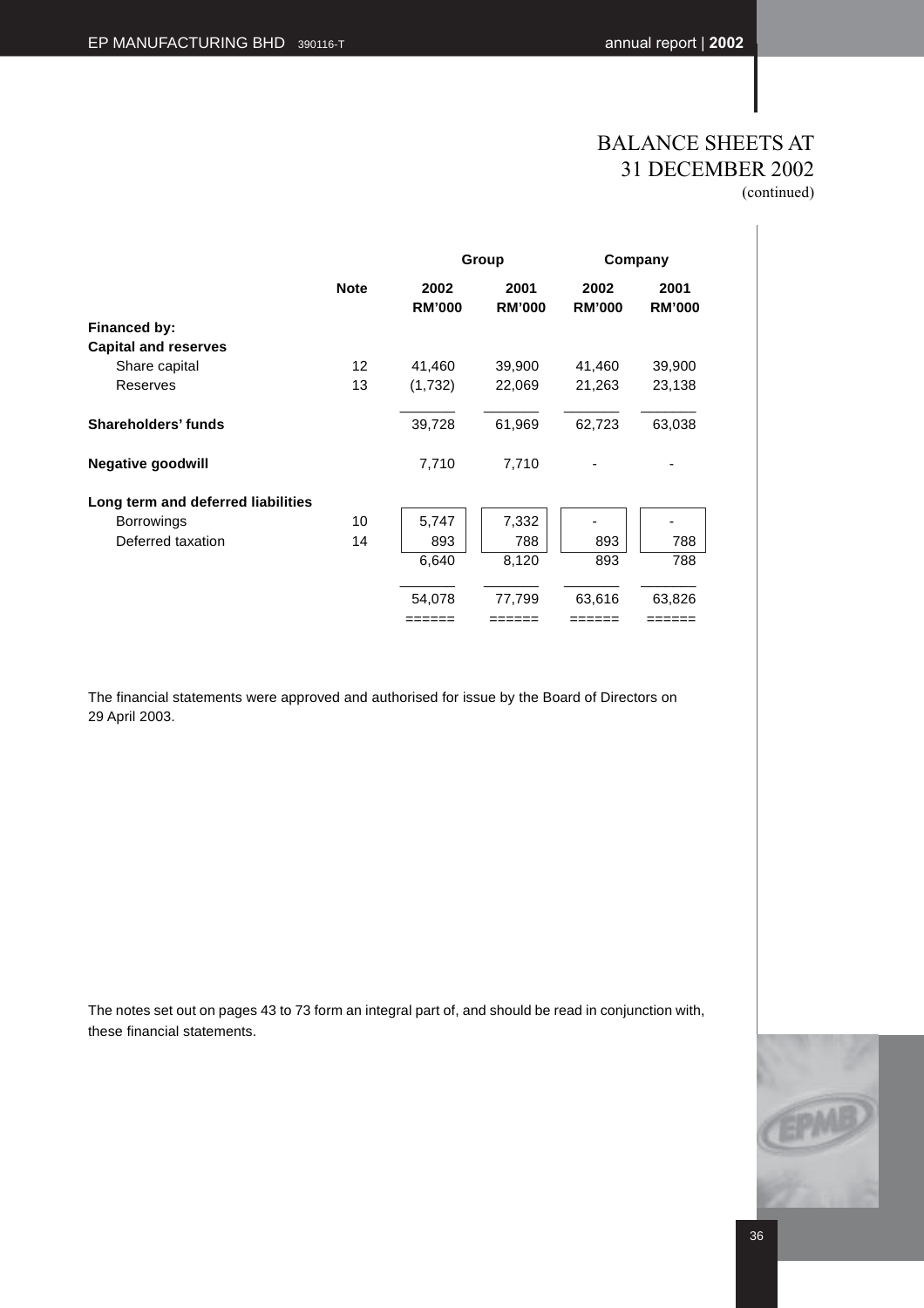# BALANCE SHEETS AT 31 DECEMBER 2002

(continued)

| | Note | Group | | Company | |
|---|---|---|---|---|---|
| | | 2002 RM'000 | 2001 RM'000 | 2002 RM'000 | 2001 RM'000 |
| **Financed by:** | | | | | |
| **Capital and reserves** | | | | | |
| Share capital | 12 | 41,460 | 39,900 | 41,460 | 39,900 |
| Reserves | 13 | (1,732) | 22,069 | 21,263 | 23,138 |
| **Shareholders' funds** | | 39,728 | 61,969 | 62,723 | 63,038 |
| **Negative goodwill** | | 7,710 | 7,710 | - | - |
| **Long term and deferred liabilities** | | | | | |
| Borrowings | 10 | 5,747 | 7,332 | - | - |
| Deferred taxation | 14 | 893 | 788 | 893 | 788 |
| | | 6,640 | 8,120 | 893 | 788 |
| | | 54,078 | 77,799 | 63,616 | 63,826 |

The financial statements were approved and authorised for issue by the Board of Directors on 29 April 2003.

The notes set out on pages 43 to 73 form an integral part of, and should be read in conjunction with, these financial statements.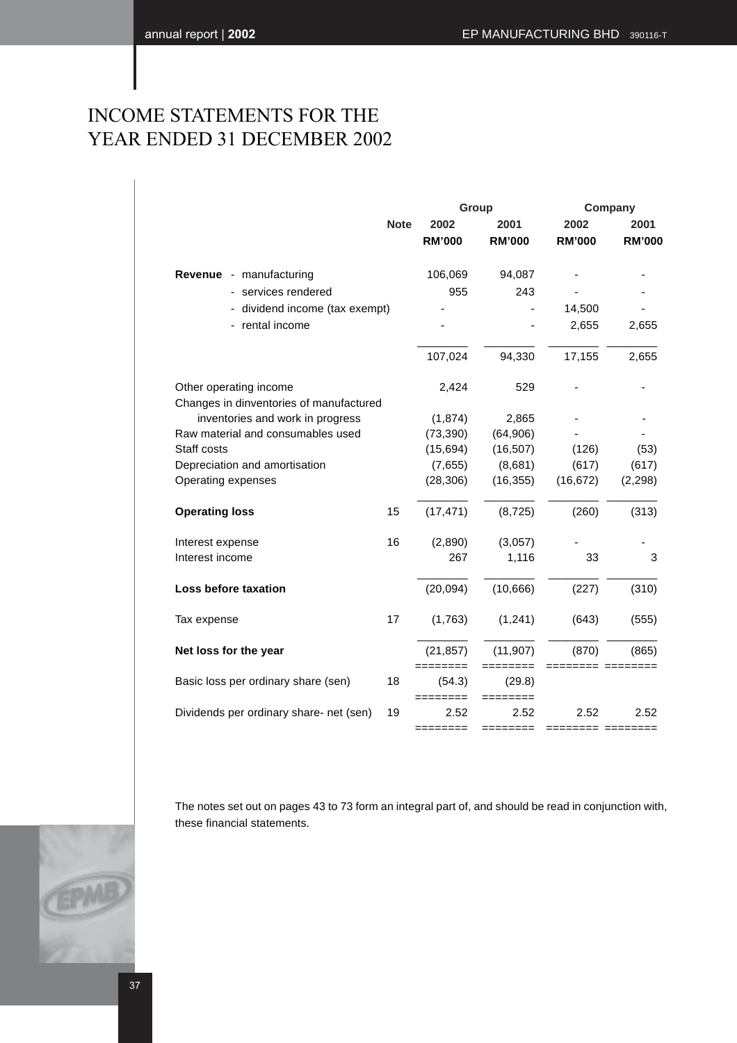# INCOME STATEMENTS FOR THE YEAR ENDED 31 DECEMBER 2002

| | Note | Group 2002 RM'000 | Group 2001 RM'000 | Company 2002 RM'000 | Company 2001 RM'000 |
|---|---|---|---|---|---|
| **Revenue** - manufacturing | | 106,069 | 94,087 | - | - |
| - services rendered | | 955 | 243 | - | - |
| - dividend income (tax exempt) | | - | - | 14,500 | - |
| - rental income | | - | - | 2,655 | 2,655 |
| | | 107,024 | 94,330 | 17,155 | 2,655 |
| Other operating income | | 2,424 | 529 | - | - |
| Changes in dinventories of manufactured inventories and work in progress | | (1,874) | 2,865 | - | - |
| Raw material and consumables used | | (73,390) | (64,906) | - | - |
| Staff costs | | (15,694) | (16,507) | (126) | (53) |
| Depreciation and amortisation | | (7,655) | (8,681) | (617) | (617) |
| Operating expenses | | (28,306) | (16,355) | (16,672) | (2,298) |
| **Operating loss** | 15 | (17,471) | (8,725) | (260) | (313) |
| Interest expense | 16 | (2,890) | (3,057) | - | - |
| Interest income | | 267 | 1,116 | 33 | 3 |
| **Loss before taxation** | | (20,094) | (10,666) | (227) | (310) |
| Tax expense | 17 | (1,763) | (1,241) | (643) | (555) |
| **Net loss for the year** | | (21,857) | (11,907) | (870) | (865) |
| Basic loss per ordinary share (sen) | 18 | (54.3) | (29.8) | | |
| Dividends per ordinary share- net (sen) | 19 | 2.52 | 2.52 | 2.52 | 2.52 |

The notes set out on pages 43 to 73 form an integral part of, and should be read in conjunction with, these financial statements.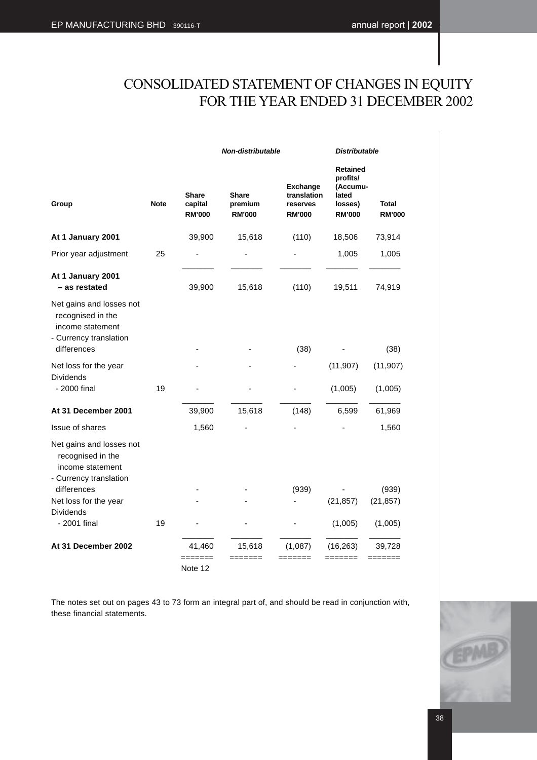# CONSOLIDATED STATEMENT OF CHANGES IN EQUITY FOR THE YEAR ENDED 31 DECEMBER 2002

| | | *Non-distributable* | | | *Distributable* | |
|---|---|---|---|---|---|---|
| **Group** | **Note** | **Share capital RM'000** | **Share premium RM'000** | **Exchange translation reserves RM'000** | **Retained profits/ (Accumulated losses) RM'000** | **Total RM'000** |
| **At 1 January 2001** | | 39,900 | 15,618 | (110) | 18,506 | 73,914 |
| Prior year adjustment | 25 | - | - | - | 1,005 | 1,005 |
| **At 1 January 2001 – as restated** | | 39,900 | 15,618 | (110) | 19,511 | 74,919 |
| Net gains and losses not recognised in the income statement | | | | | | |
| - Currency translation differences | | - | - | (38) | - | (38) |
| Net loss for the year | | - | - | - | (11,907) | (11,907) |
| Dividends | | | | | | |
| - 2000 final | 19 | - | - | - | (1,005) | (1,005) |
| **At 31 December 2001** | | 39,900 | 15,618 | (148) | 6,599 | 61,969 |
| Issue of shares | | 1,560 | - | - | - | 1,560 |
| Net gains and losses not recognised in the income statement | | | | | | |
| - Currency translation differences | | - | - | (939) | - | (939) |
| Net loss for the year | | - | - | - | (21,857) | (21,857) |
| Dividends | | | | | | |
| - 2001 final | 19 | - | - | - | (1,005) | (1,005) |
| **At 31 December 2002** | | 41,460 | 15,618 | (1,087) | (16,263) | 39,728 |
| | | Note 12 | | | | |

The notes set out on pages 43 to 73 form an integral part of, and should be read in conjunction with, these financial statements.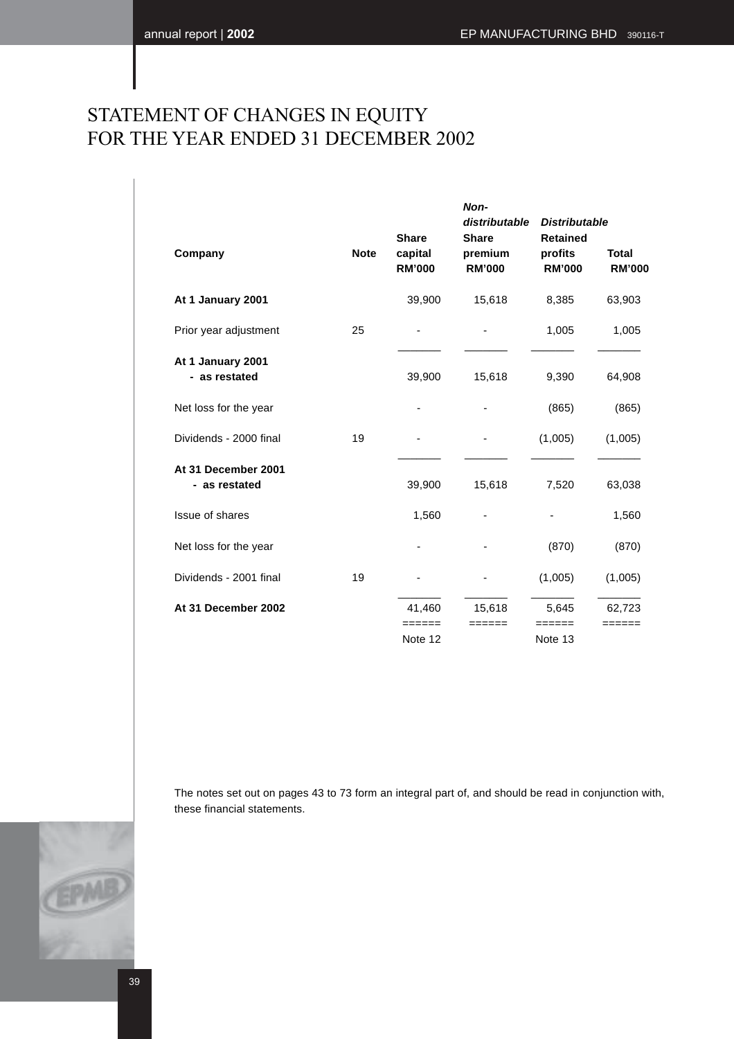# STATEMENT OF CHANGES IN EQUITY
# FOR THE YEAR ENDED 31 DECEMBER 2002

| Company | Note | Share capital RM'000 | *Non-distributable* Share premium RM'000 | *Distributable* Retained profits RM'000 | Total RM'000 |
|---|---|---|---|---|---|
| **At 1 January 2001** | | 39,900 | 15,618 | 8,385 | 63,903 |
| Prior year adjustment | 25 | - | - | 1,005 | 1,005 |
| **At 1 January 2001 - as restated** | | 39,900 | 15,618 | 9,390 | 64,908 |
| Net loss for the year | | - | - | (865) | (865) |
| Dividends - 2000 final | 19 | - | - | (1,005) | (1,005) |
| **At 31 December 2001 - as restated** | | 39,900 | 15,618 | 7,520 | 63,038 |
| Issue of shares | | 1,560 | - | - | 1,560 |
| Net loss for the year | | - | - | (870) | (870) |
| Dividends - 2001 final | 19 | - | - | (1,005) | (1,005) |
| **At 31 December 2002** | | 41,460 | 15,618 | 5,645 | 62,723 |
| | | Note 12 | | Note 13 | |

The notes set out on pages 43 to 73 form an integral part of, and should be read in conjunction with, these financial statements.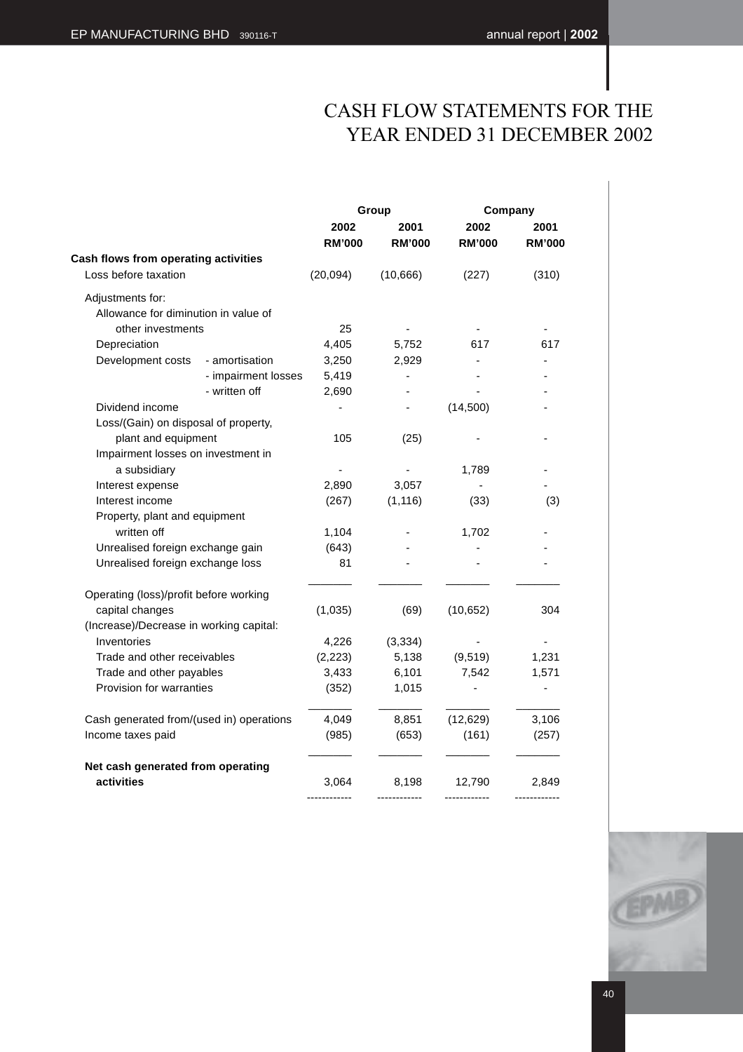# CASH FLOW STATEMENTS FOR THE YEAR ENDED 31 DECEMBER 2002

| | Group | | Company | |
|---|---|---|---|---|
| | 2002 | 2001 | 2002 | 2001 |
| | RM'000 | RM'000 | RM'000 | RM'000 |
| **Cash flows from operating activities** | | | | |
| Loss before taxation | (20,094) | (10,666) | (227) | (310) |
| Adjustments for: | | | | |
| Allowance for diminution in value of other investments | 25 | - | - | - |
| Depreciation | 4,405 | 5,752 | 617 | 617 |
| Development costs - amortisation | 3,250 | 2,929 | - | - |
| - impairment losses | 5,419 | - | - | - |
| - written off | 2,690 | - | - | - |
| Dividend income | - | - | (14,500) | - |
| Loss/(Gain) on disposal of property, plant and equipment | 105 | (25) | - | - |
| Impairment losses on investment in a subsidiary | - | - | 1,789 | - |
| Interest expense | 2,890 | 3,057 | - | - |
| Interest income | (267) | (1,116) | (33) | (3) |
| Property, plant and equipment written off | 1,104 | - | 1,702 | - |
| Unrealised foreign exchange gain | (643) | - | - | - |
| Unrealised foreign exchange loss | 81 | - | - | - |
| Operating (loss)/profit before working capital changes | (1,035) | (69) | (10,652) | 304 |
| (Increase)/Decrease in working capital: | | | | |
| Inventories | 4,226 | (3,334) | - | - |
| Trade and other receivables | (2,223) | 5,138 | (9,519) | 1,231 |
| Trade and other payables | 3,433 | 6,101 | 7,542 | 1,571 |
| Provision for warranties | (352) | 1,015 | - | - |
| Cash generated from/(used in) operations | 4,049 | 8,851 | (12,629) | 3,106 |
| Income taxes paid | (985) | (653) | (161) | (257) |
| **Net cash generated from operating activities** | 3,064 | 8,198 | 12,790 | 2,849 |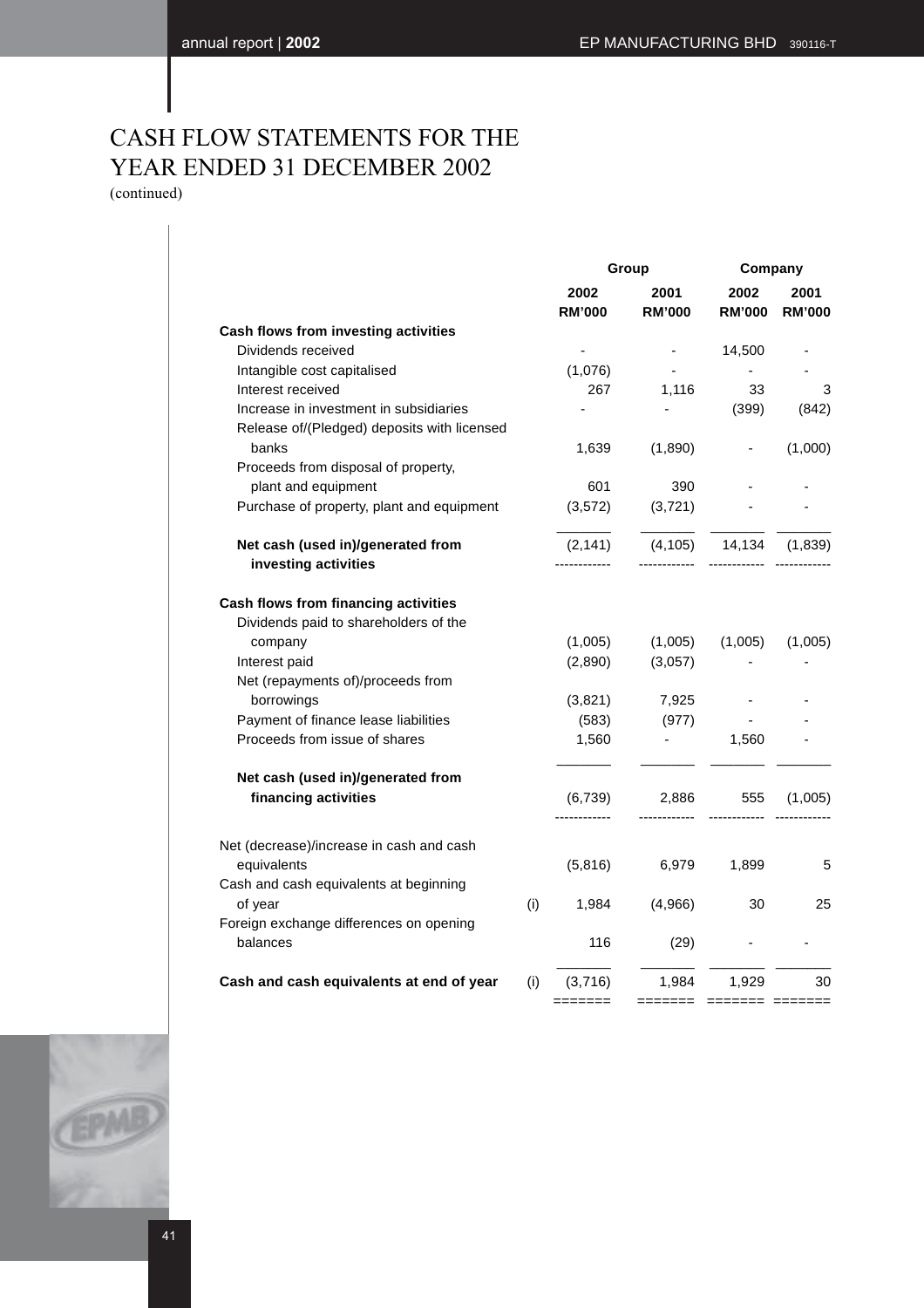# CASH FLOW STATEMENTS FOR THE YEAR ENDED 31 DECEMBER 2002

(continued)

| | | Group | | Company | |
|---|---|---|---|---|---|
| | | 2002 | 2001 | 2002 | 2001 |
| | | RM'000 | RM'000 | RM'000 | RM'000 |
| **Cash flows from investing activities** | | | | | |
| Dividends received | | - | - | 14,500 | - |
| Intangible cost capitalised | | (1,076) | - | - | - |
| Interest received | | 267 | 1,116 | 33 | 3 |
| Increase in investment in subsidiaries | | - | - | (399) | (842) |
| Release of/(Pledged) deposits with licensed banks | | 1,639 | (1,890) | - | (1,000) |
| Proceeds from disposal of property, plant and equipment | | 601 | 390 | - | - |
| Purchase of property, plant and equipment | | (3,572) | (3,721) | - | - |
| **Net cash (used in)/generated from investing activities** | | (2,141) | (4,105) | 14,134 | (1,839) |
| **Cash flows from financing activities** | | | | | |
| Dividends paid to shareholders of the company | | (1,005) | (1,005) | (1,005) | (1,005) |
| Interest paid | | (2,890) | (3,057) | - | - |
| Net (repayments of)/proceeds from borrowings | | (3,821) | 7,925 | - | - |
| Payment of finance lease liabilities | | (583) | (977) | - | - |
| Proceeds from issue of shares | | 1,560 | - | 1,560 | - |
| **Net cash (used in)/generated from financing activities** | | (6,739) | 2,886 | 555 | (1,005) |
| Net (decrease)/increase in cash and cash equivalents | | (5,816) | 6,979 | 1,899 | 5 |
| Cash and cash equivalents at beginning of year | (i) | 1,984 | (4,966) | 30 | 25 |
| Foreign exchange differences on opening balances | | 116 | (29) | - | - |
| **Cash and cash equivalents at end of year** | (i) | (3,716) | 1,984 | 1,929 | 30 |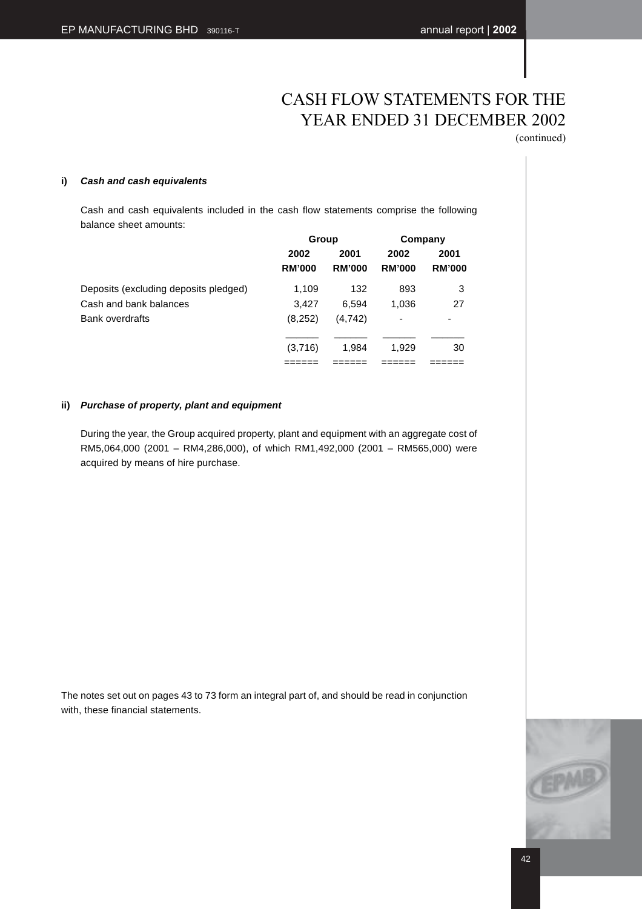# CASH FLOW STATEMENTS FOR THE YEAR ENDED 31 DECEMBER 2002

(continued)

**i)** ***Cash and cash equivalents***

Cash and cash equivalents included in the cash flow statements comprise the following balance sheet amounts:

| | Group | | Company | |
|---|---|---|---|---|
| | 2002 | 2001 | 2002 | 2001 |
| | RM'000 | RM'000 | RM'000 | RM'000 |
| Deposits (excluding deposits pledged) | 1,109 | 132 | 893 | 3 |
| Cash and bank balances | 3,427 | 6,594 | 1,036 | 27 |
| Bank overdrafts | (8,252) | (4,742) | - | - |
| | (3,716) | 1,984 | 1,929 | 30 |

**ii)** ***Purchase of property, plant and equipment***

During the year, the Group acquired property, plant and equipment with an aggregate cost of RM5,064,000 (2001 – RM4,286,000), of which RM1,492,000 (2001 – RM565,000) were acquired by means of hire purchase.

The notes set out on pages 43 to 73 form an integral part of, and should be read in conjunction with, these financial statements.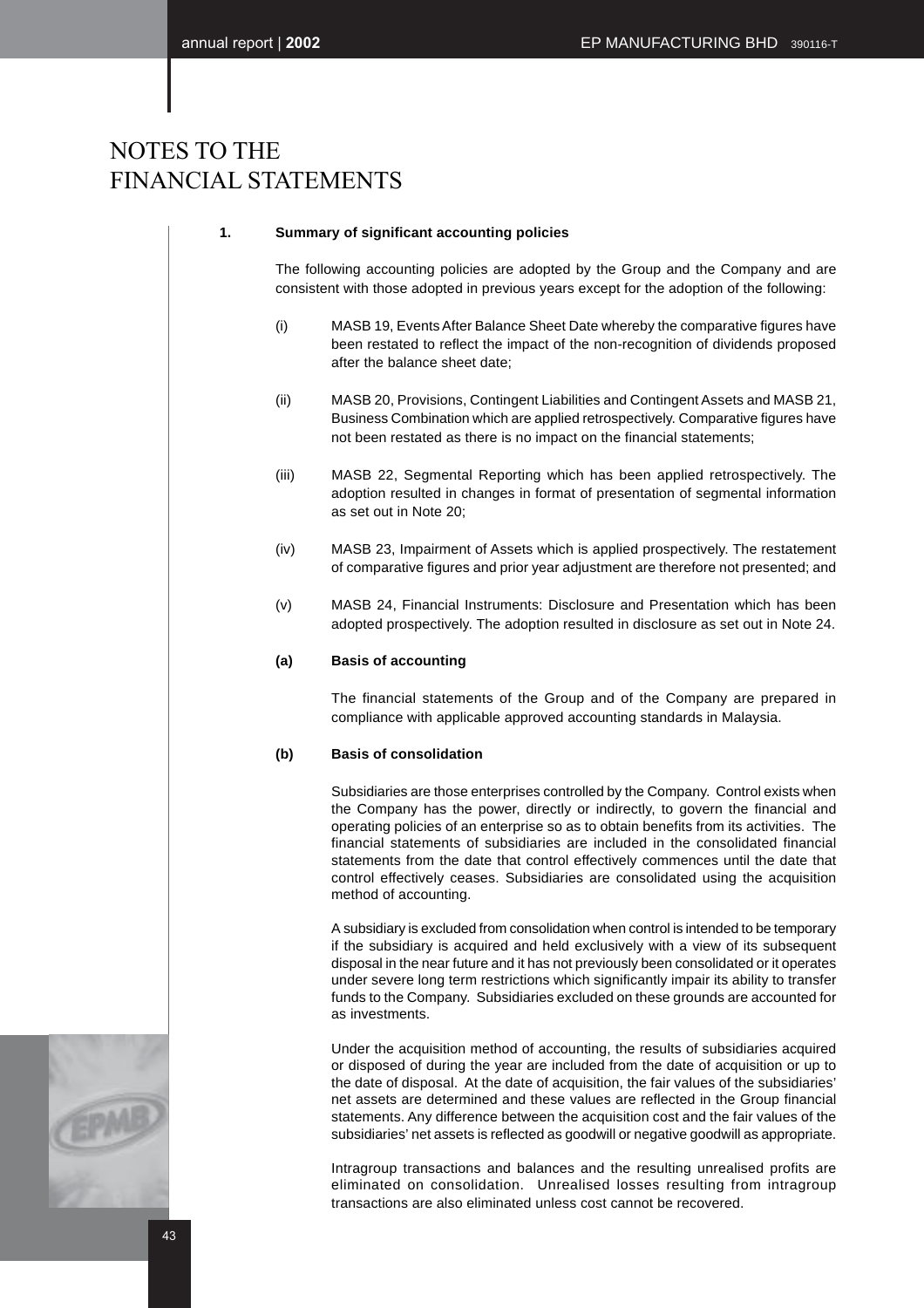# NOTES TO THE FINANCIAL STATEMENTS

**1. Summary of significant accounting policies**

The following accounting policies are adopted by the Group and the Company and are consistent with those adopted in previous years except for the adoption of the following:

(i) MASB 19, Events After Balance Sheet Date whereby the comparative figures have been restated to reflect the impact of the non-recognition of dividends proposed after the balance sheet date;

(ii) MASB 20, Provisions, Contingent Liabilities and Contingent Assets and MASB 21, Business Combination which are applied retrospectively. Comparative figures have not been restated as there is no impact on the financial statements;

(iii) MASB 22, Segmental Reporting which has been applied retrospectively. The adoption resulted in changes in format of presentation of segmental information as set out in Note 20;

(iv) MASB 23, Impairment of Assets which is applied prospectively. The restatement of comparative figures and prior year adjustment are therefore not presented; and

(v) MASB 24, Financial Instruments: Disclosure and Presentation which has been adopted prospectively. The adoption resulted in disclosure as set out in Note 24.

**(a) Basis of accounting**

The financial statements of the Group and of the Company are prepared in compliance with applicable approved accounting standards in Malaysia.

**(b) Basis of consolidation**

Subsidiaries are those enterprises controlled by the Company. Control exists when the Company has the power, directly or indirectly, to govern the financial and operating policies of an enterprise so as to obtain benefits from its activities. The financial statements of subsidiaries are included in the consolidated financial statements from the date that control effectively commences until the date that control effectively ceases. Subsidiaries are consolidated using the acquisition method of accounting.

A subsidiary is excluded from consolidation when control is intended to be temporary if the subsidiary is acquired and held exclusively with a view of its subsequent disposal in the near future and it has not previously been consolidated or it operates under severe long term restrictions which significantly impair its ability to transfer funds to the Company. Subsidiaries excluded on these grounds are accounted for as investments.

Under the acquisition method of accounting, the results of subsidiaries acquired or disposed of during the year are included from the date of acquisition or up to the date of disposal. At the date of acquisition, the fair values of the subsidiaries' net assets are determined and these values are reflected in the Group financial statements. Any difference between the acquisition cost and the fair values of the subsidiaries' net assets is reflected as goodwill or negative goodwill as appropriate.

Intragroup transactions and balances and the resulting unrealised profits are eliminated on consolidation. Unrealised losses resulting from intragroup transactions are also eliminated unless cost cannot be recovered.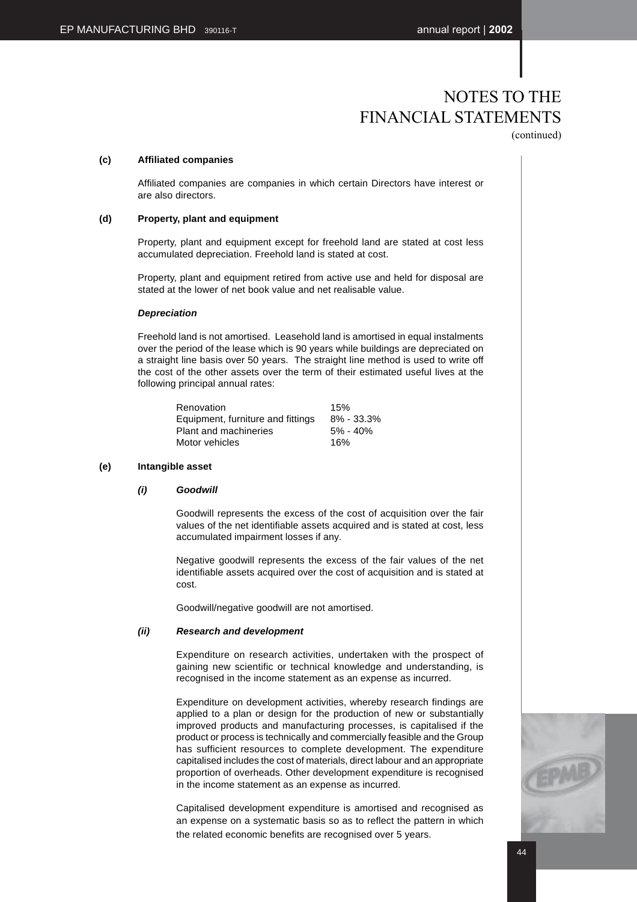# NOTES TO THE FINANCIAL STATEMENTS

(continued)

**(c) Affiliated companies**

Affiliated companies are companies in which certain Directors have interest or are also directors.

**(d) Property, plant and equipment**

Property, plant and equipment except for freehold land are stated at cost less accumulated depreciation. Freehold land is stated at cost.

Property, plant and equipment retired from active use and held for disposal are stated at the lower of net book value and net realisable value.

***Depreciation***

Freehold land is not amortised. Leasehold land is amortised in equal instalments over the period of the lease which is 90 years while buildings are depreciated on a straight line basis over 50 years. The straight line method is used to write off the cost of the other assets over the term of their estimated useful lives at the following principal annual rates:

| | |
|---|---|
| Renovation | 15% |
| Equipment, furniture and fittings | 8% - 33.3% |
| Plant and machineries | 5% - 40% |
| Motor vehicles | 16% |

**(e) Intangible asset**

***(i) Goodwill***

Goodwill represents the excess of the cost of acquisition over the fair values of the net identifiable assets acquired and is stated at cost, less accumulated impairment losses if any.

Negative goodwill represents the excess of the fair values of the net identifiable assets acquired over the cost of acquisition and is stated at cost.

Goodwill/negative goodwill are not amortised.

***(ii) Research and development***

Expenditure on research activities, undertaken with the prospect of gaining new scientific or technical knowledge and understanding, is recognised in the income statement as an expense as incurred.

Expenditure on development activities, whereby research findings are applied to a plan or design for the production of new or substantially improved products and manufacturing processes, is capitalised if the product or process is technically and commercially feasible and the Group has sufficient resources to complete development. The expenditure capitalised includes the cost of materials, direct labour and an appropriate proportion of overheads. Other development expenditure is recognised in the income statement as an expense as incurred.

Capitalised development expenditure is amortised and recognised as an expense on a systematic basis so as to reflect the pattern in which the related economic benefits are recognised over 5 years.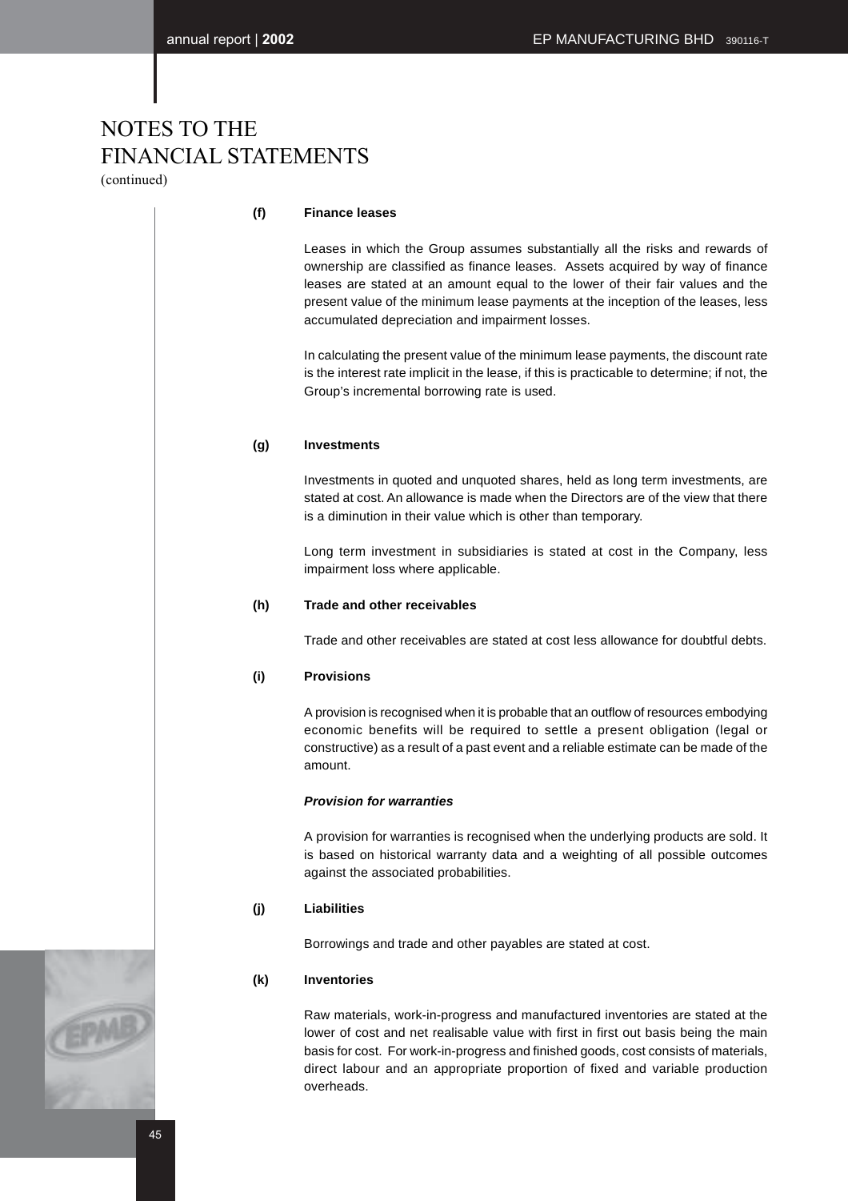# NOTES TO THE FINANCIAL STATEMENTS

(continued)

**(f) Finance leases**

Leases in which the Group assumes substantially all the risks and rewards of ownership are classified as finance leases. Assets acquired by way of finance leases are stated at an amount equal to the lower of their fair values and the present value of the minimum lease payments at the inception of the leases, less accumulated depreciation and impairment losses.

In calculating the present value of the minimum lease payments, the discount rate is the interest rate implicit in the lease, if this is practicable to determine; if not, the Group's incremental borrowing rate is used.

**(g) Investments**

Investments in quoted and unquoted shares, held as long term investments, are stated at cost. An allowance is made when the Directors are of the view that there is a diminution in their value which is other than temporary.

Long term investment in subsidiaries is stated at cost in the Company, less impairment loss where applicable.

**(h) Trade and other receivables**

Trade and other receivables are stated at cost less allowance for doubtful debts.

**(i) Provisions**

A provision is recognised when it is probable that an outflow of resources embodying economic benefits will be required to settle a present obligation (legal or constructive) as a result of a past event and a reliable estimate can be made of the amount.

***Provision for warranties***

A provision for warranties is recognised when the underlying products are sold. It is based on historical warranty data and a weighting of all possible outcomes against the associated probabilities.

**(j) Liabilities**

Borrowings and trade and other payables are stated at cost.

**(k) Inventories**

Raw materials, work-in-progress and manufactured inventories are stated at the lower of cost and net realisable value with first in first out basis being the main basis for cost. For work-in-progress and finished goods, cost consists of materials, direct labour and an appropriate proportion of fixed and variable production overheads.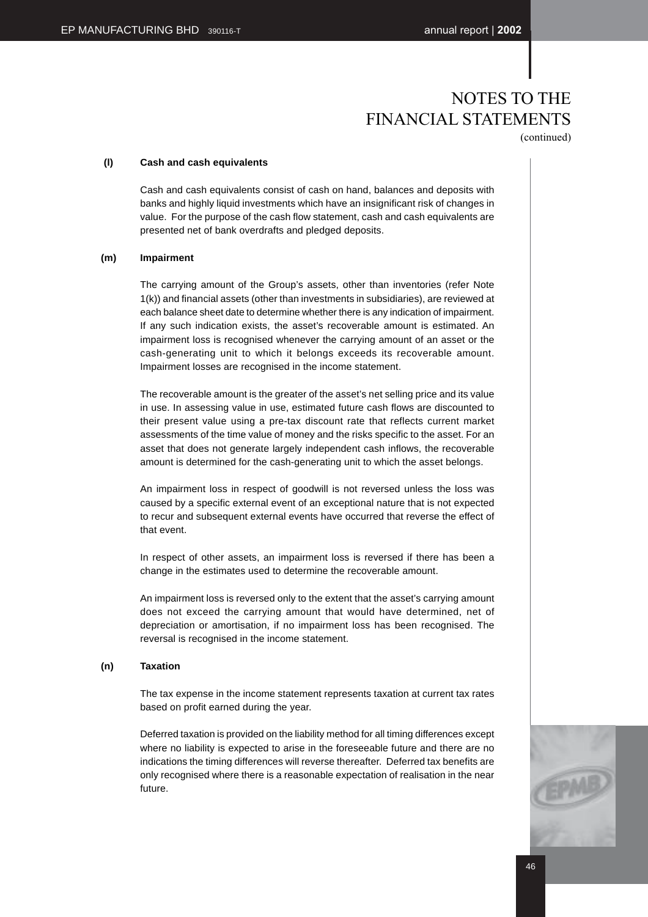# NOTES TO THE FINANCIAL STATEMENTS
(continued)

**(l) Cash and cash equivalents**

Cash and cash equivalents consist of cash on hand, balances and deposits with banks and highly liquid investments which have an insignificant risk of changes in value. For the purpose of the cash flow statement, cash and cash equivalents are presented net of bank overdrafts and pledged deposits.

**(m) Impairment**

The carrying amount of the Group's assets, other than inventories (refer Note 1(k)) and financial assets (other than investments in subsidiaries), are reviewed at each balance sheet date to determine whether there is any indication of impairment. If any such indication exists, the asset's recoverable amount is estimated. An impairment loss is recognised whenever the carrying amount of an asset or the cash-generating unit to which it belongs exceeds its recoverable amount. Impairment losses are recognised in the income statement.

The recoverable amount is the greater of the asset's net selling price and its value in use. In assessing value in use, estimated future cash flows are discounted to their present value using a pre-tax discount rate that reflects current market assessments of the time value of money and the risks specific to the asset. For an asset that does not generate largely independent cash inflows, the recoverable amount is determined for the cash-generating unit to which the asset belongs.

An impairment loss in respect of goodwill is not reversed unless the loss was caused by a specific external event of an exceptional nature that is not expected to recur and subsequent external events have occurred that reverse the effect of that event.

In respect of other assets, an impairment loss is reversed if there has been a change in the estimates used to determine the recoverable amount.

An impairment loss is reversed only to the extent that the asset's carrying amount does not exceed the carrying amount that would have determined, net of depreciation or amortisation, if no impairment loss has been recognised. The reversal is recognised in the income statement.

**(n) Taxation**

The tax expense in the income statement represents taxation at current tax rates based on profit earned during the year.

Deferred taxation is provided on the liability method for all timing differences except where no liability is expected to arise in the foreseeable future and there are no indications the timing differences will reverse thereafter. Deferred tax benefits are only recognised where there is a reasonable expectation of realisation in the near future.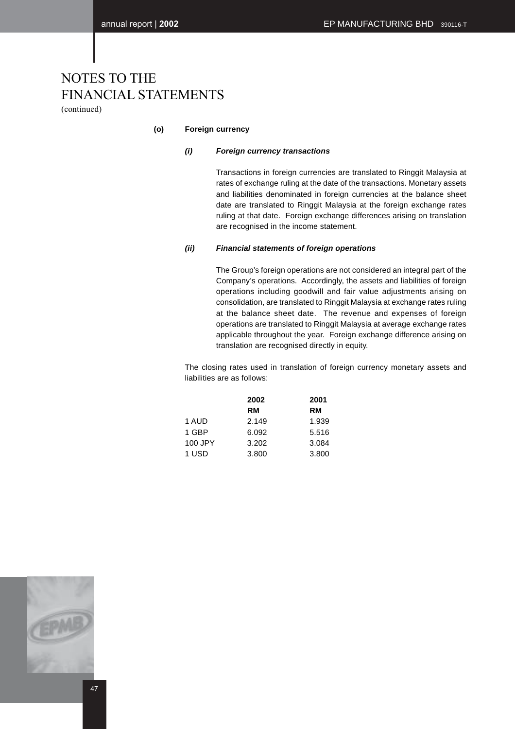# NOTES TO THE FINANCIAL STATEMENTS

(continued)

**(o) Foreign currency**

***(i) Foreign currency transactions***

Transactions in foreign currencies are translated to Ringgit Malaysia at rates of exchange ruling at the date of the transactions. Monetary assets and liabilities denominated in foreign currencies at the balance sheet date are translated to Ringgit Malaysia at the foreign exchange rates ruling at that date. Foreign exchange differences arising on translation are recognised in the income statement.

***(ii) Financial statements of foreign operations***

The Group's foreign operations are not considered an integral part of the Company's operations. Accordingly, the assets and liabilities of foreign operations including goodwill and fair value adjustments arising on consolidation, are translated to Ringgit Malaysia at exchange rates ruling at the balance sheet date. The revenue and expenses of foreign operations are translated to Ringgit Malaysia at average exchange rates applicable throughout the year. Foreign exchange difference arising on translation are recognised directly in equity.

The closing rates used in translation of foreign currency monetary assets and liabilities are as follows:

| | 2002 | 2001 |
|---|---|---|
| | RM | RM |
| 1 AUD | 2.149 | 1.939 |
| 1 GBP | 6.092 | 5.516 |
| 100 JPY | 3.202 | 3.084 |
| 1 USD | 3.800 | 3.800 |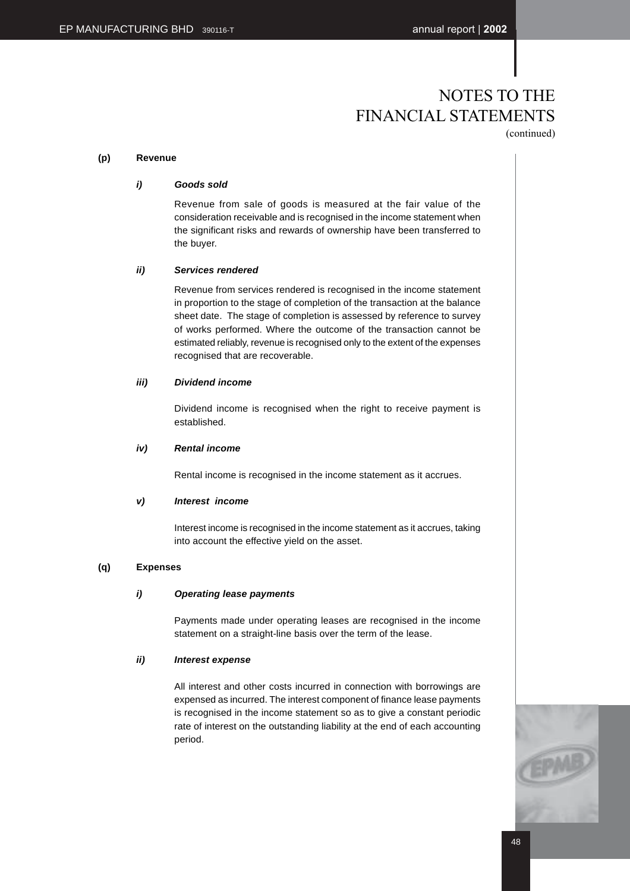# NOTES TO THE FINANCIAL STATEMENTS
(continued)

**(p) Revenue**

***i) Goods sold***

Revenue from sale of goods is measured at the fair value of the consideration receivable and is recognised in the income statement when the significant risks and rewards of ownership have been transferred to the buyer.

***ii) Services rendered***

Revenue from services rendered is recognised in the income statement in proportion to the stage of completion of the transaction at the balance sheet date. The stage of completion is assessed by reference to survey of works performed. Where the outcome of the transaction cannot be estimated reliably, revenue is recognised only to the extent of the expenses recognised that are recoverable.

***iii) Dividend income***

Dividend income is recognised when the right to receive payment is established.

***iv) Rental income***

Rental income is recognised in the income statement as it accrues.

***v) Interest income***

Interest income is recognised in the income statement as it accrues, taking into account the effective yield on the asset.

**(q) Expenses**

***i) Operating lease payments***

Payments made under operating leases are recognised in the income statement on a straight-line basis over the term of the lease.

***ii) Interest expense***

All interest and other costs incurred in connection with borrowings are expensed as incurred. The interest component of finance lease payments is recognised in the income statement so as to give a constant periodic rate of interest on the outstanding liability at the end of each accounting period.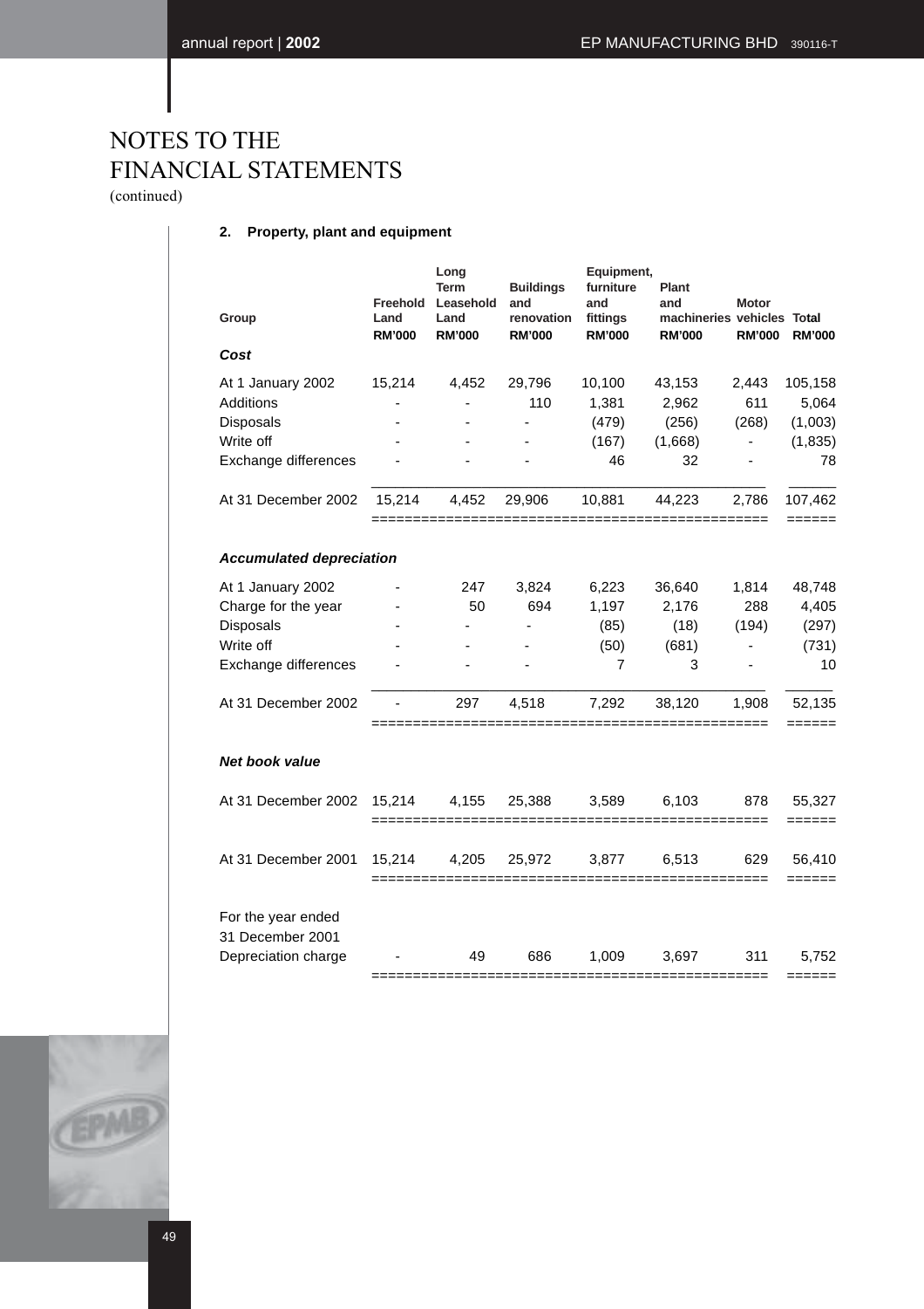# NOTES TO THE FINANCIAL STATEMENTS

(continued)

## 2. Property, plant and equipment

| Group | Freehold Land RM'000 | Long Term Leasehold Land RM'000 | Buildings and renovation RM'000 | Equipment, furniture and fittings RM'000 | Plant and machineries RM'000 | Motor vehicles RM'000 | Total RM'000 |
|---|---|---|---|---|---|---|---|
| ***Cost*** | | | | | | | |
| At 1 January 2002 | 15,214 | 4,452 | 29,796 | 10,100 | 43,153 | 2,443 | 105,158 |
| Additions | - | - | 110 | 1,381 | 2,962 | 611 | 5,064 |
| Disposals | - | - | - | (479) | (256) | (268) | (1,003) |
| Write off | - | - | - | (167) | (1,668) | - | (1,835) |
| Exchange differences | - | - | - | 46 | 32 | - | 78 |
| At 31 December 2002 | 15,214 | 4,452 | 29,906 | 10,881 | 44,223 | 2,786 | 107,462 |
| ***Accumulated depreciation*** | | | | | | | |
| At 1 January 2002 | - | 247 | 3,824 | 6,223 | 36,640 | 1,814 | 48,748 |
| Charge for the year | - | 50 | 694 | 1,197 | 2,176 | 288 | 4,405 |
| Disposals | - | - | - | (85) | (18) | (194) | (297) |
| Write off | - | - | - | (50) | (681) | - | (731) |
| Exchange differences | - | - | - | 7 | 3 | - | 10 |
| At 31 December 2002 | - | 297 | 4,518 | 7,292 | 38,120 | 1,908 | 52,135 |
| ***Net book value*** | | | | | | | |
| At 31 December 2002 | 15,214 | 4,155 | 25,388 | 3,589 | 6,103 | 878 | 55,327 |
| At 31 December 2001 | 15,214 | 4,205 | 25,972 | 3,877 | 6,513 | 629 | 56,410 |
| For the year ended 31 December 2001 Depreciation charge | - | 49 | 686 | 1,009 | 3,697 | 311 | 5,752 |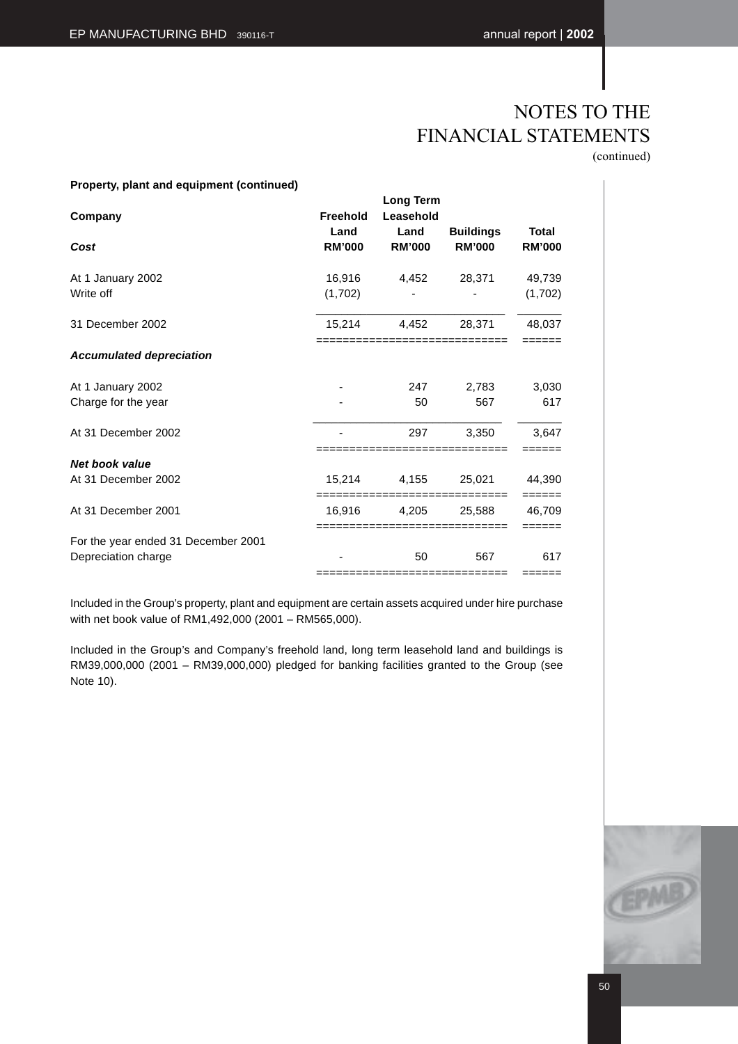# NOTES TO THE FINANCIAL STATEMENTS

(continued)

**Property, plant and equipment (continued)**

| **Company** | **Freehold Land** | **Long Term Leasehold Land** | **Buildings** | **Total** |
|---|---|---|---|---|
| ***Cost*** | **RM'000** | **RM'000** | **RM'000** | **RM'000** |
| At 1 January 2002 | 16,916 | 4,452 | 28,371 | 49,739 |
| Write off | (1,702) | - | - | (1,702) |
| 31 December 2002 | 15,214 | 4,452 | 28,371 | 48,037 |
| ***Accumulated depreciation*** | | | | |
| At 1 January 2002 | - | 247 | 2,783 | 3,030 |
| Charge for the year | - | 50 | 567 | 617 |
| At 31 December 2002 | - | 297 | 3,350 | 3,647 |
| ***Net book value*** | | | | |
| At 31 December 2002 | 15,214 | 4,155 | 25,021 | 44,390 |
| At 31 December 2001 | 16,916 | 4,205 | 25,588 | 46,709 |
| For the year ended 31 December 2001 | | | | |
| Depreciation charge | - | 50 | 567 | 617 |

Included in the Group's property, plant and equipment are certain assets acquired under hire purchase with net book value of RM1,492,000 (2001 – RM565,000).

Included in the Group's and Company's freehold land, long term leasehold land and buildings is RM39,000,000 (2001 – RM39,000,000) pledged for banking facilities granted to the Group (see Note 10).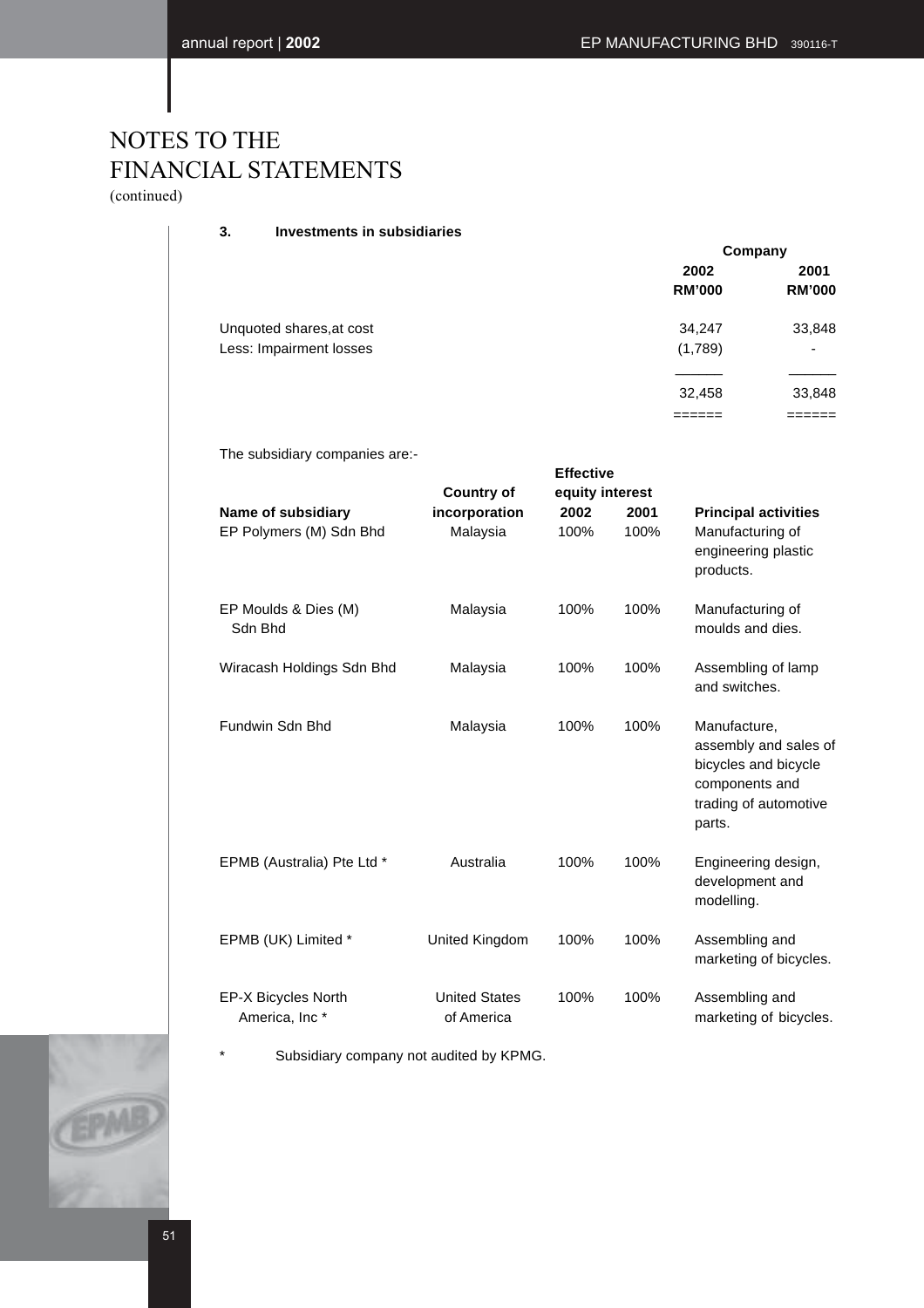# NOTES TO THE FINANCIAL STATEMENTS
(continued)

**3. Investments in subsidiaries**

| | Company | |
|---|---|---|
| | **2002 RM'000** | **2001 RM'000** |
| Unquoted shares,at cost | 34,247 | 33,848 |
| Less: Impairment losses | (1,789) | - |
| | 32,458 | 33,848 |

The subsidiary companies are:-

| Name of subsidiary | Country of incorporation | Effective equity interest 2002 | Effective equity interest 2001 | Principal activities |
|---|---|---|---|---|
| EP Polymers (M) Sdn Bhd | Malaysia | 100% | 100% | Manufacturing of engineering plastic products. |
| EP Moulds & Dies (M) Sdn Bhd | Malaysia | 100% | 100% | Manufacturing of moulds and dies. |
| Wiracash Holdings Sdn Bhd | Malaysia | 100% | 100% | Assembling of lamp and switches. |
| Fundwin Sdn Bhd | Malaysia | 100% | 100% | Manufacture, assembly and sales of bicycles and bicycle components and trading of automotive parts. |
| EPMB (Australia) Pte Ltd * | Australia | 100% | 100% | Engineering design, development and modelling. |
| EPMB (UK) Limited * | United Kingdom | 100% | 100% | Assembling and marketing of bicycles. |
| EP-X Bicycles North America, Inc * | United States of America | 100% | 100% | Assembling and marketing of bicycles. |

\* Subsidiary company not audited by KPMG.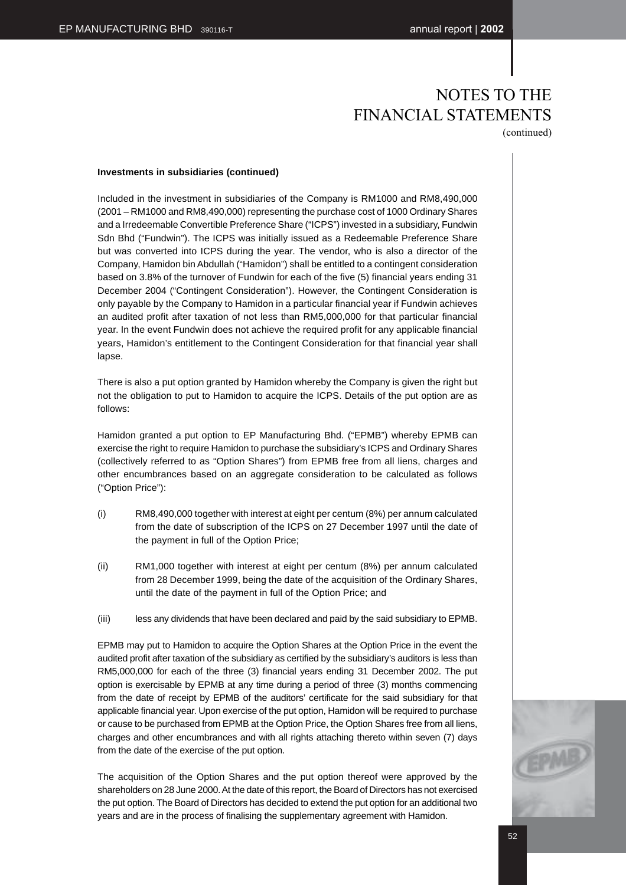**Investments in subsidiaries (continued)**

Included in the investment in subsidiaries of the Company is RM1000 and RM8,490,000 (2001 – RM1000 and RM8,490,000) representing the purchase cost of 1000 Ordinary Shares and a Irredeemable Convertible Preference Share ("ICPS") invested in a subsidiary, Fundwin Sdn Bhd ("Fundwin"). The ICPS was initially issued as a Redeemable Preference Share but was converted into ICPS during the year. The vendor, who is also a director of the Company, Hamidon bin Abdullah ("Hamidon") shall be entitled to a contingent consideration based on 3.8% of the turnover of Fundwin for each of the five (5) financial years ending 31 December 2004 ("Contingent Consideration"). However, the Contingent Consideration is only payable by the Company to Hamidon in a particular financial year if Fundwin achieves an audited profit after taxation of not less than RM5,000,000 for that particular financial year. In the event Fundwin does not achieve the required profit for any applicable financial years, Hamidon's entitlement to the Contingent Consideration for that financial year shall lapse.

There is also a put option granted by Hamidon whereby the Company is given the right but not the obligation to put to Hamidon to acquire the ICPS. Details of the put option are as follows:

Hamidon granted a put option to EP Manufacturing Bhd. ("EPMB") whereby EPMB can exercise the right to require Hamidon to purchase the subsidiary's ICPS and Ordinary Shares (collectively referred to as "Option Shares") from EPMB free from all liens, charges and other encumbrances based on an aggregate consideration to be calculated as follows ("Option Price"):

(i) RM8,490,000 together with interest at eight per centum (8%) per annum calculated from the date of subscription of the ICPS on 27 December 1997 until the date of the payment in full of the Option Price;

(ii) RM1,000 together with interest at eight per centum (8%) per annum calculated from 28 December 1999, being the date of the acquisition of the Ordinary Shares, until the date of the payment in full of the Option Price; and

(iii) less any dividends that have been declared and paid by the said subsidiary to EPMB.

EPMB may put to Hamidon to acquire the Option Shares at the Option Price in the event the audited profit after taxation of the subsidiary as certified by the subsidiary's auditors is less than RM5,000,000 for each of the three (3) financial years ending 31 December 2002. The put option is exercisable by EPMB at any time during a period of three (3) months commencing from the date of receipt by EPMB of the auditors' certificate for the said subsidiary for that applicable financial year. Upon exercise of the put option, Hamidon will be required to purchase or cause to be purchased from EPMB at the Option Price, the Option Shares free from all liens, charges and other encumbrances and with all rights attaching thereto within seven (7) days from the date of the exercise of the put option.

The acquisition of the Option Shares and the put option thereof were approved by the shareholders on 28 June 2000. At the date of this report, the Board of Directors has not exercised the put option. The Board of Directors has decided to extend the put option for an additional two years and are in the process of finalising the supplementary agreement with Hamidon.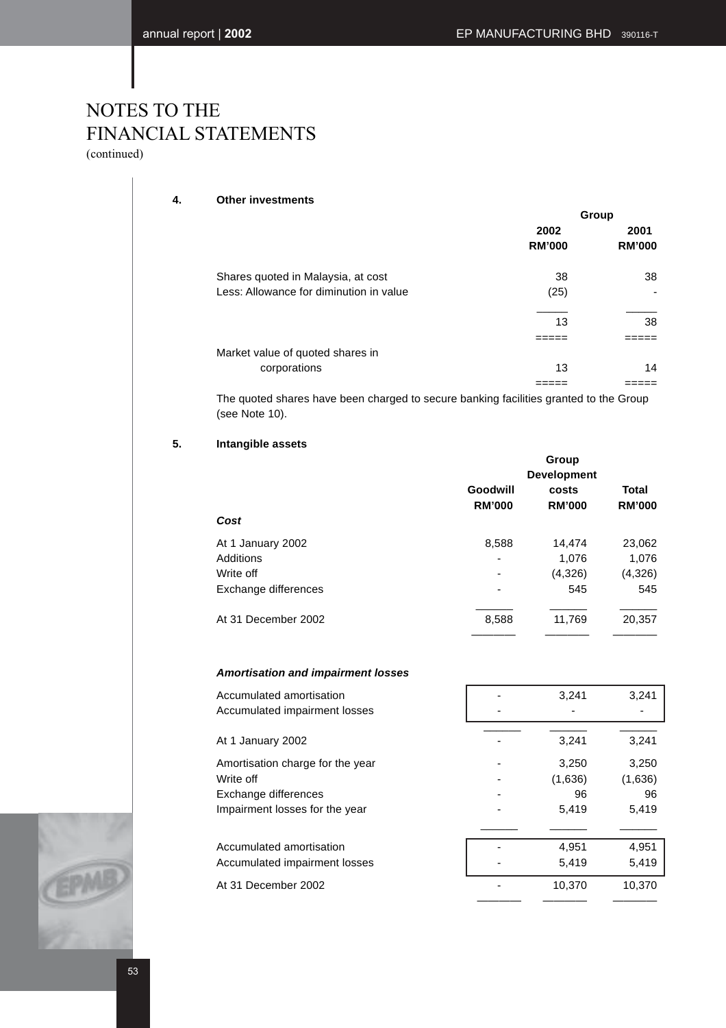# NOTES TO THE FINANCIAL STATEMENTS
(continued)

**4. Other investments**

| | Group | |
|---|---|---|
| | **2002** | **2001** |
| | **RM'000** | **RM'000** |
| Shares quoted in Malaysia, at cost | 38 | 38 |
| Less: Allowance for diminution in value | (25) | - |
| | 13 | 38 |
| Market value of quoted shares in corporations | 13 | 14 |

The quoted shares have been charged to secure banking facilities granted to the Group (see Note 10).

**5. Intangible assets**

| | Group | | |
|---|---|---|---|
| | **Goodwill** | **Development costs** | **Total** |
| | **RM'000** | **RM'000** | **RM'000** |
| ***Cost*** | | | |
| At 1 January 2002 | 8,588 | 14,474 | 23,062 |
| Additions | - | 1,076 | 1,076 |
| Write off | - | (4,326) | (4,326) |
| Exchange differences | - | 545 | 545 |
| At 31 December 2002 | 8,588 | 11,769 | 20,357 |
| ***Amortisation and impairment losses*** | | | |
| Accumulated amortisation | - | 3,241 | 3,241 |
| Accumulated impairment losses | - | - | - |
| At 1 January 2002 | - | 3,241 | 3,241 |
| Amortisation charge for the year | - | 3,250 | 3,250 |
| Write off | - | (1,636) | (1,636) |
| Exchange differences | - | 96 | 96 |
| Impairment losses for the year | - | 5,419 | 5,419 |
| Accumulated amortisation | - | 4,951 | 4,951 |
| Accumulated impairment losses | - | 5,419 | 5,419 |
| At 31 December 2002 | - | 10,370 | 10,370 |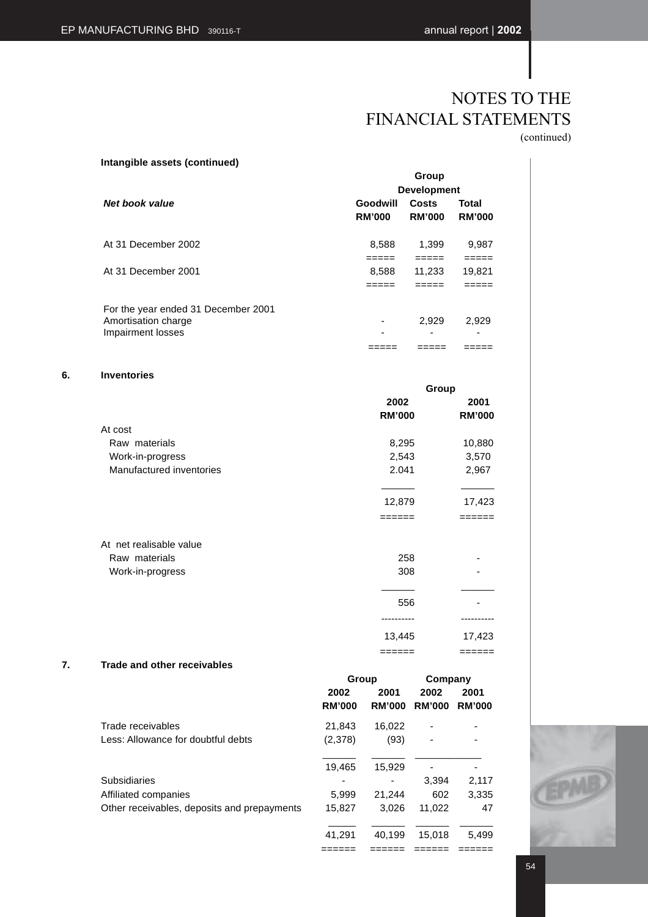# NOTES TO THE FINANCIAL STATEMENTS
(continued)

**Intangible assets (continued)**

| *Net book value* | Goodwill RM'000 | Group Development Costs RM'000 | Total RM'000 |
|---|---|---|---|
| At 31 December 2002 | 8,588 | 1,399 | 9,987 |
| At 31 December 2001 | 8,588 | 11,233 | 19,821 |
| For the year ended 31 December 2001 | | | |
| Amortisation charge | - | 2,929 | 2,929 |
| Impairment losses | - | - | - |

## 6. Inventories

| | Group 2002 RM'000 | Group 2001 RM'000 |
|---|---|---|
| At cost | | |
| Raw materials | 8,295 | 10,880 |
| Work-in-progress | 2,543 | 3,570 |
| Manufactured inventories | 2.041 | 2,967 |
| | 12,879 | 17,423 |
| At net realisable value | | |
| Raw materials | 258 | - |
| Work-in-progress | 308 | - |
| | 556 | - |
| | 13,445 | 17,423 |

## 7. Trade and other receivables

| | Group 2002 RM'000 | Group 2001 RM'000 | Company 2002 RM'000 | Company 2001 RM'000 |
|---|---|---|---|---|
| Trade receivables | 21,843 | 16,022 | - | - |
| Less: Allowance for doubtful debts | (2,378) | (93) | - | - |
| | 19,465 | 15,929 | - | - |
| Subsidiaries | - | - | 3,394 | 2,117 |
| Affiliated companies | 5,999 | 21,244 | 602 | 3,335 |
| Other receivables, deposits and prepayments | 15,827 | 3,026 | 11,022 | 47 |
| | 41,291 | 40,199 | 15,018 | 5,499 |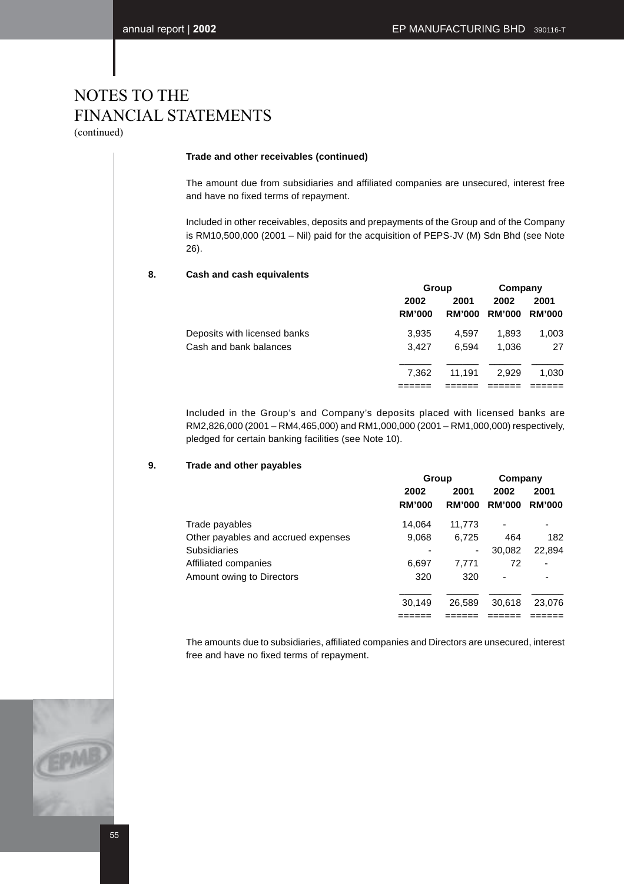# NOTES TO THE FINANCIAL STATEMENTS
(continued)

**Trade and other receivables (continued)**

The amount due from subsidiaries and affiliated companies are unsecured, interest free and have no fixed terms of repayment.

Included in other receivables, deposits and prepayments of the Group and of the Company is RM10,500,000 (2001 – Nil) paid for the acquisition of PEPS-JV (M) Sdn Bhd (see Note 26).

## 8. Cash and cash equivalents

| | Group | | Company | |
|---|---|---|---|---|
| | 2002 RM'000 | 2001 RM'000 | 2002 RM'000 | 2001 RM'000 |
| Deposits with licensed banks | 3,935 | 4,597 | 1,893 | 1,003 |
| Cash and bank balances | 3,427 | 6,594 | 1,036 | 27 |
| | 7,362 | 11,191 | 2,929 | 1,030 |

Included in the Group's and Company's deposits placed with licensed banks are RM2,826,000 (2001 – RM4,465,000) and RM1,000,000 (2001 – RM1,000,000) respectively, pledged for certain banking facilities (see Note 10).

## 9. Trade and other payables

| | Group | | Company | |
|---|---|---|---|---|
| | 2002 RM'000 | 2001 RM'000 | 2002 RM'000 | 2001 RM'000 |
| Trade payables | 14,064 | 11,773 | - | - |
| Other payables and accrued expenses | 9,068 | 6,725 | 464 | 182 |
| Subsidiaries | - | - | 30,082 | 22,894 |
| Affiliated companies | 6,697 | 7,771 | 72 | - |
| Amount owing to Directors | 320 | 320 | - | - |
| | 30,149 | 26,589 | 30,618 | 23,076 |

The amounts due to subsidiaries, affiliated companies and Directors are unsecured, interest free and have no fixed terms of repayment.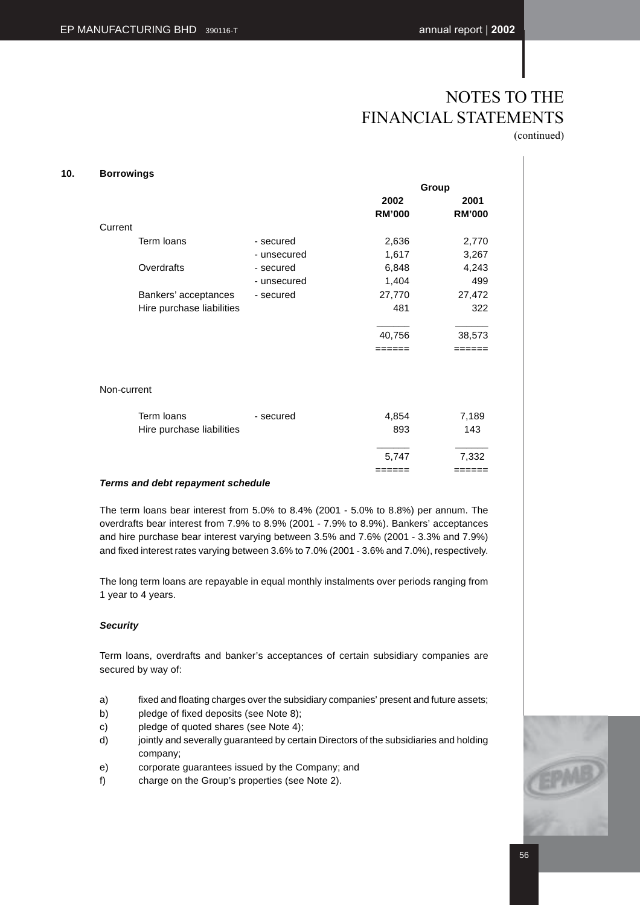# NOTES TO THE FINANCIAL STATEMENTS
(continued)

## 10. Borrowings

| | | Group | |
|---|---|---|---|
| | | 2002 | 2001 |
| | | RM'000 | RM'000 |
| **Current** | | | |
| Term loans | - secured | 2,636 | 2,770 |
| | - unsecured | 1,617 | 3,267 |
| Overdrafts | - secured | 6,848 | 4,243 |
| | - unsecured | 1,404 | 499 |
| Bankers' acceptances | - secured | 27,770 | 27,472 |
| Hire purchase liabilities | | 481 | 322 |
| | | 40,756 | 38,573 |
| **Non-current** | | | |
| Term loans | - secured | 4,854 | 7,189 |
| Hire purchase liabilities | | 893 | 143 |
| | | 5,747 | 7,332 |

***Terms and debt repayment schedule***

The term loans bear interest from 5.0% to 8.4% (2001 - 5.0% to 8.8%) per annum. The overdrafts bear interest from 7.9% to 8.9% (2001 - 7.9% to 8.9%). Bankers' acceptances and hire purchase bear interest varying between 3.5% and 7.6% (2001 - 3.3% and 7.9%) and fixed interest rates varying between 3.6% to 7.0% (2001 - 3.6% and 7.0%), respectively.

The long term loans are repayable in equal monthly instalments over periods ranging from 1 year to 4 years.

***Security***

Term loans, overdrafts and banker's acceptances of certain subsidiary companies are secured by way of:

a) fixed and floating charges over the subsidiary companies' present and future assets;
b) pledge of fixed deposits (see Note 8);
c) pledge of quoted shares (see Note 4);
d) jointly and severally guaranteed by certain Directors of the subsidiaries and holding company;
e) corporate guarantees issued by the Company; and
f) charge on the Group's properties (see Note 2).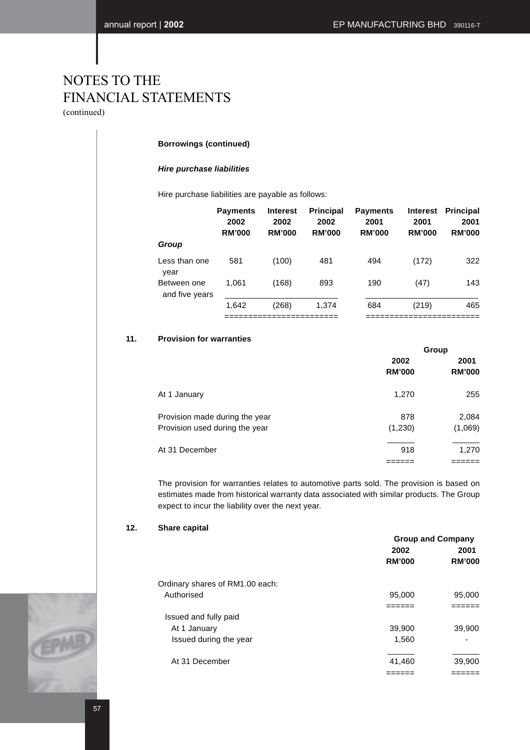# NOTES TO THE FINANCIAL STATEMENTS
(continued)

**Borrowings (continued)**

***Hire purchase liabilities***

Hire purchase liabilities are payable as follows:

| | Payments 2002 RM'000 | Interest 2002 RM'000 | Principal 2002 RM'000 | Payments 2001 RM'000 | Interest 2001 RM'000 | Principal 2001 RM'000 |
|---|---|---|---|---|---|---|
| ***Group*** | | | | | | |
| Less than one year | 581 | (100) | 481 | 494 | (172) | 322 |
| Between one and five years | 1,061 | (168) | 893 | 190 | (47) | 143 |
| | 1,642 | (268) | 1,374 | 684 | (219) | 465 |

## 11. Provision for warranties

| | Group 2002 RM'000 | Group 2001 RM'000 |
|---|---|---|
| At 1 January | 1,270 | 255 |
| Provision made during the year | 878 | 2,084 |
| Provision used during the year | (1,230) | (1,069) |
| At 31 December | 918 | 1,270 |

The provision for warranties relates to automotive parts sold. The provision is based on estimates made from historical warranty data associated with similar products. The Group expect to incur the liability over the next year.

## 12. Share capital

| | Group and Company 2002 RM'000 | Group and Company 2001 RM'000 |
|---|---|---|
| Ordinary shares of RM1.00 each: | | |
| Authorised | 95,000 | 95,000 |
| Issued and fully paid | | |
| At 1 January | 39,900 | 39,900 |
| Issued during the year | 1,560 | - |
| At 31 December | 41,460 | 39,900 |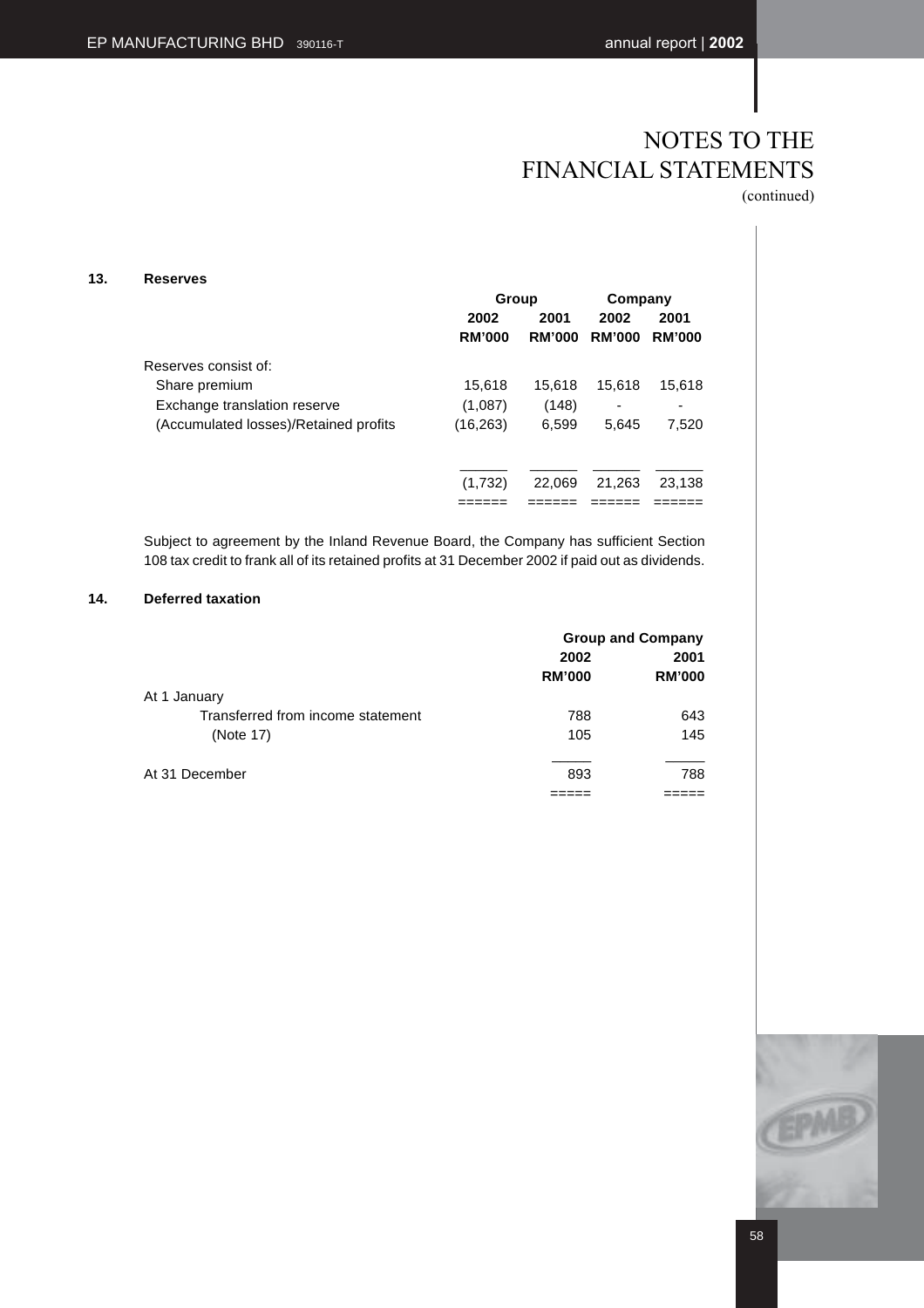# NOTES TO THE FINANCIAL STATEMENTS
(continued)

## 13. Reserves

| | Group | | Company | |
|---|---|---|---|---|
| | 2002 | 2001 | 2002 | 2001 |
| | RM'000 | RM'000 | RM'000 | RM'000 |
| Reserves consist of: | | | | |
| Share premium | 15,618 | 15,618 | 15,618 | 15,618 |
| Exchange translation reserve | (1,087) | (148) | - | - |
| (Accumulated losses)/Retained profits | (16,263) | 6,599 | 5,645 | 7,520 |
| | (1,732) | 22,069 | 21,263 | 23,138 |

Subject to agreement by the Inland Revenue Board, the Company has sufficient Section 108 tax credit to frank all of its retained profits at 31 December 2002 if paid out as dividends.

## 14. Deferred taxation

| | Group and Company | |
|---|---|---|
| | 2002 | 2001 |
| | RM'000 | RM'000 |
| At 1 January | 788 | 643 |
| Transferred from income statement (Note 17) | 105 | 145 |
| At 31 December | 893 | 788 |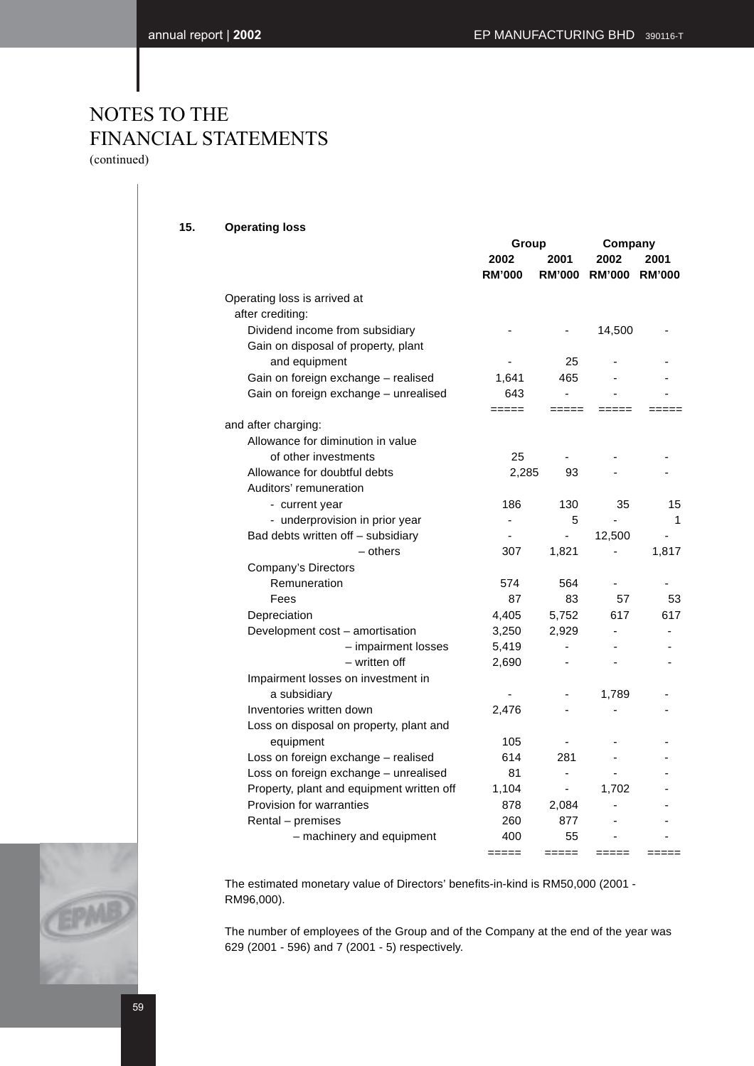# NOTES TO THE FINANCIAL STATEMENTS

(continued)

## 15. Operating loss

| | Group | | Company | |
|---|---|---|---|---|
| | 2002 | 2001 | 2002 | 2001 |
| | RM'000 | RM'000 | RM'000 | RM'000 |
| Operating loss is arrived at after crediting: | | | | |
| Dividend income from subsidiary | - | - | 14,500 | - |
| Gain on disposal of property, plant and equipment | - | 25 | - | - |
| Gain on foreign exchange – realised | 1,641 | 465 | - | - |
| Gain on foreign exchange – unrealised | 643 | - | - | - |
| | ===== | ===== | ===== | ===== |
| and after charging: | | | | |
| Allowance for diminution in value of other investments | 25 | - | - | - |
| Allowance for doubtful debts | 2,285 | 93 | - | - |
| Auditors' remuneration | | | | |
| - current year | 186 | 130 | 35 | 15 |
| - underprovision in prior year | - | 5 | - | 1 |
| Bad debts written off – subsidiary | - | - | 12,500 | - |
| – others | 307 | 1,821 | - | 1,817 |
| Company's Directors | | | | |
| Remuneration | 574 | 564 | - | - |
| Fees | 87 | 83 | 57 | 53 |
| Depreciation | 4,405 | 5,752 | 617 | 617 |
| Development cost – amortisation | 3,250 | 2,929 | - | - |
| – impairment losses | 5,419 | - | - | - |
| – written off | 2,690 | - | - | - |
| Impairment losses on investment in a subsidiary | - | - | 1,789 | - |
| Inventories written down | 2,476 | - | - | - |
| Loss on disposal on property, plant and equipment | 105 | - | - | - |
| Loss on foreign exchange – realised | 614 | 281 | - | - |
| Loss on foreign exchange – unrealised | 81 | - | - | - |
| Property, plant and equipment written off | 1,104 | - | 1,702 | - |
| Provision for warranties | 878 | 2,084 | - | - |
| Rental – premises | 260 | 877 | - | - |
| – machinery and equipment | 400 | 55 | - | - |
| | ===== | ===== | ===== | ===== |

The estimated monetary value of Directors' benefits-in-kind is RM50,000 (2001 - RM96,000).

The number of employees of the Group and of the Company at the end of the year was 629 (2001 - 596) and 7 (2001 - 5) respectively.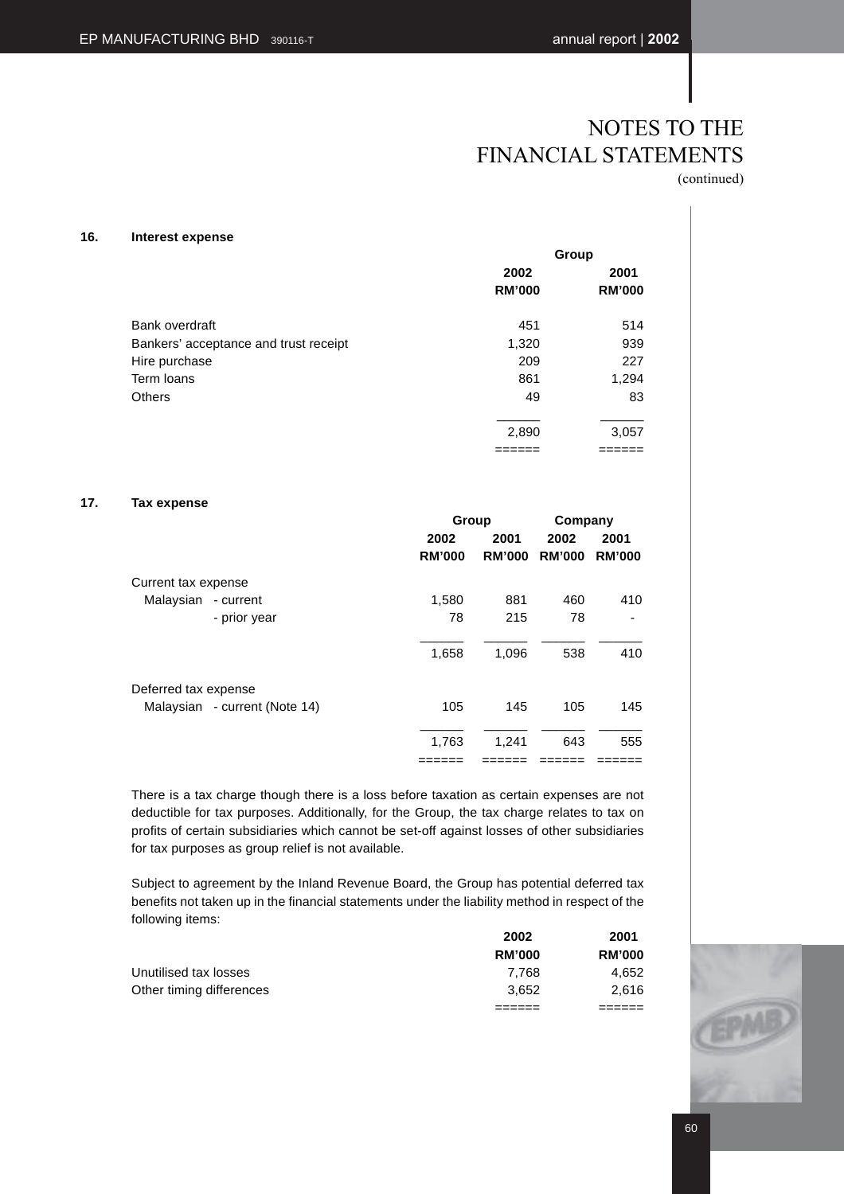# NOTES TO THE FINANCIAL STATEMENTS
(continued)

## 16. Interest expense

| | Group | |
|---|---|---|
| | 2002 | 2001 |
| | RM'000 | RM'000 |
| Bank overdraft | 451 | 514 |
| Bankers' acceptance and trust receipt | 1,320 | 939 |
| Hire purchase | 209 | 227 |
| Term loans | 861 | 1,294 |
| Others | 49 | 83 |
| | 2,890 | 3,057 |

## 17. Tax expense

| | Group | | Company | |
|---|---|---|---|---|
| | 2002 | 2001 | 2002 | 2001 |
| | RM'000 | RM'000 | RM'000 | RM'000 |
| Current tax expense | | | | |
| Malaysian - current | 1,580 | 881 | 460 | 410 |
| - prior year | 78 | 215 | 78 | - |
| | 1,658 | 1,096 | 538 | 410 |
| Deferred tax expense | | | | |
| Malaysian - current (Note 14) | 105 | 145 | 105 | 145 |
| | 1,763 | 1,241 | 643 | 555 |

There is a tax charge though there is a loss before taxation as certain expenses are not deductible for tax purposes. Additionally, for the Group, the tax charge relates to tax on profits of certain subsidiaries which cannot be set-off against losses of other subsidiaries for tax purposes as group relief is not available.

Subject to agreement by the Inland Revenue Board, the Group has potential deferred tax benefits not taken up in the financial statements under the liability method in respect of the following items:

| | 2002 | 2001 |
|---|---|---|
| | RM'000 | RM'000 |
| Unutilised tax losses | 7,768 | 4,652 |
| Other timing differences | 3,652 | 2,616 |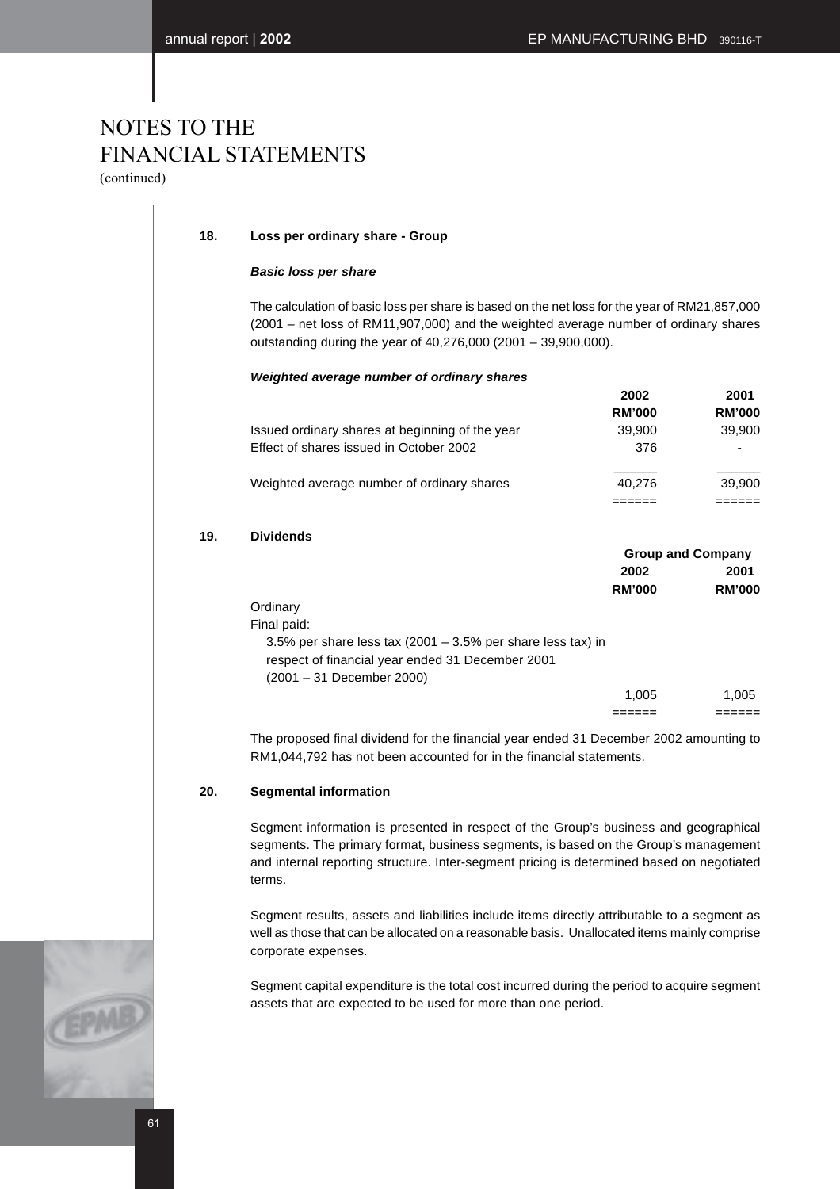# NOTES TO THE FINANCIAL STATEMENTS
(continued)

## 18. Loss per ordinary share - Group

***Basic loss per share***

The calculation of basic loss per share is based on the net loss for the year of RM21,857,000 (2001 – net loss of RM11,907,000) and the weighted average number of ordinary shares outstanding during the year of 40,276,000 (2001 – 39,900,000).

***Weighted average number of ordinary shares***

| | 2002<br>RM'000 | 2001<br>RM'000 |
|---|---|---|
| Issued ordinary shares at beginning of the year | 39,900 | 39,900 |
| Effect of shares issued in October 2002 | 376 | - |
| Weighted average number of ordinary shares | 40,276 | 39,900 |

## 19. Dividends

| | Group and Company | |
|---|---|---|
| | 2002<br>RM'000 | 2001<br>RM'000 |
| Ordinary | | |
| Final paid: | | |
| 3.5% per share less tax (2001 – 3.5% per share less tax) in respect of financial year ended 31 December 2001 (2001 – 31 December 2000) | 1,005 | 1,005 |

The proposed final dividend for the financial year ended 31 December 2002 amounting to RM1,044,792 has not been accounted for in the financial statements.

## 20. Segmental information

Segment information is presented in respect of the Group's business and geographical segments. The primary format, business segments, is based on the Group's management and internal reporting structure. Inter-segment pricing is determined based on negotiated terms.

Segment results, assets and liabilities include items directly attributable to a segment as well as those that can be allocated on a reasonable basis. Unallocated items mainly comprise corporate expenses.

Segment capital expenditure is the total cost incurred during the period to acquire segment assets that are expected to be used for more than one period.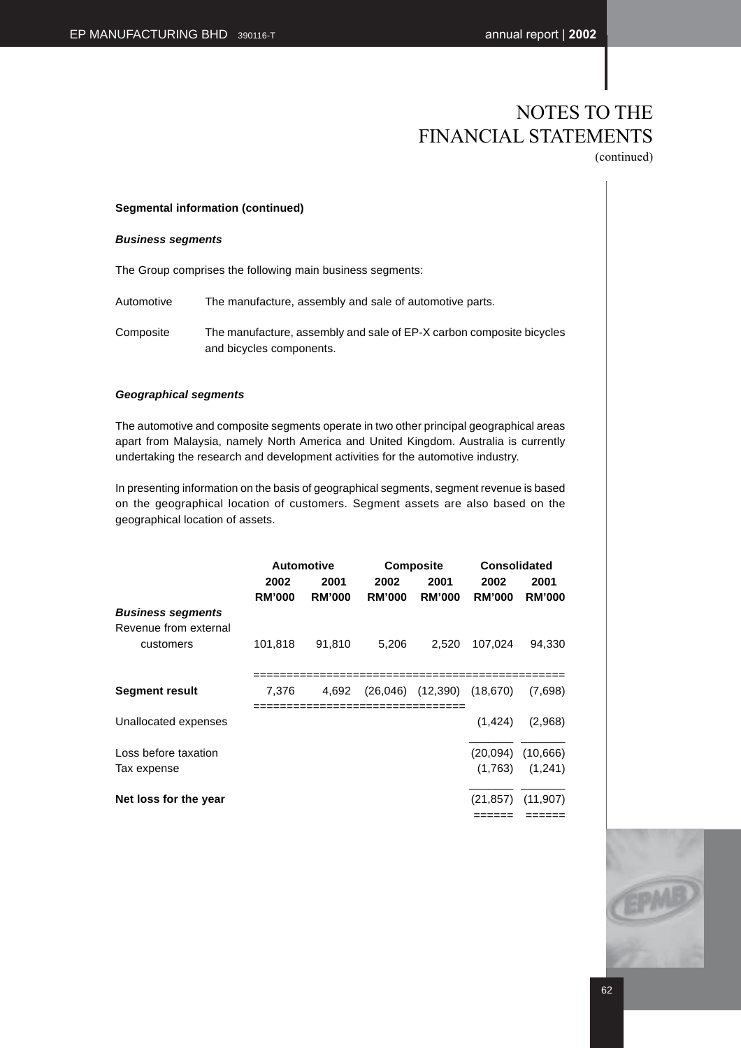# NOTES TO THE FINANCIAL STATEMENTS
(continued)

**Segmental information (continued)**

***Business segments***

The Group comprises the following main business segments:

| | |
|---|---|
| Automotive | The manufacture, assembly and sale of automotive parts. |
| Composite | The manufacture, assembly and sale of EP-X carbon composite bicycles and bicycles components. |

***Geographical segments***

The automotive and composite segments operate in two other principal geographical areas apart from Malaysia, namely North America and United Kingdom. Australia is currently undertaking the research and development activities for the automotive industry.

In presenting information on the basis of geographical segments, segment revenue is based on the geographical location of customers. Segment assets are also based on the geographical location of assets.

| | Automotive | | Composite | | Consolidated | |
|---|---|---|---|---|---|---|
| | 2002 | 2001 | 2002 | 2001 | 2002 | 2001 |
| | RM'000 | RM'000 | RM'000 | RM'000 | RM'000 | RM'000 |
| ***Business segments*** | | | | | | |
| Revenue from external customers | 101,818 | 91,810 | 5,206 | 2,520 | 107,024 | 94,330 |
| **Segment result** | 7,376 | 4,692 | (26,046) | (12,390) | (18,670) | (7,698) |
| Unallocated expenses | | | | | (1,424) | (2,968) |
| Loss before taxation | | | | | (20,094) | (10,666) |
| Tax expense | | | | | (1,763) | (1,241) |
| **Net loss for the year** | | | | | (21,857) | (11,907) |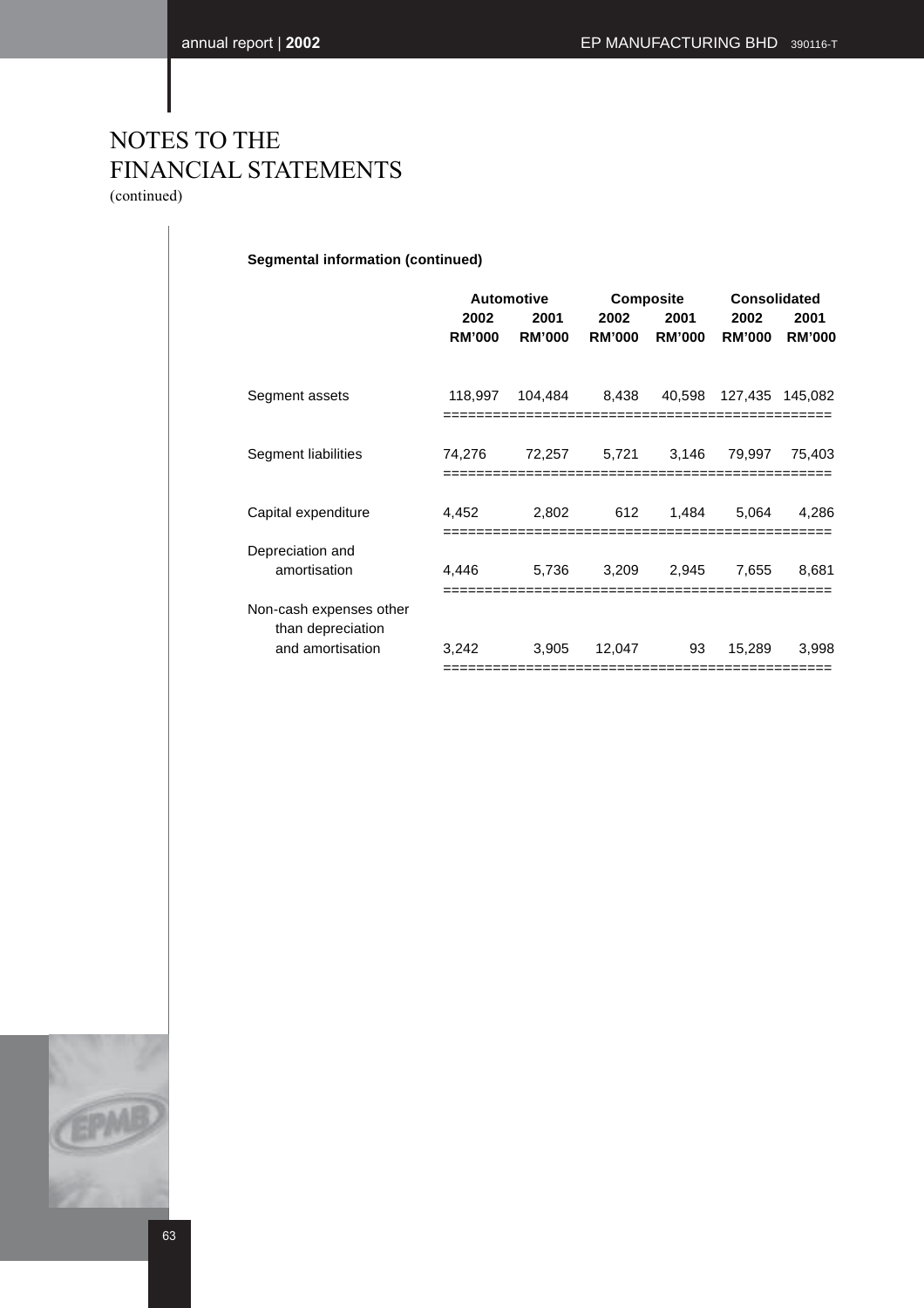# NOTES TO THE FINANCIAL STATEMENTS
(continued)

**Segmental information (continued)**

| | Automotive | | Composite | | Consolidated | |
|---|---|---|---|---|---|---|
| | 2002 | 2001 | 2002 | 2001 | 2002 | 2001 |
| | RM'000 | RM'000 | RM'000 | RM'000 | RM'000 | RM'000 |
| Segment assets | 118,997 | 104,484 | 8,438 | 40,598 | 127,435 | 145,082 |
| Segment liabilities | 74,276 | 72,257 | 5,721 | 3,146 | 79,997 | 75,403 |
| Capital expenditure | 4,452 | 2,802 | 612 | 1,484 | 5,064 | 4,286 |
| Depreciation and amortisation | 4,446 | 5,736 | 3,209 | 2,945 | 7,655 | 8,681 |
| Non-cash expenses other than depreciation and amortisation | 3,242 | 3,905 | 12,047 | 93 | 15,289 | 3,998 |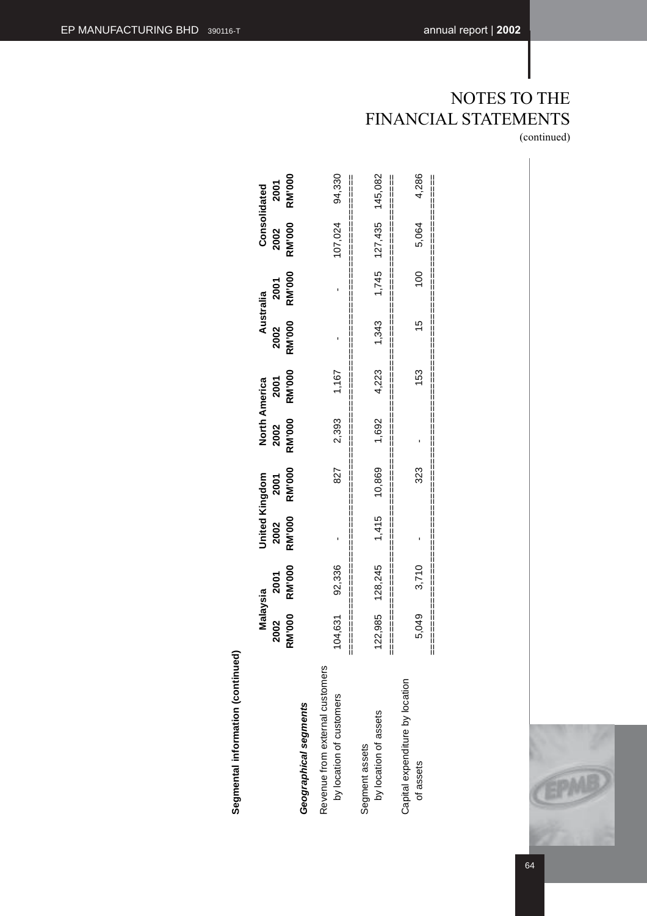# NOTES TO THE FINANCIAL STATEMENTS

(continued)

**Segmental information (continued)**

| | Malaysia | | United Kingdom | | North America | | Australia | | Consolidated | |
|---|---|---|---|---|---|---|---|---|---|---|
| | **2002** | **2001** | **2002** | **2001** | **2002** | **2001** | **2002** | **2001** | **2002** | **2001** |
| | **RM'000** | **RM'000** | **RM'000** | **RM'000** | **RM'000** | **RM'000** | **RM'000** | **RM'000** | **RM'000** | **RM'000** |
| ***Geographical segments*** | | | | | | | | | | |
| Revenue from external customers by location of customers | 104,631 | 92,336 | - | 827 | 2,393 | 1,167 | - | - | 107,024 | 94,330 |
| Segment assets by location of assets | 122,985 | 128,245 | 1,415 | 10,869 | 1,692 | 4,223 | 1,343 | 1,745 | 127,435 | 145,082 |
| Capital expenditure by location of assets | 5,049 | 3,710 | - | 323 | - | 153 | 15 | 100 | 5,064 | 4,286 |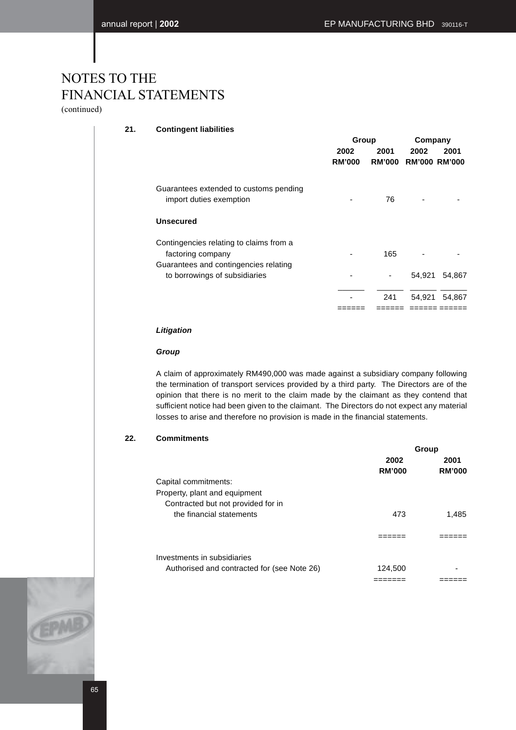# NOTES TO THE FINANCIAL STATEMENTS
(continued)

## 21. Contingent liabilities

| | Group | | Company | |
|---|---|---|---|---|
| | 2002 | 2001 | 2002 | 2001 |
| | RM'000 | RM'000 | RM'000 | RM'000 |
| Guarantees extended to customs pending import duties exemption | - | 76 | - | - |
| **Unsecured** | | | | |
| Contingencies relating to claims from a factoring company | - | 165 | - | - |
| Guarantees and contingencies relating to borrowings of subsidiaries | - | - | 54,921 | 54,867 |
| | - | 241 | 54,921 | 54,867 |

***Litigation***

***Group***

A claim of approximately RM490,000 was made against a subsidiary company following the termination of transport services provided by a third party. The Directors are of the opinion that there is no merit to the claim made by the claimant as they contend that sufficient notice had been given to the claimant. The Directors do not expect any material losses to arise and therefore no provision is made in the financial statements.

## 22. Commitments

| | Group | |
|---|---|---|
| | 2002 | 2001 |
| | RM'000 | RM'000 |
| Capital commitments: | | |
| Property, plant and equipment | | |
| Contracted but not provided for in the financial statements | 473 | 1,485 |
| Investments in subsidiaries | | |
| Authorised and contracted for (see Note 26) | 124,500 | - |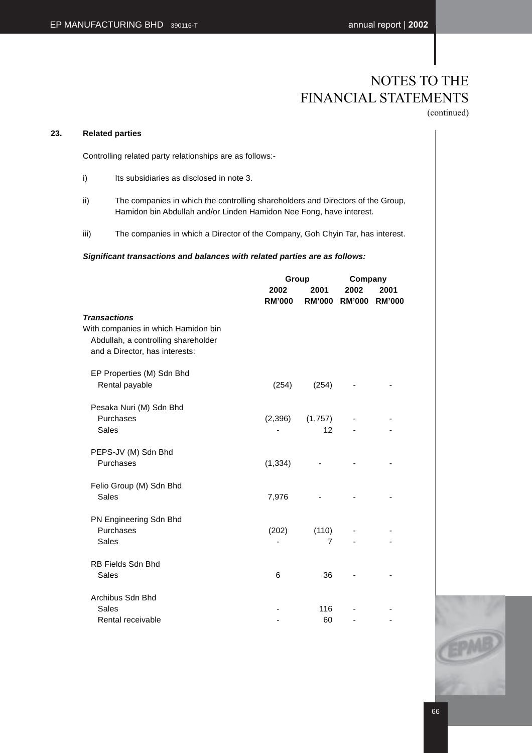# NOTES TO THE FINANCIAL STATEMENTS

(continued)

## 23. Related parties

Controlling related party relationships are as follows:-

i) Its subsidiaries as disclosed in note 3.

ii) The companies in which the controlling shareholders and Directors of the Group, Hamidon bin Abdullah and/or Linden Hamidon Nee Fong, have interest.

iii) The companies in which a Director of the Company, Goh Chyin Tar, has interest.

***Significant transactions and balances with related parties are as follows:***

| | Group | | Company | |
|---|---|---|---|---|
| | 2002 | 2001 | 2002 | 2001 |
| | RM'000 | RM'000 | RM'000 | RM'000 |
| ***Transactions*** | | | | |
| With companies in which Hamidon bin Abdullah, a controlling shareholder and a Director, has interests: | | | | |
| EP Properties (M) Sdn Bhd | | | | |
| Rental payable | (254) | (254) | - | - |
| Pesaka Nuri (M) Sdn Bhd | | | | |
| Purchases | (2,396) | (1,757) | - | - |
| Sales | - | 12 | - | - |
| PEPS-JV (M) Sdn Bhd | | | | |
| Purchases | (1,334) | - | - | - |
| Felio Group (M) Sdn Bhd | | | | |
| Sales | 7,976 | - | - | - |
| PN Engineering Sdn Bhd | | | | |
| Purchases | (202) | (110) | - | - |
| Sales | - | 7 | - | - |
| RB Fields Sdn Bhd | | | | |
| Sales | 6 | 36 | - | - |
| Archibus Sdn Bhd | | | | |
| Sales | - | 116 | - | - |
| Rental receivable | - | 60 | - | - |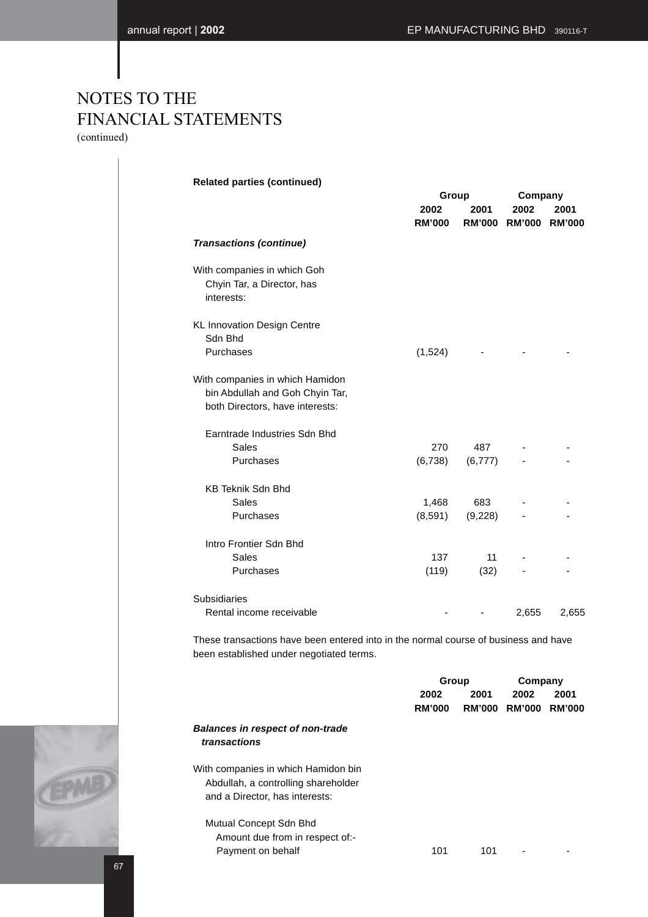# NOTES TO THE FINANCIAL STATEMENTS

(continued)

**Related parties (continued)**

| | Group | | Company | |
|---|---|---|---|---|
| | **2002** | **2001** | **2002** | **2001** |
| | **RM'000** | **RM'000** | **RM'000** | **RM'000** |
| ***Transactions (continue)*** | | | | |
| With companies in which Goh Chyin Tar, a Director, has interests: | | | | |
| KL Innovation Design Centre Sdn Bhd | | | | |
| Purchases | (1,524) | - | - | - |
| With companies in which Hamidon bin Abdullah and Goh Chyin Tar, both Directors, have interests: | | | | |
| Earntrade Industries Sdn Bhd | | | | |
| Sales | 270 | 487 | - | - |
| Purchases | (6,738) | (6,777) | - | - |
| KB Teknik Sdn Bhd | | | | |
| Sales | 1,468 | 683 | - | - |
| Purchases | (8,591) | (9,228) | - | - |
| Intro Frontier Sdn Bhd | | | | |
| Sales | 137 | 11 | - | - |
| Purchases | (119) | (32) | - | - |
| Subsidiaries | | | | |
| Rental income receivable | - | - | 2,655 | 2,655 |

These transactions have been entered into in the normal course of business and have been established under negotiated terms.

| | Group | | Company | |
|---|---|---|---|---|
| | **2002** | **2001** | **2002** | **2001** |
| | **RM'000** | **RM'000** | **RM'000** | **RM'000** |
| ***Balances in respect of non-trade transactions*** | | | | |
| With companies in which Hamidon bin Abdullah, a controlling shareholder and a Director, has interests: | | | | |
| Mutual Concept Sdn Bhd | | | | |
| Amount due from in respect of:- | | | | |
| Payment on behalf | 101 | 101 | - | - |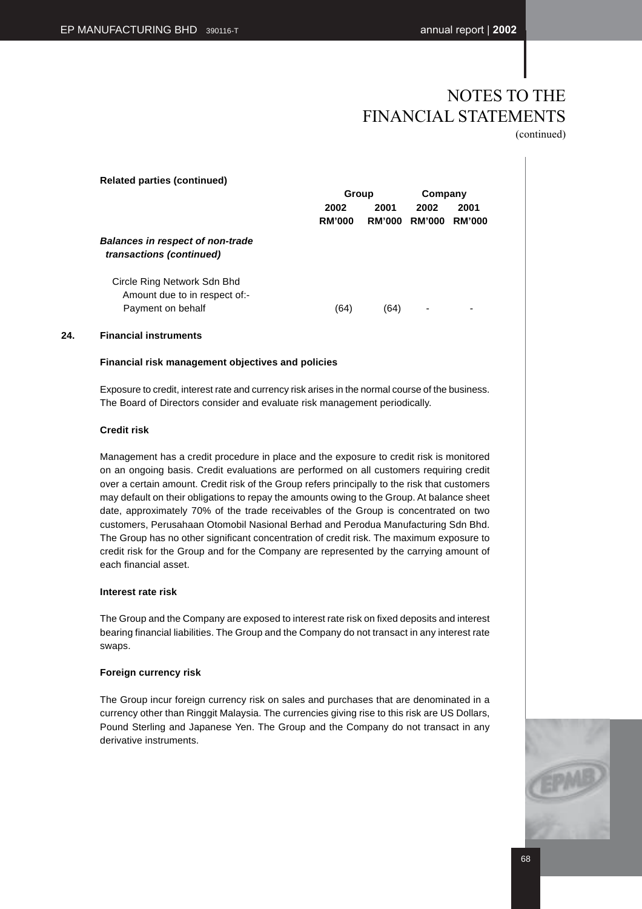# NOTES TO THE FINANCIAL STATEMENTS

(continued)

**Related parties (continued)**

| | Group | | Company | |
|---|---|---|---|---|
| | 2002 | 2001 | 2002 | 2001 |
| | RM'000 | RM'000 | RM'000 | RM'000 |
| ***Balances in respect of non-trade transactions (continued)*** | | | | |
| Circle Ring Network Sdn Bhd | | | | |
| Amount due to in respect of:- | | | | |
| Payment on behalf | (64) | (64) | - | - |

## 24. Financial instruments

**Financial risk management objectives and policies**

Exposure to credit, interest rate and currency risk arises in the normal course of the business. The Board of Directors consider and evaluate risk management periodically.

**Credit risk**

Management has a credit procedure in place and the exposure to credit risk is monitored on an ongoing basis. Credit evaluations are performed on all customers requiring credit over a certain amount. Credit risk of the Group refers principally to the risk that customers may default on their obligations to repay the amounts owing to the Group. At balance sheet date, approximately 70% of the trade receivables of the Group is concentrated on two customers, Perusahaan Otomobil Nasional Berhad and Perodua Manufacturing Sdn Bhd. The Group has no other significant concentration of credit risk. The maximum exposure to credit risk for the Group and for the Company are represented by the carrying amount of each financial asset.

**Interest rate risk**

The Group and the Company are exposed to interest rate risk on fixed deposits and interest bearing financial liabilities. The Group and the Company do not transact in any interest rate swaps.

**Foreign currency risk**

The Group incur foreign currency risk on sales and purchases that are denominated in a currency other than Ringgit Malaysia. The currencies giving rise to this risk are US Dollars, Pound Sterling and Japanese Yen. The Group and the Company do not transact in any derivative instruments.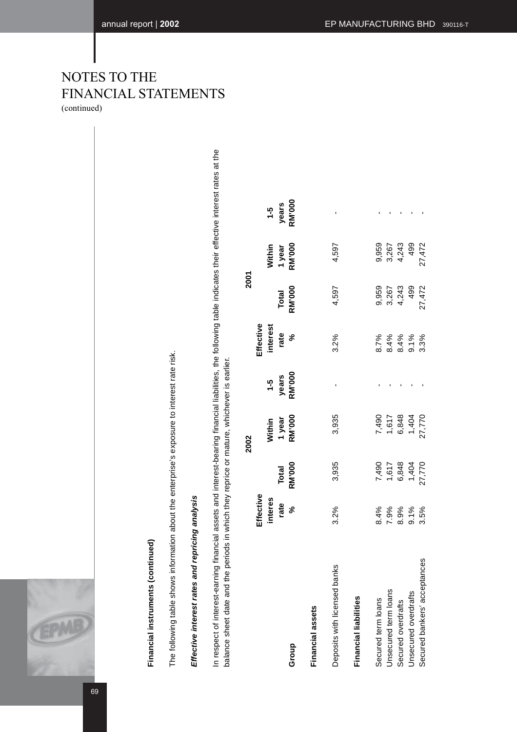# NOTES TO THE FINANCIAL STATEMENTS

(continued)

**Financial instruments (continued)**

The following table shows information about the enterprise's exposure to interest rate risk.

***Effective interest rates and repricing analysis***

In respect of interest-earning financial assets and interest-bearing financial liabilities, the following table indicates their effective interest rates at the balance sheet date and the periods in which they reprice or mature, whichever is earlier.

| | 2002 | | | | 2001 | | | |
|---|---|---|---|---|---|---|---|---|
| **Group** | **Effective interes rate %** | **Total RM'000** | **Within 1 year RM'000** | **1-5 years RM'000** | **Effective interest rate %** | **Total RM'000** | **Within 1 year RM'000** | **1-5 years RM'000** |
| **Financial assets** | | | | | | | | |
| Deposits with licensed banks | 3.2% | 3,935 | 3,935 | - | 3.2% | 4,597 | 4,597 | - |
| **Financial liabilities** | | | | | | | | |
| Secured term loans | 8.4% | 7,490 | 7,490 | - | 8.7% | 9,959 | 9,959 | - |
| Unsecured term loans | 7.9% | 1,617 | 1,617 | - | 8.4% | 3,267 | 3,267 | - |
| Secured overdrafts | 8.9% | 6,848 | 6,848 | - | 8.4% | 4,243 | 4,243 | - |
| Unsecured overdrafts | 9.1% | 1,404 | 1,404 | - | 9.1% | 499 | 499 | - |
| Secured bankers' acceptances | 3.5% | 27,770 | 27,770 | - | 3.3% | 27,472 | 27,472 | - |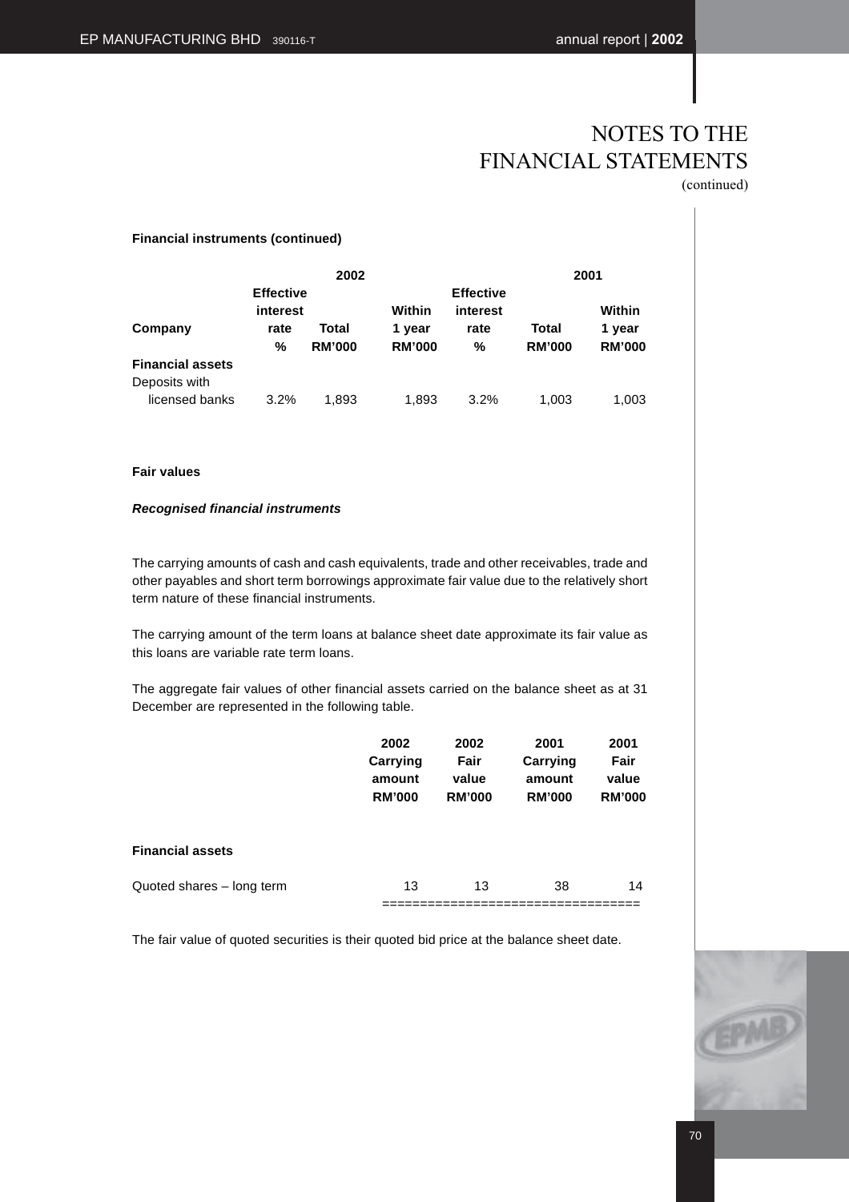# NOTES TO THE FINANCIAL STATEMENTS
(continued)

**Financial instruments (continued)**

| Company | 2002 Effective interest rate % | 2002 Total RM'000 | 2002 Within 1 year RM'000 | 2001 Effective interest rate % | 2001 Total RM'000 | 2001 Within 1 year RM'000 |
|---|---|---|---|---|---|---|
| **Financial assets** | | | | | | |
| Deposits with licensed banks | 3.2% | 1,893 | 1,893 | 3.2% | 1,003 | 1,003 |

**Fair values**

***Recognised financial instruments***

The carrying amounts of cash and cash equivalents, trade and other receivables, trade and other payables and short term borrowings approximate fair value due to the relatively short term nature of these financial instruments.

The carrying amount of the term loans at balance sheet date approximate its fair value as this loans are variable rate term loans.

The aggregate fair values of other financial assets carried on the balance sheet as at 31 December are represented in the following table.

| | 2002 Carrying amount RM'000 | 2002 Fair value RM'000 | 2001 Carrying amount RM'000 | 2001 Fair value RM'000 |
|---|---|---|---|---|
| **Financial assets** | | | | |
| Quoted shares – long term | 13 | 13 | 38 | 14 |

The fair value of quoted securities is their quoted bid price at the balance sheet date.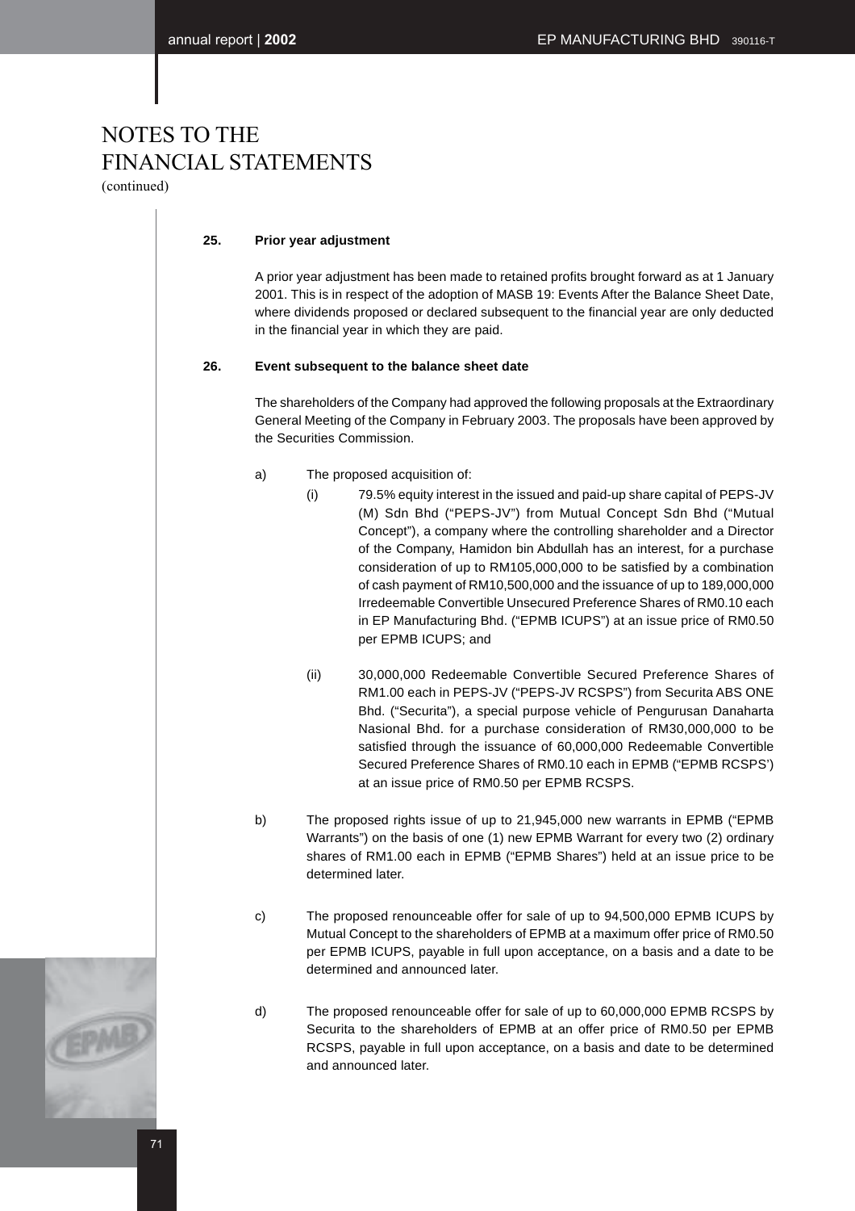# NOTES TO THE FINANCIAL STATEMENTS
(continued)

**25. Prior year adjustment**

A prior year adjustment has been made to retained profits brought forward as at 1 January 2001. This is in respect of the adoption of MASB 19: Events After the Balance Sheet Date, where dividends proposed or declared subsequent to the financial year are only deducted in the financial year in which they are paid.

**26. Event subsequent to the balance sheet date**

The shareholders of the Company had approved the following proposals at the Extraordinary General Meeting of the Company in February 2003. The proposals have been approved by the Securities Commission.

a) The proposed acquisition of:

   (i) 79.5% equity interest in the issued and paid-up share capital of PEPS-JV (M) Sdn Bhd ("PEPS-JV") from Mutual Concept Sdn Bhd ("Mutual Concept"), a company where the controlling shareholder and a Director of the Company, Hamidon bin Abdullah has an interest, for a purchase consideration of up to RM105,000,000 to be satisfied by a combination of cash payment of RM10,500,000 and the issuance of up to 189,000,000 Irredeemable Convertible Unsecured Preference Shares of RM0.10 each in EP Manufacturing Bhd. ("EPMB ICUPS") at an issue price of RM0.50 per EPMB ICUPS; and

   (ii) 30,000,000 Redeemable Convertible Secured Preference Shares of RM1.00 each in PEPS-JV ("PEPS-JV RCSPS") from Securita ABS ONE Bhd. ("Securita"), a special purpose vehicle of Pengurusan Danaharta Nasional Bhd. for a purchase consideration of RM30,000,000 to be satisfied through the issuance of 60,000,000 Redeemable Convertible Secured Preference Shares of RM0.10 each in EPMB ("EPMB RCSPS') at an issue price of RM0.50 per EPMB RCSPS.

b) The proposed rights issue of up to 21,945,000 new warrants in EPMB ("EPMB Warrants") on the basis of one (1) new EPMB Warrant for every two (2) ordinary shares of RM1.00 each in EPMB ("EPMB Shares") held at an issue price to be determined later.

c) The proposed renounceable offer for sale of up to 94,500,000 EPMB ICUPS by Mutual Concept to the shareholders of EPMB at a maximum offer price of RM0.50 per EPMB ICUPS, payable in full upon acceptance, on a basis and a date to be determined and announced later.

d) The proposed renounceable offer for sale of up to 60,000,000 EPMB RCSPS by Securita to the shareholders of EPMB at an offer price of RM0.50 per EPMB RCSPS, payable in full upon acceptance, on a basis and date to be determined and announced later.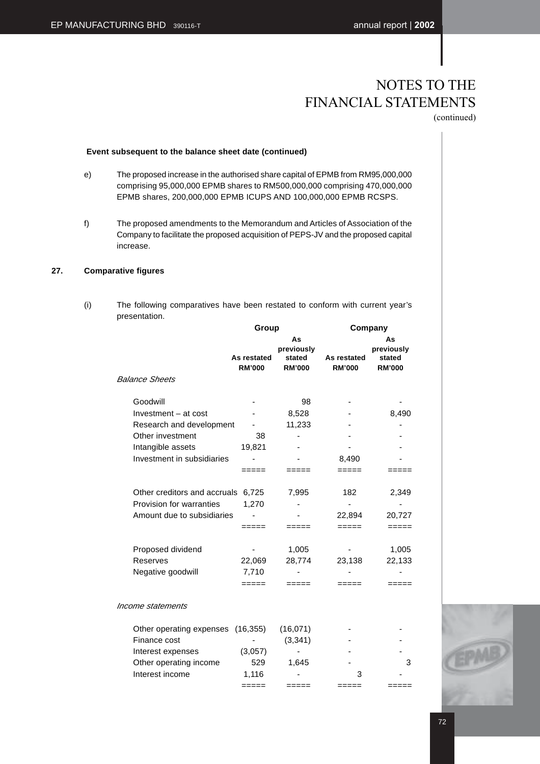**Event subsequent to the balance sheet date (continued)**

e) The proposed increase in the authorised share capital of EPMB from RM95,000,000 comprising 95,000,000 EPMB shares to RM500,000,000 comprising 470,000,000 EPMB shares, 200,000,000 EPMB ICUPS AND 100,000,000 EPMB RCSPS.

f) The proposed amendments to the Memorandum and Articles of Association of the Company to facilitate the proposed acquisition of PEPS-JV and the proposed capital increase.

## 27. Comparative figures

(i) The following comparatives have been restated to conform with current year's presentation.

| | Group | | Company | |
|---|---|---|---|---|
| | As restated RM'000 | As previously stated RM'000 | As restated RM'000 | As previously stated RM'000 |
| *Balance Sheets* | | | | |
| Goodwill | - | 98 | - | - |
| Investment – at cost | - | 8,528 | - | 8,490 |
| Research and development | - | 11,233 | - | - |
| Other investment | 38 | - | - | - |
| Intangible assets | 19,821 | - | - | - |
| Investment in subsidiaries | - | - | 8,490 | - |
| Other creditors and accruals | 6,725 | 7,995 | 182 | 2,349 |
| Provision for warranties | 1,270 | - | - | - |
| Amount due to subsidiaries | - | - | 22,894 | 20,727 |
| Proposed dividend | - | 1,005 | - | 1,005 |
| Reserves | 22,069 | 28,774 | 23,138 | 22,133 |
| Negative goodwill | 7,710 | - | - | - |
| *Income statements* | | | | |
| Other operating expenses | (16,355) | (16,071) | - | - |
| Finance cost | - | (3,341) | - | - |
| Interest expenses | (3,057) | - | - | - |
| Other operating income | 529 | 1,645 | - | 3 |
| Interest income | 1,116 | - | 3 | - |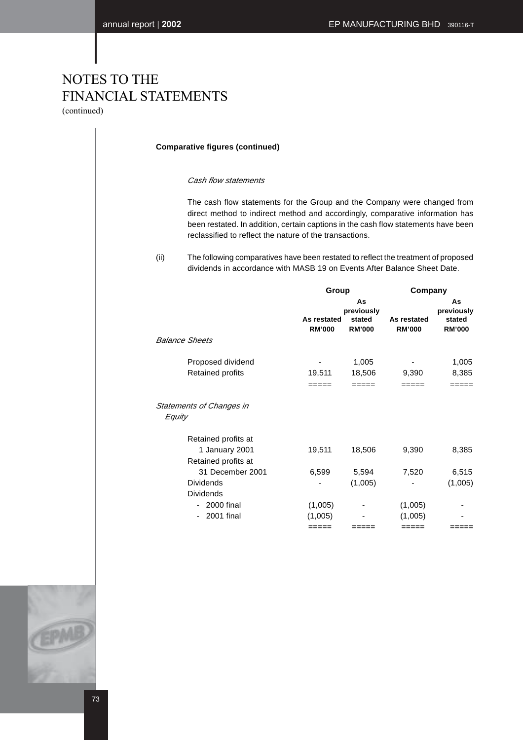# NOTES TO THE FINANCIAL STATEMENTS

(continued)

**Comparative figures (continued)**

*Cash flow statements*

The cash flow statements for the Group and the Company were changed from direct method to indirect method and accordingly, comparative information has been restated. In addition, certain captions in the cash flow statements have been reclassified to reflect the nature of the transactions.

(ii) The following comparatives have been restated to reflect the treatment of proposed dividends in accordance with MASB 19 on Events After Balance Sheet Date.

| | Group | | Company | |
|---|---|---|---|---|
| | As restated RM'000 | As previously stated RM'000 | As restated RM'000 | As previously stated RM'000 |
| *Balance Sheets* | | | | |
| Proposed dividend | - | 1,005 | - | 1,005 |
| Retained profits | 19,511 | 18,506 | 9,390 | 8,385 |
| | ===== | ===== | ===== | ===== |
| *Statements of Changes in Equity* | | | | |
| Retained profits at 1 January 2001 | 19,511 | 18,506 | 9,390 | 8,385 |
| Retained profits at 31 December 2001 | 6,599 | 5,594 | 7,520 | 6,515 |
| Dividends | - | (1,005) | - | (1,005) |
| Dividends | | | | |
| - 2000 final | (1,005) | - | (1,005) | - |
| - 2001 final | (1,005) | - | (1,005) | - |
| | ===== | ===== | ===== | ===== |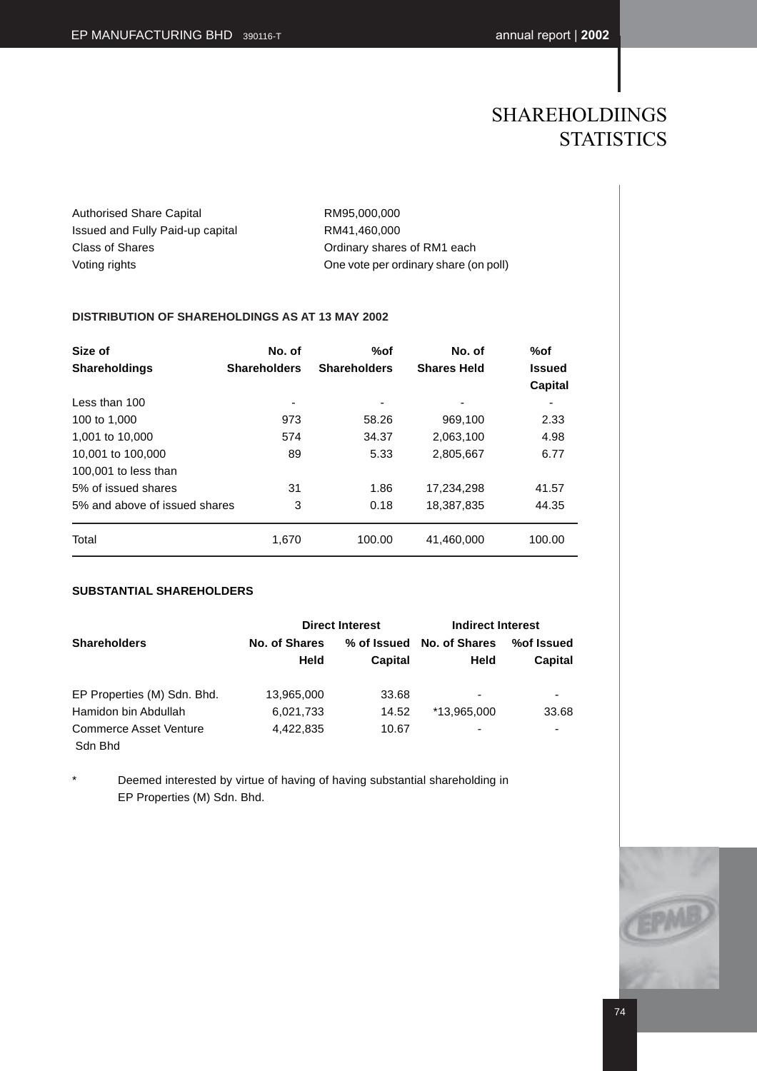# SHAREHOLDIINGS STATISTICS

| | |
|---|---|
| Authorised Share Capital | RM95,000,000 |
| Issued and Fully Paid-up capital | RM41,460,000 |
| Class of Shares | Ordinary shares of RM1 each |
| Voting rights | One vote per ordinary share (on poll) |

**DISTRIBUTION OF SHAREHOLDINGS AS AT 13 MAY 2002**

| Size of Shareholdings | No. of Shareholders | %of Shareholders | No. of Shares Held | %of Issued Capital |
|---|---|---|---|---|
| Less than 100 | - | - | - | - |
| 100 to 1,000 | 973 | 58.26 | 969,100 | 2.33 |
| 1,001 to 10,000 | 574 | 34.37 | 2,063,100 | 4.98 |
| 10,001 to 100,000 | 89 | 5.33 | 2,805,667 | 6.77 |
| 100,001 to less than 5% of issued shares | 31 | 1.86 | 17,234,298 | 41.57 |
| 5% and above of issued shares | 3 | 0.18 | 18,387,835 | 44.35 |
| Total | 1,670 | 100.00 | 41,460,000 | 100.00 |

**SUBSTANTIAL SHAREHOLDERS**

| | Direct Interest | | Indirect Interest | |
|---|---|---|---|---|
| Shareholders | No. of Shares Held | % of Issued Capital | No. of Shares Held | %of Issued Capital |
| EP Properties (M) Sdn. Bhd. | 13,965,000 | 33.68 | - | - |
| Hamidon bin Abdullah | 6,021,733 | 14.52 | *13,965,000 | 33.68 |
| Commerce Asset Venture Sdn Bhd | 4,422,835 | 10.67 | - | - |

\* Deemed interested by virtue of having of having substantial shareholding in EP Properties (M) Sdn. Bhd.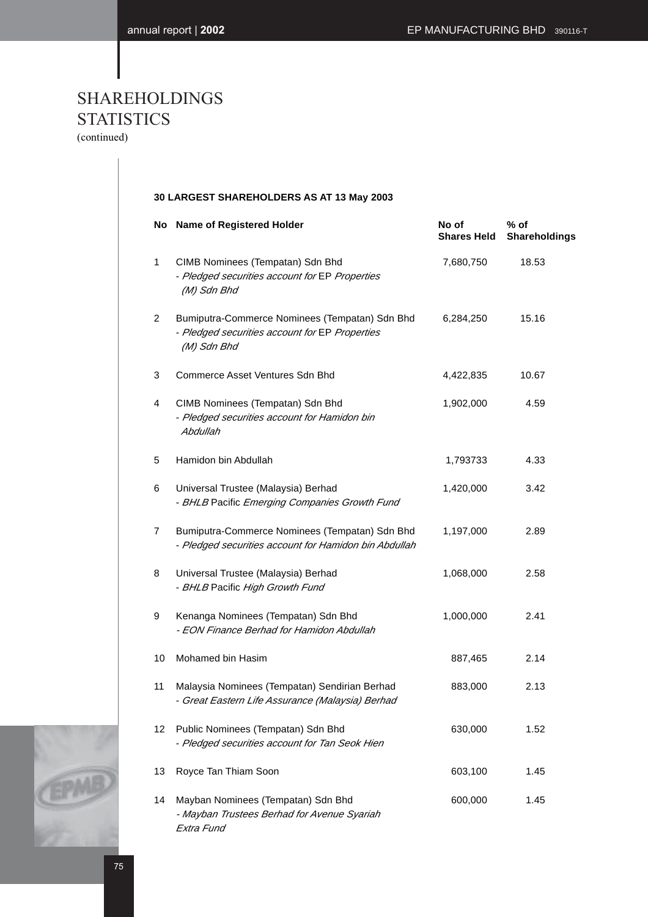# SHAREHOLDINGS STATISTICS
(continued)

**30 LARGEST SHAREHOLDERS AS AT 13 May 2003**

| No | Name of Registered Holder | No of Shares Held | % of Shareholdings |
|---|---|---|---|
| 1 | CIMB Nominees (Tempatan) Sdn Bhd<br>- *Pledged securities account for* EP *Properties (M) Sdn Bhd* | 7,680,750 | 18.53 |
| 2 | Bumiputra-Commerce Nominees (Tempatan) Sdn Bhd<br>- *Pledged securities account for* EP *Properties (M) Sdn Bhd* | 6,284,250 | 15.16 |
| 3 | Commerce Asset Ventures Sdn Bhd | 4,422,835 | 10.67 |
| 4 | CIMB Nominees (Tempatan) Sdn Bhd<br>- *Pledged securities account for Hamidon bin Abdullah* | 1,902,000 | 4.59 |
| 5 | Hamidon bin Abdullah | 1,793733 | 4.33 |
| 6 | Universal Trustee (Malaysia) Berhad<br>- *BHLB* Pacific *Emerging Companies Growth Fund* | 1,420,000 | 3.42 |
| 7 | Bumiputra-Commerce Nominees (Tempatan) Sdn Bhd<br>- *Pledged securities account for Hamidon bin Abdullah* | 1,197,000 | 2.89 |
| 8 | Universal Trustee (Malaysia) Berhad<br>- *BHLB* Pacific *High Growth Fund* | 1,068,000 | 2.58 |
| 9 | Kenanga Nominees (Tempatan) Sdn Bhd<br>*- EON Finance Berhad for Hamidon Abdullah* | 1,000,000 | 2.41 |
| 10 | Mohamed bin Hasim | 887,465 | 2.14 |
| 11 | Malaysia Nominees (Tempatan) Sendirian Berhad<br>- *Great Eastern Life Assurance (Malaysia) Berhad* | 883,000 | 2.13 |
| 12 | Public Nominees (Tempatan) Sdn Bhd<br>- *Pledged securities account for Tan Seok Hien* | 630,000 | 1.52 |
| 13 | Royce Tan Thiam Soon | 603,100 | 1.45 |
| 14 | Mayban Nominees (Tempatan) Sdn Bhd<br>*- Mayban Trustees Berhad for Avenue Syariah Extra Fund* | 600,000 | 1.45 |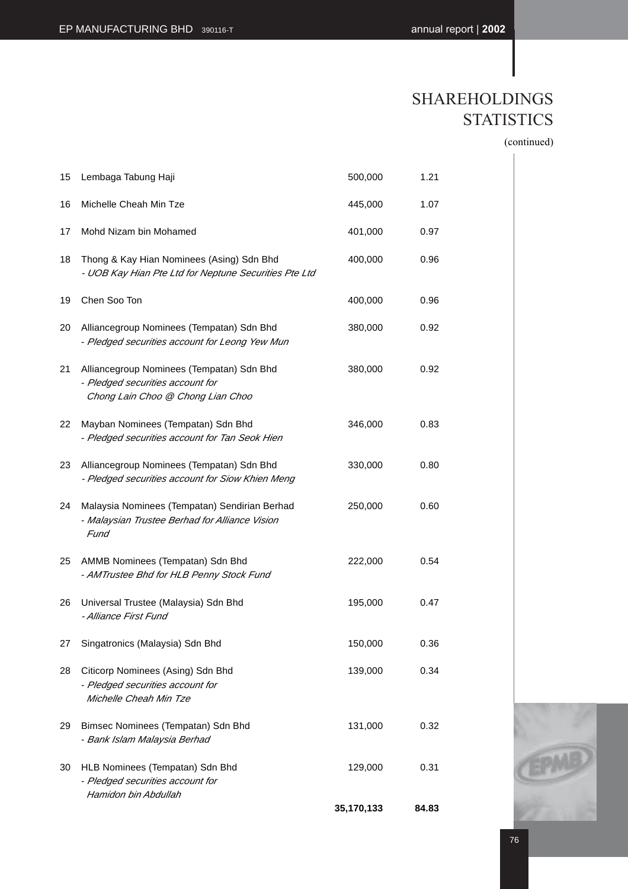# SHAREHOLDINGS STATISTICS

(continued)

| | | | |
|---|---|---|---|
| 15 | Lembaga Tabung Haji | 500,000 | 1.21 |
| 16 | Michelle Cheah Min Tze | 445,000 | 1.07 |
| 17 | Mohd Nizam bin Mohamed | 401,000 | 0.97 |
| 18 | Thong & Kay Hian Nominees (Asing) Sdn Bhd<br>*- UOB Kay Hian Pte Ltd for Neptune Securities Pte Ltd* | 400,000 | 0.96 |
| 19 | Chen Soo Ton | 400,000 | 0.96 |
| 20 | Alliancegroup Nominees (Tempatan) Sdn Bhd<br>*- Pledged securities account for Leong Yew Mun* | 380,000 | 0.92 |
| 21 | Alliancegroup Nominees (Tempatan) Sdn Bhd<br>*- Pledged securities account for Chong Lain Choo @ Chong Lian Choo* | 380,000 | 0.92 |
| 22 | Mayban Nominees (Tempatan) Sdn Bhd<br>*- Pledged securities account for Tan Seok Hien* | 346,000 | 0.83 |
| 23 | Alliancegroup Nominees (Tempatan) Sdn Bhd<br>*- Pledged securities account for Siow Khien Meng* | 330,000 | 0.80 |
| 24 | Malaysia Nominees (Tempatan) Sendirian Berhad<br>*- Malaysian Trustee Berhad for Alliance Vision Fund* | 250,000 | 0.60 |
| 25 | AMMB Nominees (Tempatan) Sdn Bhd<br>*- AMTrustee Bhd for HLB Penny Stock Fund* | 222,000 | 0.54 |
| 26 | Universal Trustee (Malaysia) Sdn Bhd<br>*- Alliance First Fund* | 195,000 | 0.47 |
| 27 | Singatronics (Malaysia) Sdn Bhd | 150,000 | 0.36 |
| 28 | Citicorp Nominees (Asing) Sdn Bhd<br>*- Pledged securities account for Michelle Cheah Min Tze* | 139,000 | 0.34 |
| 29 | Bimsec Nominees (Tempatan) Sdn Bhd<br>*- Bank Islam Malaysia Berhad* | 131,000 | 0.32 |
| 30 | HLB Nominees (Tempatan) Sdn Bhd<br>*- Pledged securities account for Hamidon bin Abdullah* | 129,000 | 0.31 |
| | | **35,170,133** | **84.83** |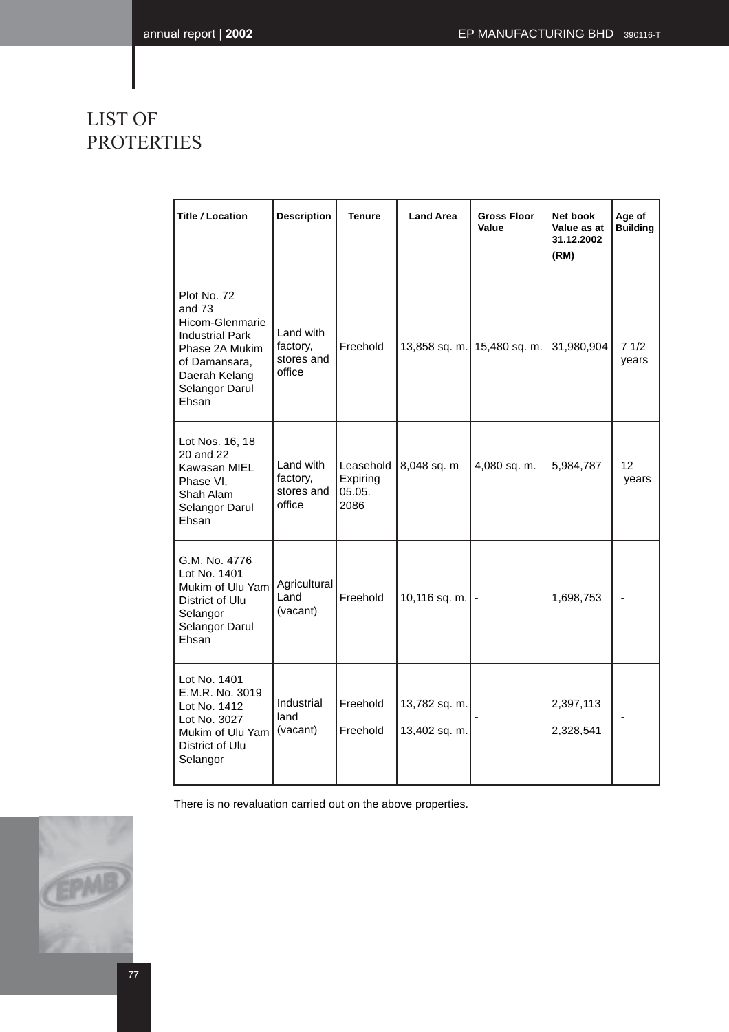# LIST OF PROTERTIES

| Title / Location | Description | Tenure | Land Area | Gross Floor Value | Net book Value as at 31.12.2002 (RM) | Age of Building |
|---|---|---|---|---|---|---|
| Plot No. 72 and 73 Hicom-Glenmarie Industrial Park Phase 2A Mukim of Damansara, Daerah Kelang Selangor Darul Ehsan | Land with factory, stores and office | Freehold | 13,858 sq. m. | 15,480 sq. m. | 31,980,904 | 7 1/2 years |
| Lot Nos. 16, 18 20 and 22 Kawasan MIEL Phase VI, Shah Alam Selangor Darul Ehsan | Land with factory, stores and office | Leasehold Expiring 05.05. 2086 | 8,048 sq. m | 4,080 sq. m. | 5,984,787 | 12 years |
| G.M. No. 4776 Lot No. 1401 Mukim of Ulu Yam District of Ulu Selangor Selangor Darul Ehsan | Agricultural Land (vacant) | Freehold | 10,116 sq. m. | - | 1,698,753 | - |
| Lot No. 1401 E.M.R. No. 3019 Lot No. 1412 Lot No. 3027 Mukim of Ulu Yam District of Ulu Selangor | Industrial land (vacant) | Freehold<br>Freehold | 13,782 sq. m.<br>13,402 sq. m. | - | 2,397,113<br>2,328,541 | - |

There is no revaluation carried out on the above properties.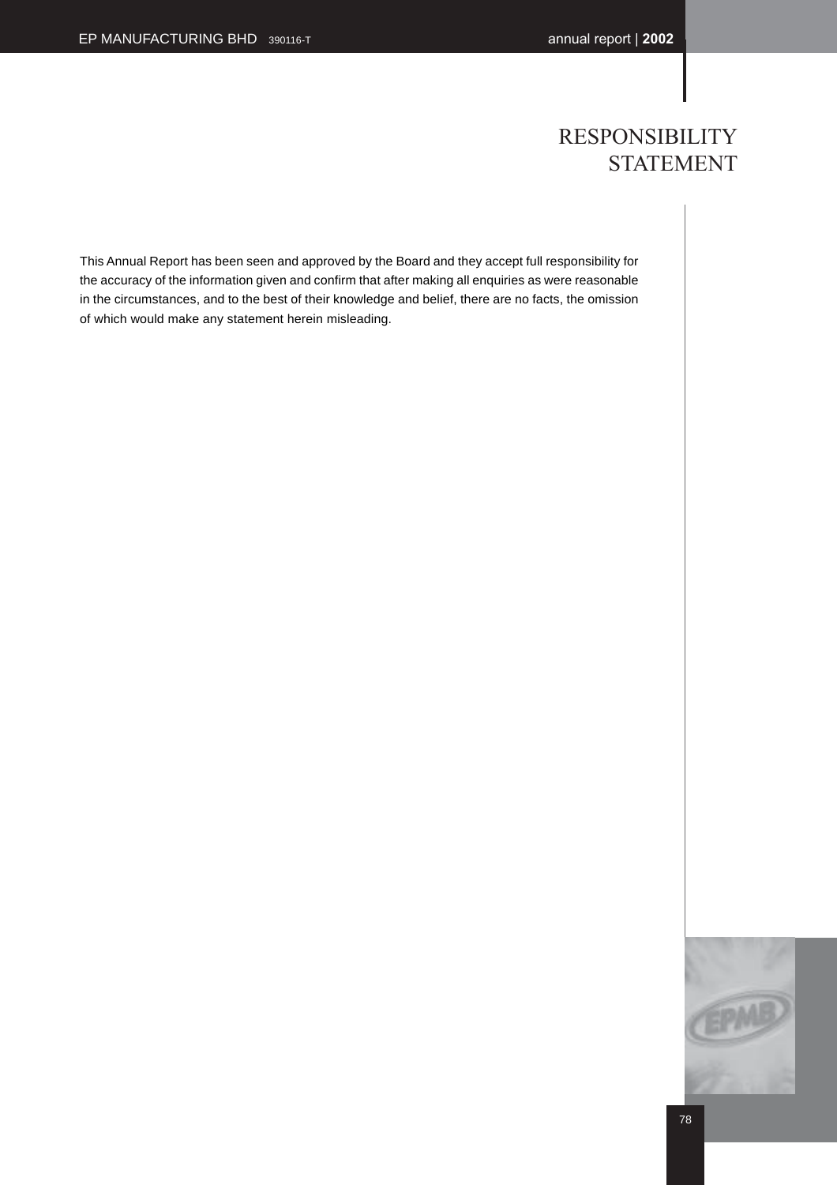# RESPONSIBILITY STATEMENT

This Annual Report has been seen and approved by the Board and they accept full responsibility for the accuracy of the information given and confirm that after making all enquiries as were reasonable in the circumstances, and to the best of their knowledge and belief, there are no facts, the omission of which would make any statement herein misleading.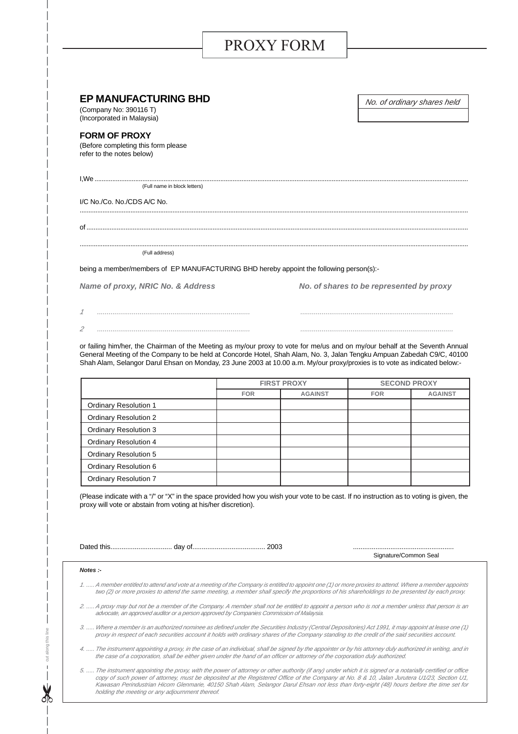# PROXY FORM

## EP MANUFACTURING BHD

(Company No: 390116 T)
(Incorporated in Malaysia)

| *No. of ordinary shares held* |
|---|
| |

### FORM OF PROXY

(Before completing this form please refer to the notes below)

I,We ..................................................................................................................................................
(Full name in block letters)

I/C No./Co. No./CDS A/C No.
..................................................................................................................................................

of ..................................................................................................................................................

..................................................................................................................................................
(Full address)

being a member/members of EP MANUFACTURING BHD hereby appoint the following person(s):-

| *Name of proxy, NRIC No. & Address* | *No. of shares to be represented by proxy* |
|---|---|
| 1 .............................................................................. | .............................................................................. |
| 2 .............................................................................. | .............................................................................. |

or failing him/her, the Chairman of the Meeting as my/our proxy to vote for me/us and on my/our behalf at the Seventh Annual General Meeting of the Company to be held at Concorde Hotel, Shah Alam, No. 3, Jalan Tengku Ampuan Zabedah C9/C, 40100 Shah Alam, Selangor Darul Ehsan on Monday, 23 June 2003 at 10.00 a.m. My/our proxy/proxies is to vote as indicated below:-

| | FIRST PROXY | | SECOND PROXY | |
|---|---|---|---|---|
| | FOR | AGAINST | FOR | AGAINST |
| Ordinary Resolution 1 | | | | |
| Ordinary Resolution 2 | | | | |
| Ordinary Resolution 3 | | | | |
| Ordinary Resolution 4 | | | | |
| Ordinary Resolution 5 | | | | |
| Ordinary Resolution 6 | | | | |
| Ordinary Resolution 7 | | | | |

(Please indicate with a "/" or "X" in the space provided how you wish your vote to be cast. If no instruction as to voting is given, the proxy will vote or abstain from voting at his/her discretion).

Dated this................................. day of....................................... 2003

......................................................
Signature/Common Seal

***Notes :-***

*1. ..... A member entitled to attend and vote at a meeting of the Company is entitled to appoint one (1) or more proxies to attend. Where a member appoints two (2) or more proxies to attend the same meeting, a member shall specify the proportions of his shareholdings to be presented by each proxy.*

*2. ..... A proxy may but not be a member of the Company. A member shall not be entitled to appoint a person who is not a member unless that person is an advocate, an approved auditor or a person approved by Companies Commission of Malaysia.*

*3. ..... Where a member is an authorized nominee as defined under the Securities Industry (Central Depositories) Act 1991, it may appoint at lease one (1) proxy in respect of each securities account it holds with ordinary shares of the Company standing to the credit of the said securities account.*

*4. ..... The instrument appointing a proxy, in the case of an individual, shall be signed by the appointer or by his attorney duly authorized in writing, and in the case of a corporation, shall be either given under the hand of an officer or attorney of the corporation duly authorized.*

*5. ..... The instrument appointing the proxy, with the power of attorney or other authority (if any) under which it is signed or a notarially certified or office copy of such power of attorney, must be deposited at the Registered Office of the Company at No. 8 & 10, Jalan Jurutera U1/23, Section U1, Kawasan Perindustrian Hicom Glenmarie, 40150 Shah Alam, Selangor Darul Ehsan not less than forty-eight (48) hours before the time set for holding the meeting or any adjournment thereof.*

cut along this line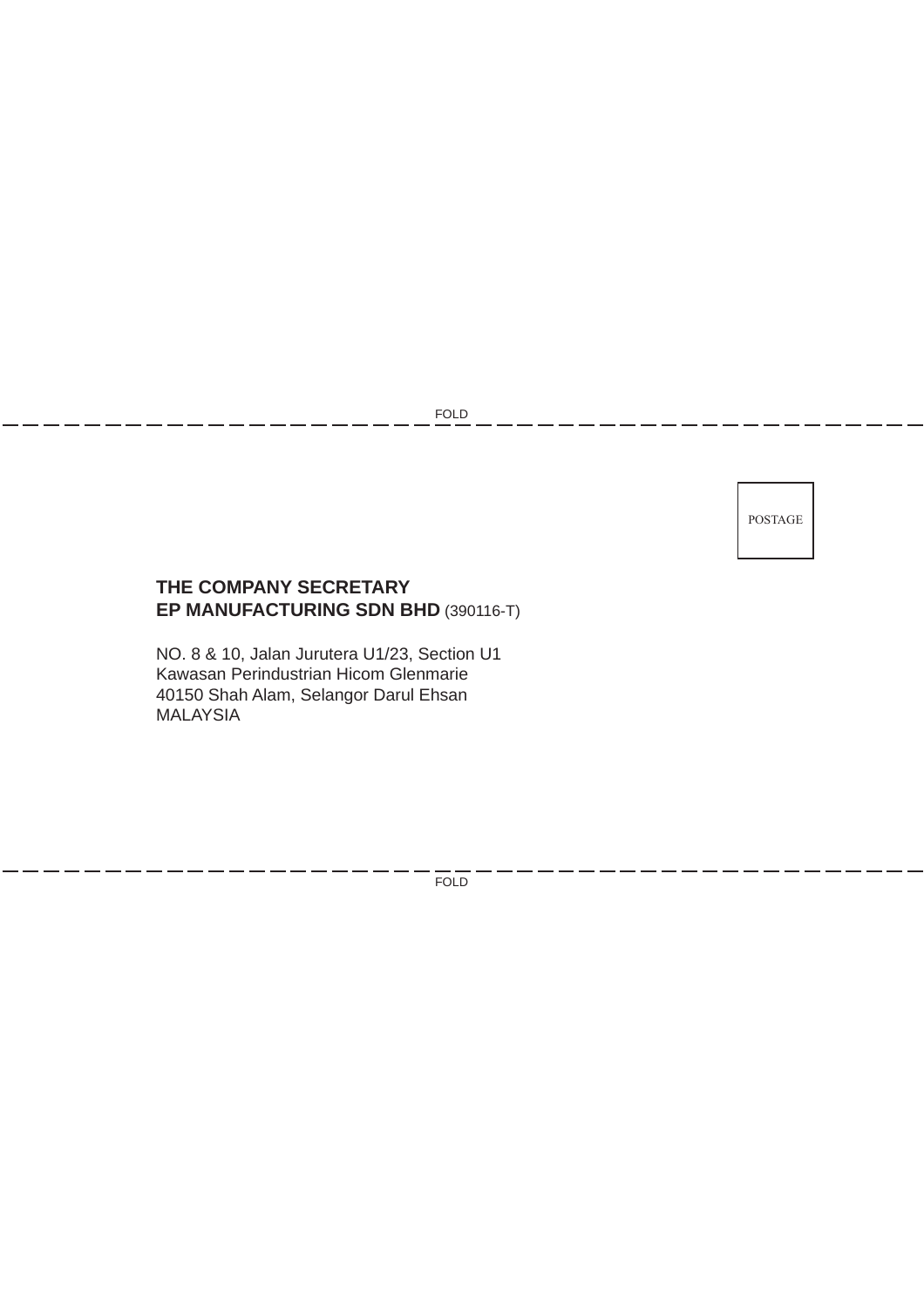FOLD

POSTAGE

**THE COMPANY SECRETARY**
**EP MANUFACTURING SDN BHD** (390116-T)

NO. 8 & 10, Jalan Jurutera U1/23, Section U1
Kawasan Perindustrian Hicom Glenmarie
40150 Shah Alam, Selangor Darul Ehsan
MALAYSIA

FOLD